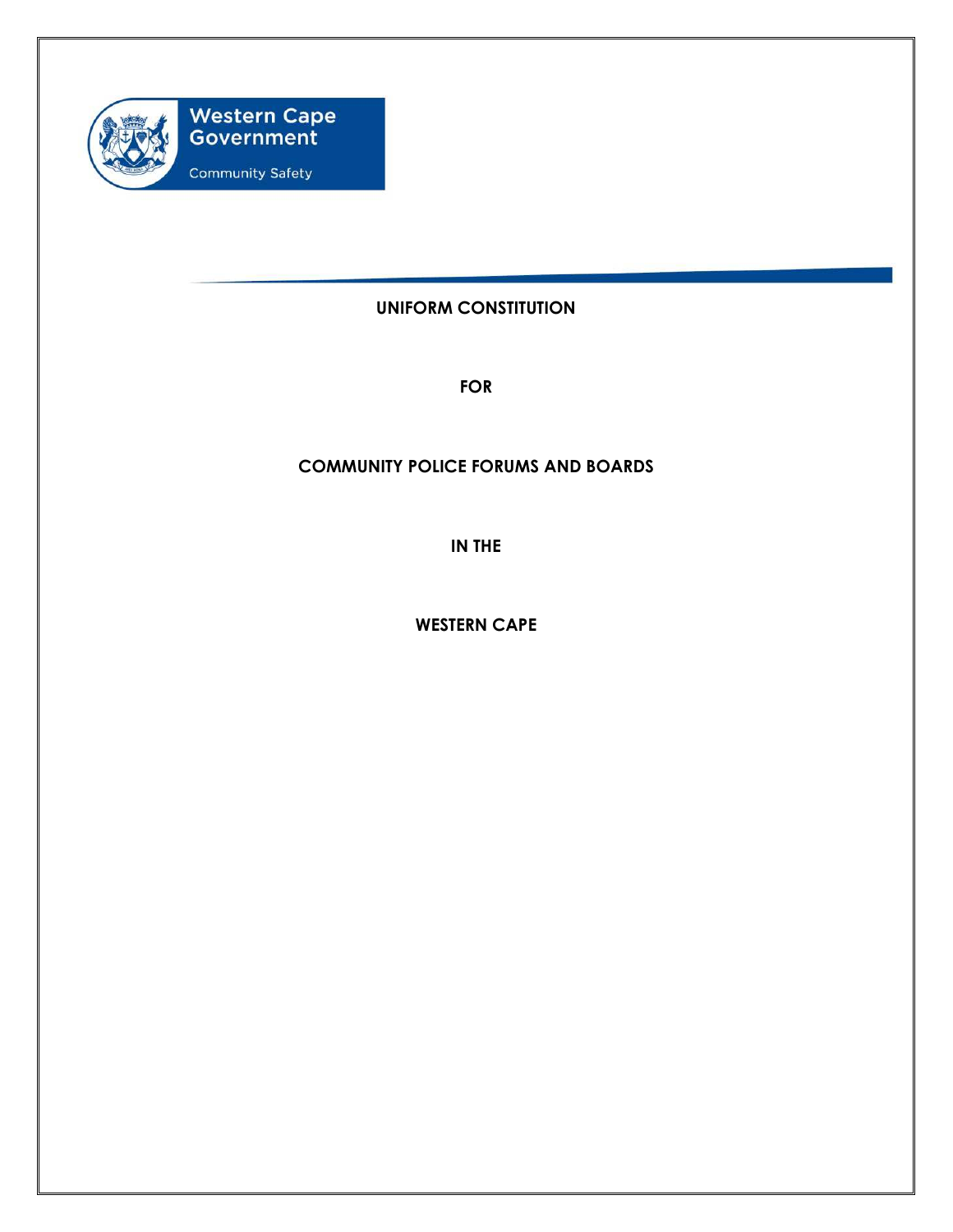Western Cape Government

Community Safety

# UNIFORM CONSTITUTION

# FOR

# COMMUNITY POLICE FORUMS AND BOARDS

# IN THE

# WESTERN CAPE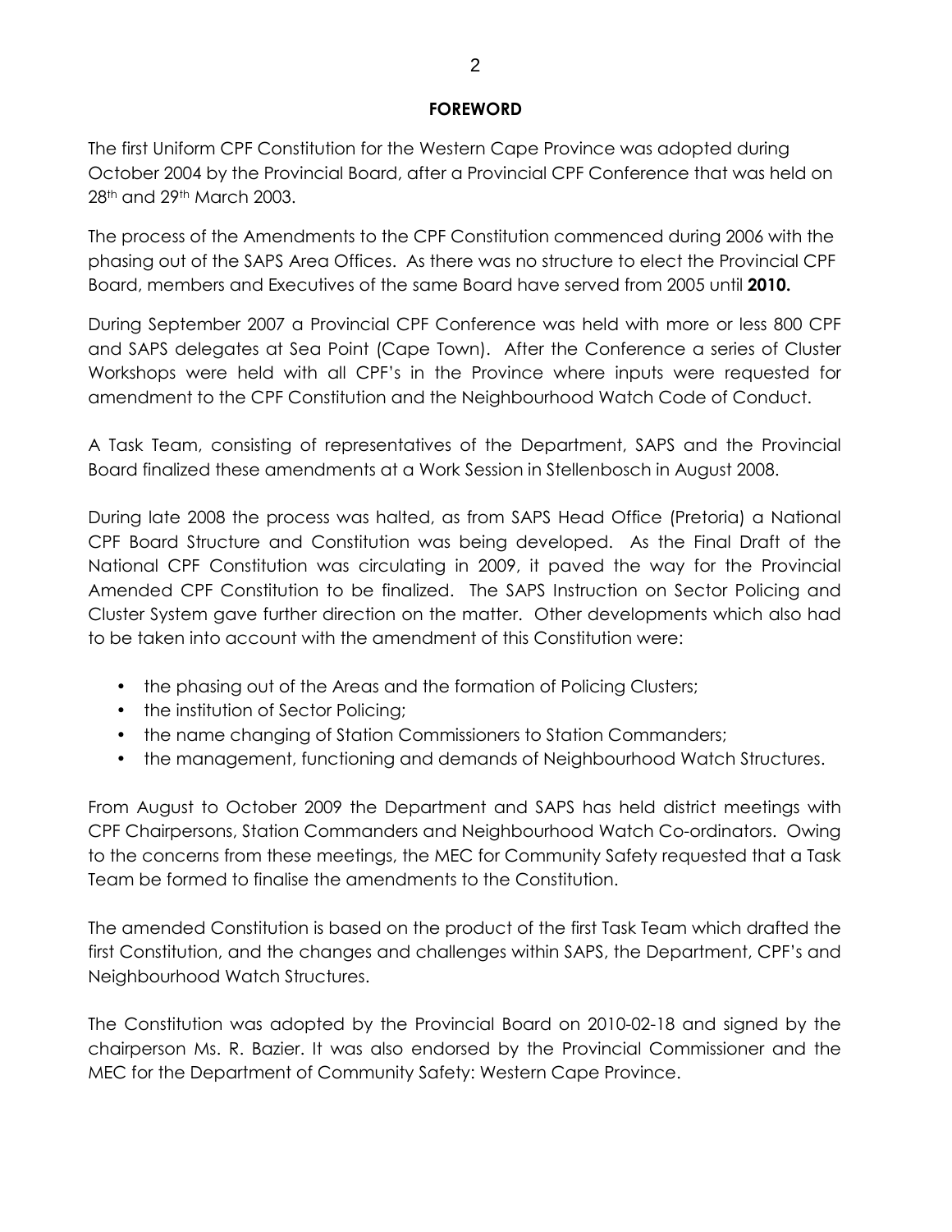## FOREWORD

The first Uniform CPF Constitution for the Western Cape Province was adopted during October 2004 by the Provincial Board, after a Provincial CPF Conference that was held on 28th and 29th March 2003.

The process of the Amendments to the CPF Constitution commenced during 2006 with the phasing out of the SAPS Area Offices. As there was no structure to elect the Provincial CPF Board, members and Executives of the same Board have served from 2005 until **2010.**

During September 2007 a Provincial CPF Conference was held with more or less 800 CPF and SAPS delegates at Sea Point (Cape Town). After the Conference a series of Cluster Workshops were held with all CPF's in the Province where inputs were requested for amendment to the CPF Constitution and the Neighbourhood Watch Code of Conduct.

A Task Team, consisting of representatives of the Department, SAPS and the Provincial Board finalized these amendments at a Work Session in Stellenbosch in August 2008.

During late 2008 the process was halted, as from SAPS Head Office (Pretoria) a National CPF Board Structure and Constitution was being developed. As the Final Draft of the National CPF Constitution was circulating in 2009, it paved the way for the Provincial Amended CPF Constitution to be finalized. The SAPS Instruction on Sector Policing and Cluster System gave further direction on the matter. Other developments which also had to be taken into account with the amendment of this Constitution were:

- the phasing out of the Areas and the formation of Policing Clusters;
- the institution of Sector Policing;
- the name changing of Station Commissioners to Station Commanders;
- the management, functioning and demands of Neighbourhood Watch Structures.

From August to October 2009 the Department and SAPS has held district meetings with CPF Chairpersons, Station Commanders and Neighbourhood Watch Co-ordinators. Owing to the concerns from these meetings, the MEC for Community Safety requested that a Task Team be formed to finalise the amendments to the Constitution.

The amended Constitution is based on the product of the first Task Team which drafted the first Constitution, and the changes and challenges within SAPS, the Department, CPF's and Neighbourhood Watch Structures.

The Constitution was adopted by the Provincial Board on 2010-02-18 and signed by the chairperson Ms. R. Bazier. It was also endorsed by the Provincial Commissioner and the MEC for the Department of Community Safety: Western Cape Province.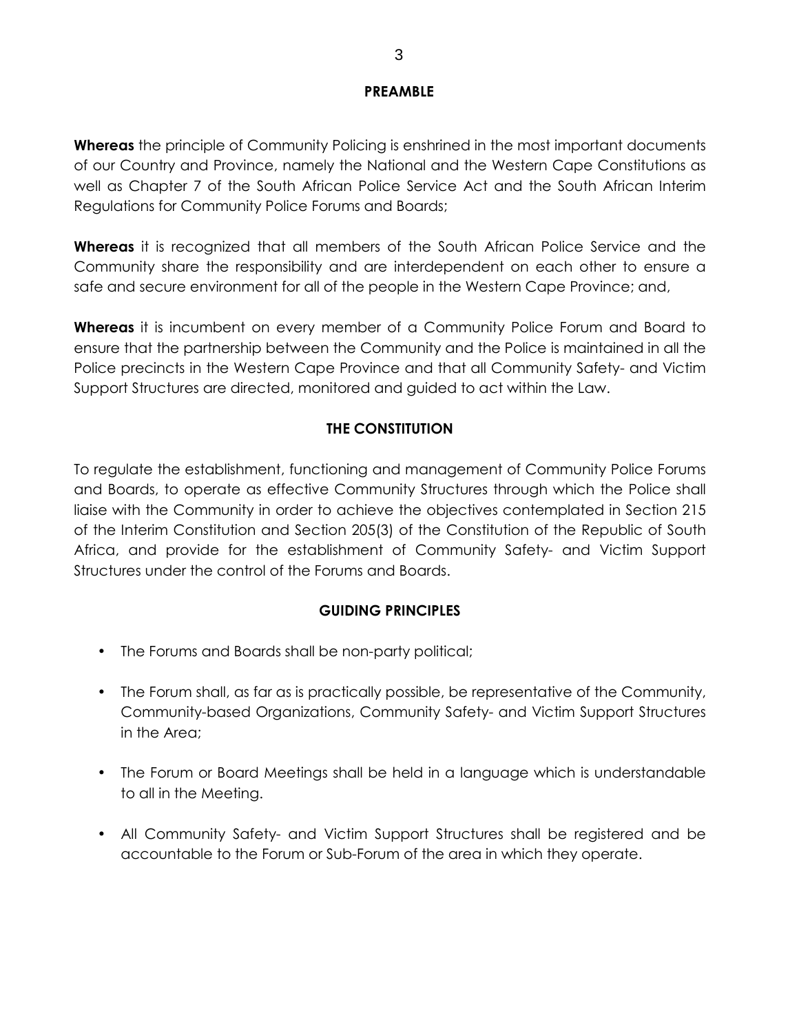## PREAMBLE

**Whereas** the principle of Community Policing is enshrined in the most important documents of our Country and Province, namely the National and the Western Cape Constitutions as well as Chapter 7 of the South African Police Service Act and the South African Interim Regulations for Community Police Forums and Boards;

**Whereas** it is recognized that all members of the South African Police Service and the Community share the responsibility and are interdependent on each other to ensure a safe and secure environment for all of the people in the Western Cape Province; and,

**Whereas** it is incumbent on every member of a Community Police Forum and Board to ensure that the partnership between the Community and the Police is maintained in all the Police precincts in the Western Cape Province and that all Community Safety- and Victim Support Structures are directed, monitored and guided to act within the Law.

## THE CONSTITUTION

To regulate the establishment, functioning and management of Community Police Forums and Boards, to operate as effective Community Structures through which the Police shall liaise with the Community in order to achieve the objectives contemplated in Section 215 of the Interim Constitution and Section 205(3) of the Constitution of the Republic of South Africa, and provide for the establishment of Community Safety- and Victim Support Structures under the control of the Forums and Boards.

## GUIDING PRINCIPLES

- The Forums and Boards shall be non-party political;
- The Forum shall, as far as is practically possible, be representative of the Community, Community-based Organizations, Community Safety- and Victim Support Structures in the Area;
- The Forum or Board Meetings shall be held in a language which is understandable to all in the Meeting.
- All Community Safety- and Victim Support Structures shall be registered and be accountable to the Forum or Sub-Forum of the area in which they operate.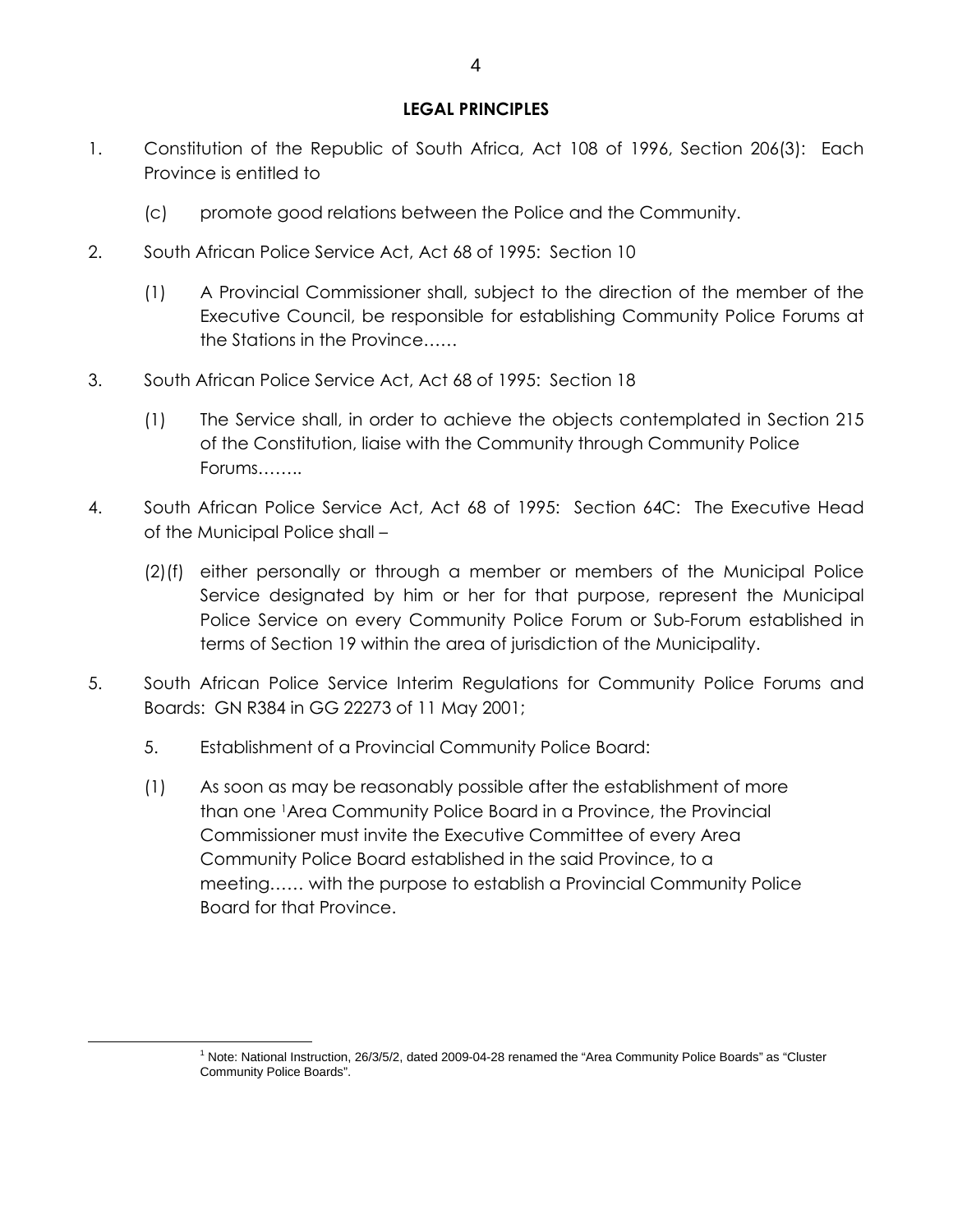## LEGAL PRINCIPLES

1. Constitution of the Republic of South Africa, Act 108 of 1996, Section 206(3): Each Province is entitled to

   (c) promote good relations between the Police and the Community.

2. South African Police Service Act, Act 68 of 1995: Section 10

   (1) A Provincial Commissioner shall, subject to the direction of the member of the Executive Council, be responsible for establishing Community Police Forums at the Stations in the Province……

3. South African Police Service Act, Act 68 of 1995: Section 18

   (1) The Service shall, in order to achieve the objects contemplated in Section 215 of the Constitution, liaise with the Community through Community Police Forums……..

4. South African Police Service Act, Act 68 of 1995: Section 64C: The Executive Head of the Municipal Police shall –

   (2)(f) either personally or through a member or members of the Municipal Police Service designated by him or her for that purpose, represent the Municipal Police Service on every Community Police Forum or Sub-Forum established in terms of Section 19 within the area of jurisdiction of the Municipality.

5. South African Police Service Interim Regulations for Community Police Forums and Boards: GN R384 in GG 22273 of 11 May 2001;

   5. Establishment of a Provincial Community Police Board:

   (1) As soon as may be reasonably possible after the establishment of more than one [1]Area Community Police Board in a Province, the Provincial Commissioner must invite the Executive Committee of every Area Community Police Board established in the said Province, to a meeting…… with the purpose to establish a Provincial Community Police Board for that Province.

---

[1] Note: National Instruction, 26/3/5/2, dated 2009-04-28 renamed the "Area Community Police Boards" as "Cluster Community Police Boards".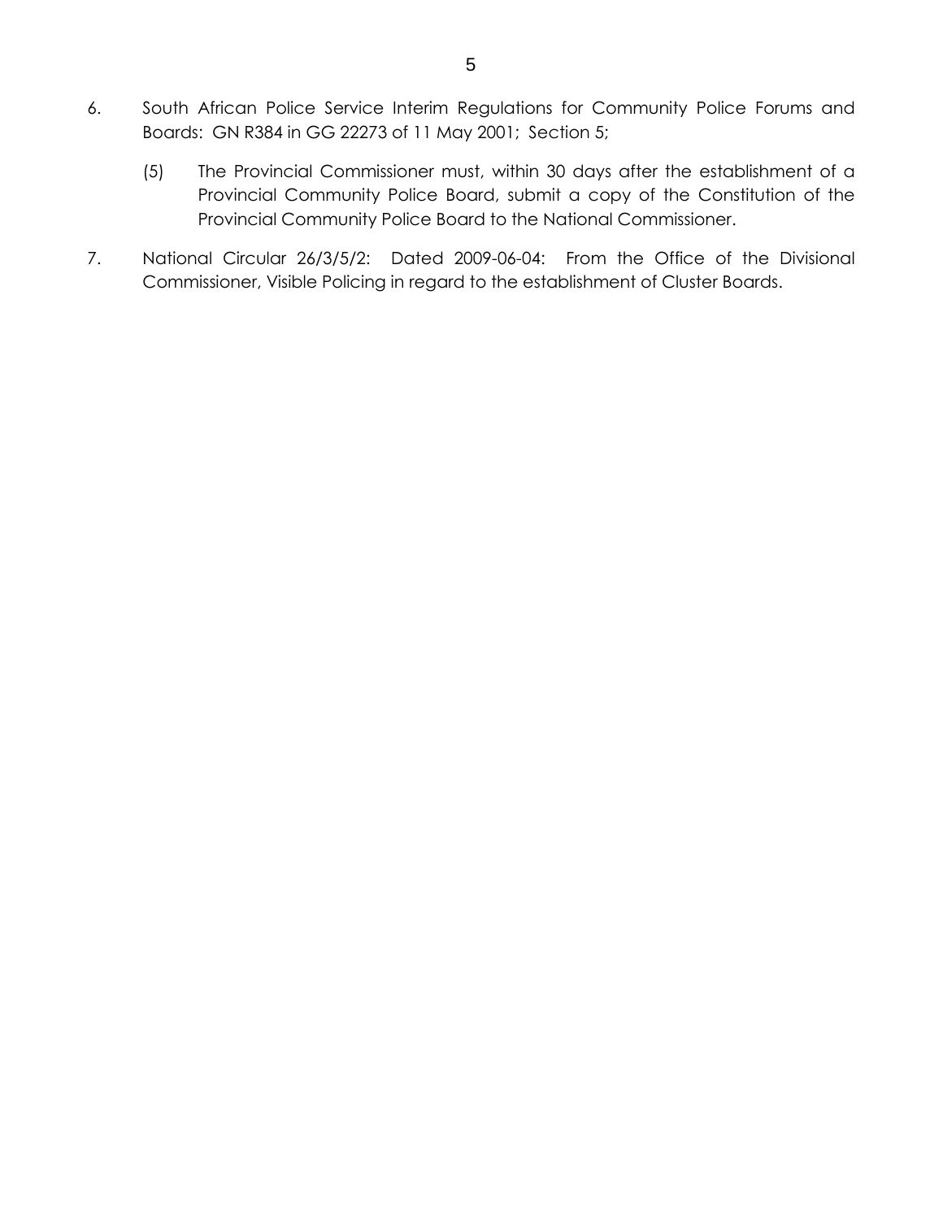6. South African Police Service Interim Regulations for Community Police Forums and Boards: GN R384 in GG 22273 of 11 May 2001; Section 5;

   (5) The Provincial Commissioner must, within 30 days after the establishment of a Provincial Community Police Board, submit a copy of the Constitution of the Provincial Community Police Board to the National Commissioner.

7. National Circular 26/3/5/2: Dated 2009-06-04: From the Office of the Divisional Commissioner, Visible Policing in regard to the establishment of Cluster Boards.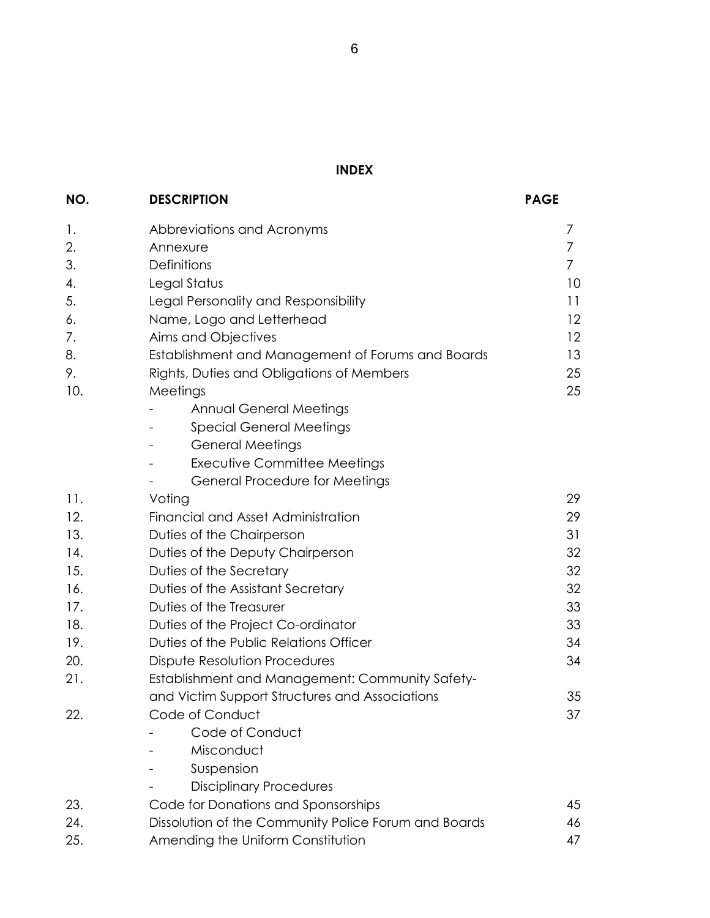# INDEX

| NO. | DESCRIPTION | PAGE |
|---|---|---|
| 1. | Abbreviations and Acronyms | 7 |
| 2. | Annexure | 7 |
| 3. | Definitions | 7 |
| 4. | Legal Status | 10 |
| 5. | Legal Personality and Responsibility | 11 |
| 6. | Name, Logo and Letterhead | 12 |
| 7. | Aims and Objectives | 12 |
| 8. | Establishment and Management of Forums and Boards | 13 |
| 9. | Rights, Duties and Obligations of Members | 25 |
| 10. | Meetings<br>- Annual General Meetings<br>- Special General Meetings<br>- General Meetings<br>- Executive Committee Meetings<br>- General Procedure for Meetings | 25 |
| 11. | Voting | 29 |
| 12. | Financial and Asset Administration | 29 |
| 13. | Duties of the Chairperson | 31 |
| 14. | Duties of the Deputy Chairperson | 32 |
| 15. | Duties of the Secretary | 32 |
| 16. | Duties of the Assistant Secretary | 32 |
| 17. | Duties of the Treasurer | 33 |
| 18. | Duties of the Project Co-ordinator | 33 |
| 19. | Duties of the Public Relations Officer | 34 |
| 20. | Dispute Resolution Procedures | 34 |
| 21. | Establishment and Management: Community Safety- and Victim Support Structures and Associations | 35 |
| 22. | Code of Conduct<br>- Code of Conduct<br>- Misconduct<br>- Suspension<br>- Disciplinary Procedures | 37 |
| 23. | Code for Donations and Sponsorships | 45 |
| 24. | Dissolution of the Community Police Forum and Boards | 46 |
| 25. | Amending the Uniform Constitution | 47 |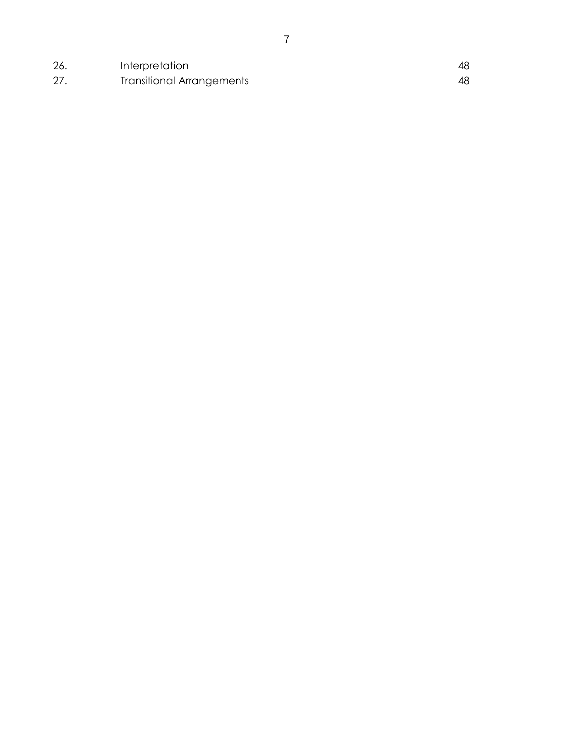| | | |
|---|---|---|
| 26. | Interpretation | 48 |
| 27. | Transitional Arrangements | 48 |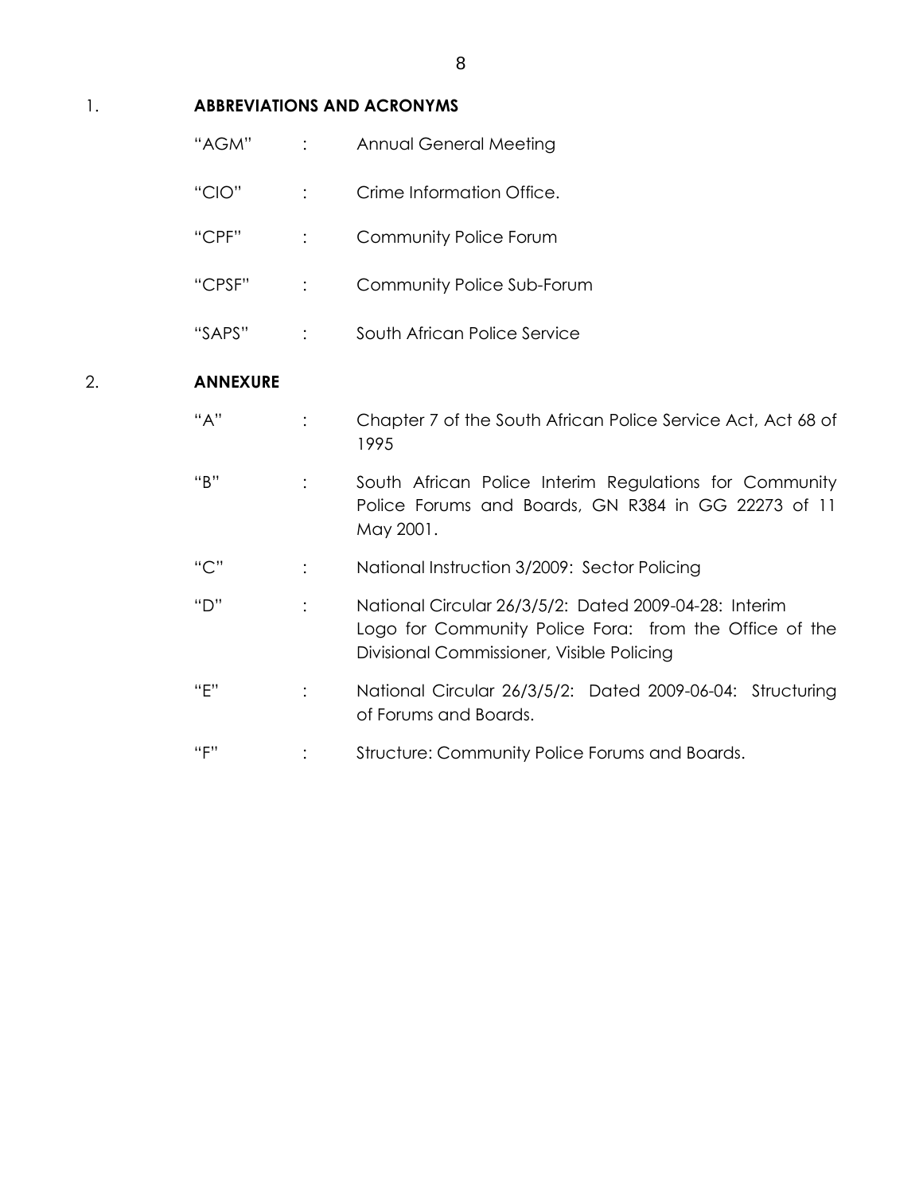## 1. ABBREVIATIONS AND ACRONYMS

| | | |
|---|---|---|
| "AGM" | : | Annual General Meeting |
| "CIO" | : | Crime Information Office. |
| "CPF" | : | Community Police Forum |
| "CPSF" | : | Community Police Sub-Forum |
| "SAPS" | : | South African Police Service |

## 2. ANNEXURE

| | | |
|---|---|---|
| "A" | : | Chapter 7 of the South African Police Service Act, Act 68 of 1995 |
| "B" | : | South African Police Interim Regulations for Community Police Forums and Boards, GN R384 in GG 22273 of 11 May 2001. |
| "C" | : | National Instruction 3/2009: Sector Policing |
| "D" | : | National Circular 26/3/5/2: Dated 2009-04-28: Interim Logo for Community Police Fora: from the Office of the Divisional Commissioner, Visible Policing |
| "E" | : | National Circular 26/3/5/2: Dated 2009-06-04: Structuring of Forums and Boards. |
| "F" | : | Structure: Community Police Forums and Boards. |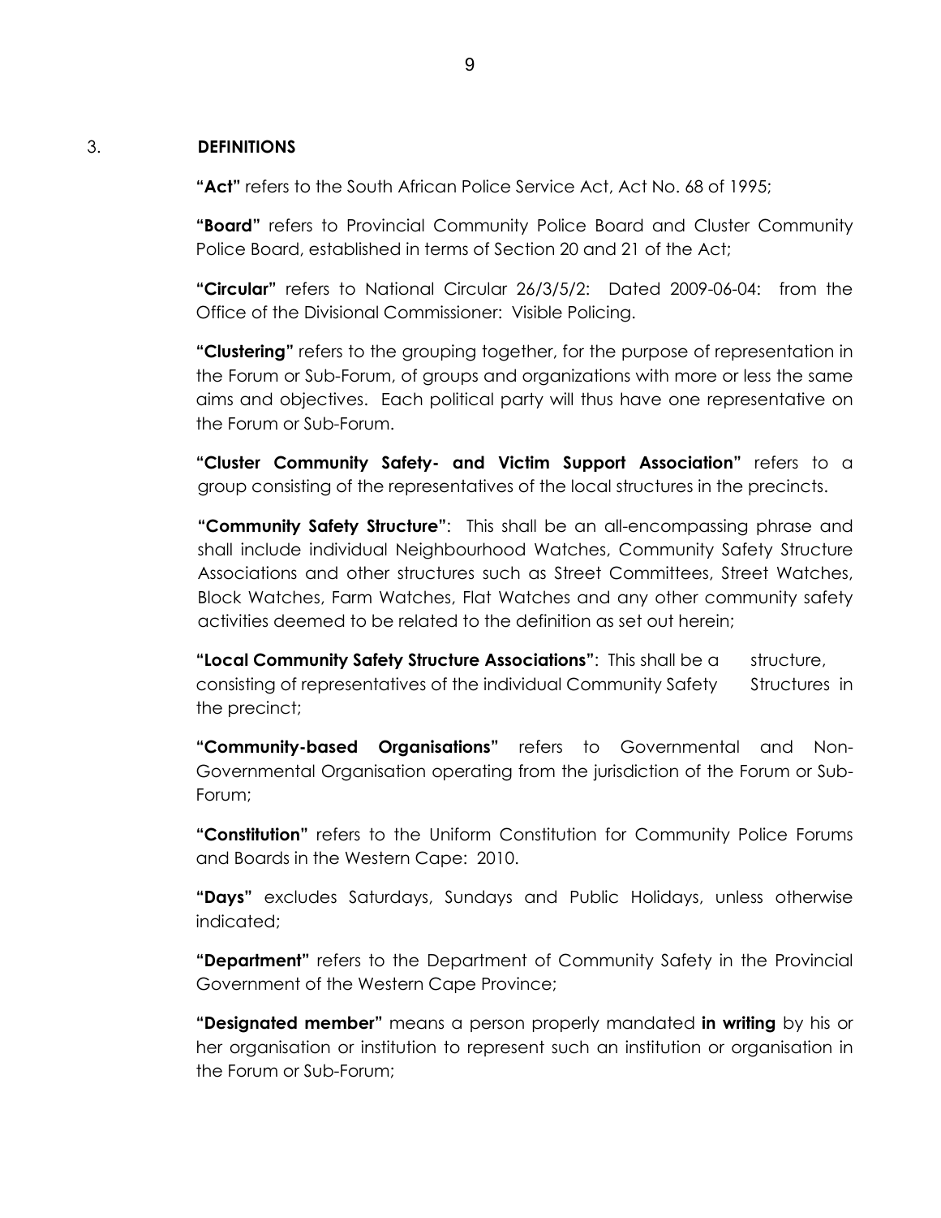## 3. DEFINITIONS

**"Act"** refers to the South African Police Service Act, Act No. 68 of 1995;

**"Board"** refers to Provincial Community Police Board and Cluster Community Police Board, established in terms of Section 20 and 21 of the Act;

**"Circular"** refers to National Circular 26/3/5/2: Dated 2009-06-04: from the Office of the Divisional Commissioner: Visible Policing.

**"Clustering"** refers to the grouping together, for the purpose of representation in the Forum or Sub-Forum, of groups and organizations with more or less the same aims and objectives. Each political party will thus have one representative on the Forum or Sub-Forum.

**"Cluster Community Safety- and Victim Support Association"** refers to a group consisting of the representatives of the local structures in the precincts.

**"Community Safety Structure"**: This shall be an all-encompassing phrase and shall include individual Neighbourhood Watches, Community Safety Structure Associations and other structures such as Street Committees, Street Watches, Block Watches, Farm Watches, Flat Watches and any other community safety activities deemed to be related to the definition as set out herein;

**"Local Community Safety Structure Associations"**: This shall be a structure, consisting of representatives of the individual Community Safety Structures in the precinct;

**"Community-based Organisations"** refers to Governmental and Non-Governmental Organisation operating from the jurisdiction of the Forum or Sub-Forum;

**"Constitution"** refers to the Uniform Constitution for Community Police Forums and Boards in the Western Cape: 2010.

**"Days"** excludes Saturdays, Sundays and Public Holidays, unless otherwise indicated;

**"Department"** refers to the Department of Community Safety in the Provincial Government of the Western Cape Province;

**"Designated member"** means a person properly mandated **in writing** by his or her organisation or institution to represent such an institution or organisation in the Forum or Sub-Forum;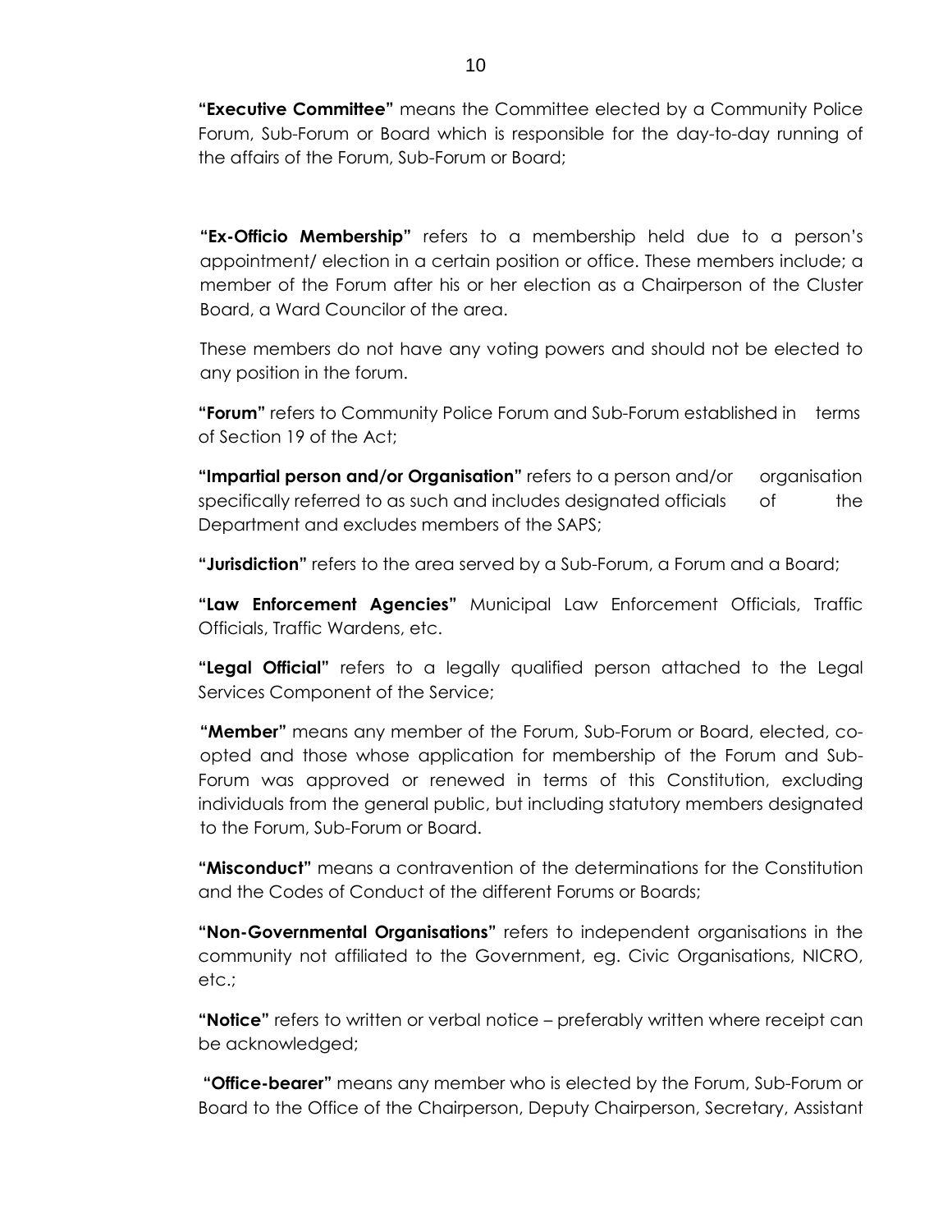**"Executive Committee"** means the Committee elected by a Community Police Forum, Sub-Forum or Board which is responsible for the day-to-day running of the affairs of the Forum, Sub-Forum or Board;

**"Ex-Officio Membership"** refers to a membership held due to a person's appointment/ election in a certain position or office. These members include; a member of the Forum after his or her election as a Chairperson of the Cluster Board, a Ward Councilor of the area.

These members do not have any voting powers and should not be elected to any position in the forum.

**"Forum"** refers to Community Police Forum and Sub-Forum established in terms of Section 19 of the Act;

**"Impartial person and/or Organisation"** refers to a person and/or organisation specifically referred to as such and includes designated officials of the Department and excludes members of the SAPS;

**"Jurisdiction"** refers to the area served by a Sub-Forum, a Forum and a Board;

**"Law Enforcement Agencies"** Municipal Law Enforcement Officials, Traffic Officials, Traffic Wardens, etc.

**"Legal Official"** refers to a legally qualified person attached to the Legal Services Component of the Service;

**"Member"** means any member of the Forum, Sub-Forum or Board, elected, co-opted and those whose application for membership of the Forum and Sub-Forum was approved or renewed in terms of this Constitution, excluding individuals from the general public, but including statutory members designated to the Forum, Sub-Forum or Board.

**"Misconduct"** means a contravention of the determinations for the Constitution and the Codes of Conduct of the different Forums or Boards;

**"Non-Governmental Organisations"** refers to independent organisations in the community not affiliated to the Government, eg. Civic Organisations, NICRO, etc.;

**"Notice"** refers to written or verbal notice – preferably written where receipt can be acknowledged;

**"Office-bearer"** means any member who is elected by the Forum, Sub-Forum or Board to the Office of the Chairperson, Deputy Chairperson, Secretary, Assistant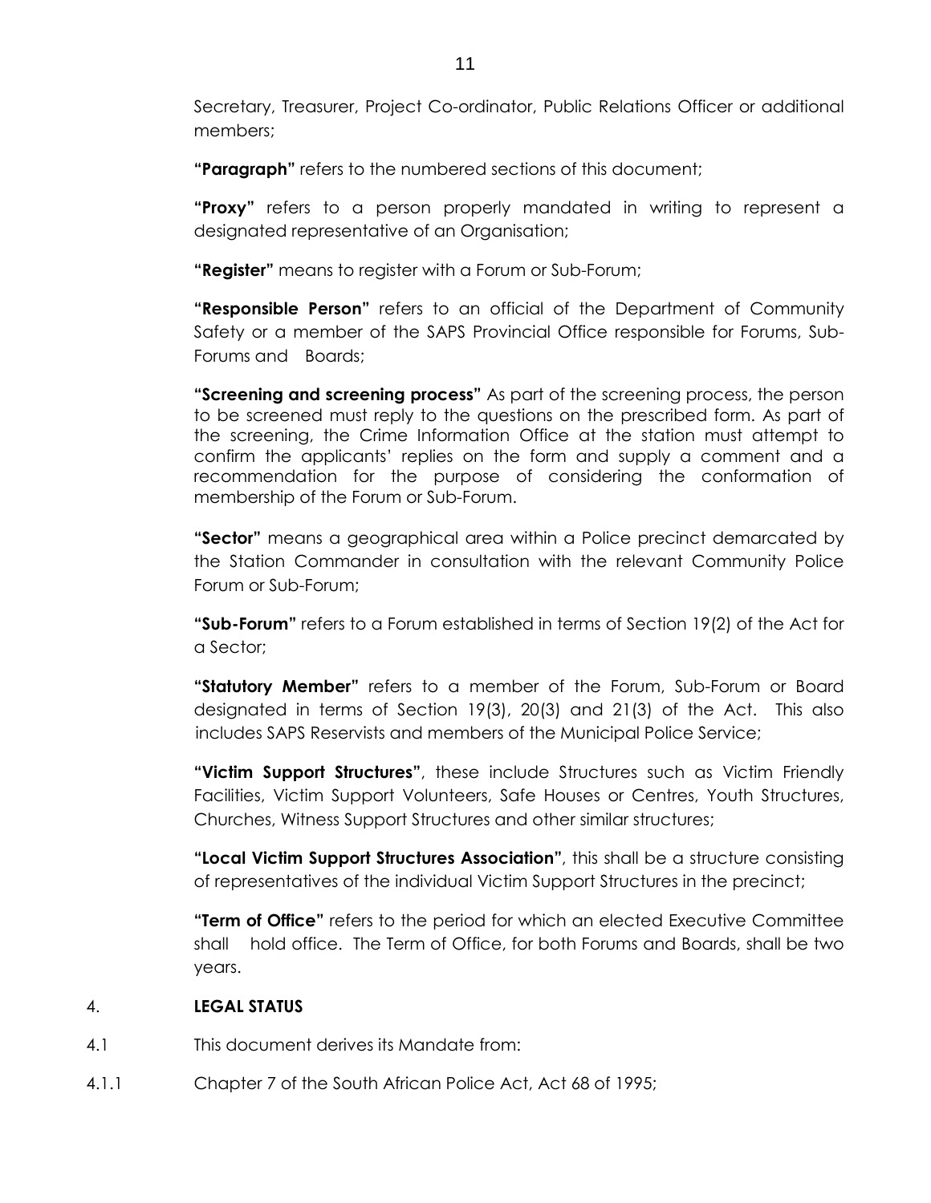Secretary, Treasurer, Project Co-ordinator, Public Relations Officer or additional members;

**"Paragraph"** refers to the numbered sections of this document;

**"Proxy"** refers to a person properly mandated in writing to represent a designated representative of an Organisation;

**"Register"** means to register with a Forum or Sub-Forum;

**"Responsible Person"** refers to an official of the Department of Community Safety or a member of the SAPS Provincial Office responsible for Forums, Sub-Forums and Boards;

**"Screening and screening process"** As part of the screening process, the person to be screened must reply to the questions on the prescribed form. As part of the screening, the Crime Information Office at the station must attempt to confirm the applicants' replies on the form and supply a comment and a recommendation for the purpose of considering the conformation of membership of the Forum or Sub-Forum.

**"Sector"** means a geographical area within a Police precinct demarcated by the Station Commander in consultation with the relevant Community Police Forum or Sub-Forum;

**"Sub-Forum"** refers to a Forum established in terms of Section 19(2) of the Act for a Sector;

**"Statutory Member"** refers to a member of the Forum, Sub-Forum or Board designated in terms of Section 19(3), 20(3) and 21(3) of the Act. This also includes SAPS Reservists and members of the Municipal Police Service;

**"Victim Support Structures"**, these include Structures such as Victim Friendly Facilities, Victim Support Volunteers, Safe Houses or Centres, Youth Structures, Churches, Witness Support Structures and other similar structures;

**"Local Victim Support Structures Association"**, this shall be a structure consisting of representatives of the individual Victim Support Structures in the precinct;

**"Term of Office"** refers to the period for which an elected Executive Committee shall hold office. The Term of Office, for both Forums and Boards, shall be two years.

## 4. LEGAL STATUS

4.1 This document derives its Mandate from:

4.1.1 Chapter 7 of the South African Police Act, Act 68 of 1995;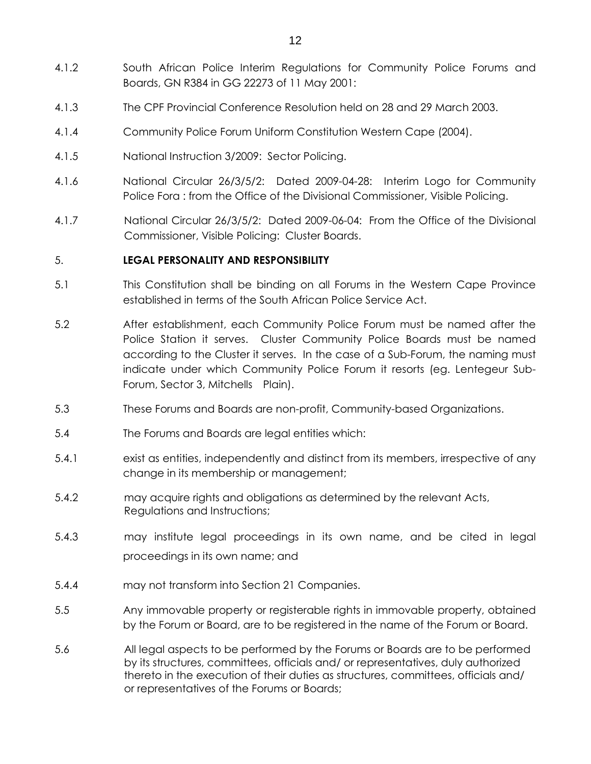4.1.2 South African Police Interim Regulations for Community Police Forums and Boards, GN R384 in GG 22273 of 11 May 2001:

4.1.3 The CPF Provincial Conference Resolution held on 28 and 29 March 2003.

4.1.4 Community Police Forum Uniform Constitution Western Cape (2004).

4.1.5 National Instruction 3/2009: Sector Policing.

4.1.6 National Circular 26/3/5/2: Dated 2009-04-28: Interim Logo for Community Police Fora : from the Office of the Divisional Commissioner, Visible Policing.

4.1.7 National Circular 26/3/5/2: Dated 2009-06-04: From the Office of the Divisional Commissioner, Visible Policing: Cluster Boards.

## 5. LEGAL PERSONALITY AND RESPONSIBILITY

5.1 This Constitution shall be binding on all Forums in the Western Cape Province established in terms of the South African Police Service Act.

5.2 After establishment, each Community Police Forum must be named after the Police Station it serves. Cluster Community Police Boards must be named according to the Cluster it serves. In the case of a Sub-Forum, the naming must indicate under which Community Police Forum it resorts (eg. Lentegeur Sub-Forum, Sector 3, Mitchells Plain).

5.3 These Forums and Boards are non-profit, Community-based Organizations.

5.4 The Forums and Boards are legal entities which:

5.4.1 exist as entities, independently and distinct from its members, irrespective of any change in its membership or management;

5.4.2 may acquire rights and obligations as determined by the relevant Acts, Regulations and Instructions;

5.4.3 may institute legal proceedings in its own name, and be cited in legal proceedings in its own name; and

5.4.4 may not transform into Section 21 Companies.

5.5 Any immovable property or registerable rights in immovable property, obtained by the Forum or Board, are to be registered in the name of the Forum or Board.

5.6 All legal aspects to be performed by the Forums or Boards are to be performed by its structures, committees, officials and/ or representatives, duly authorized thereto in the execution of their duties as structures, committees, officials and/ or representatives of the Forums or Boards;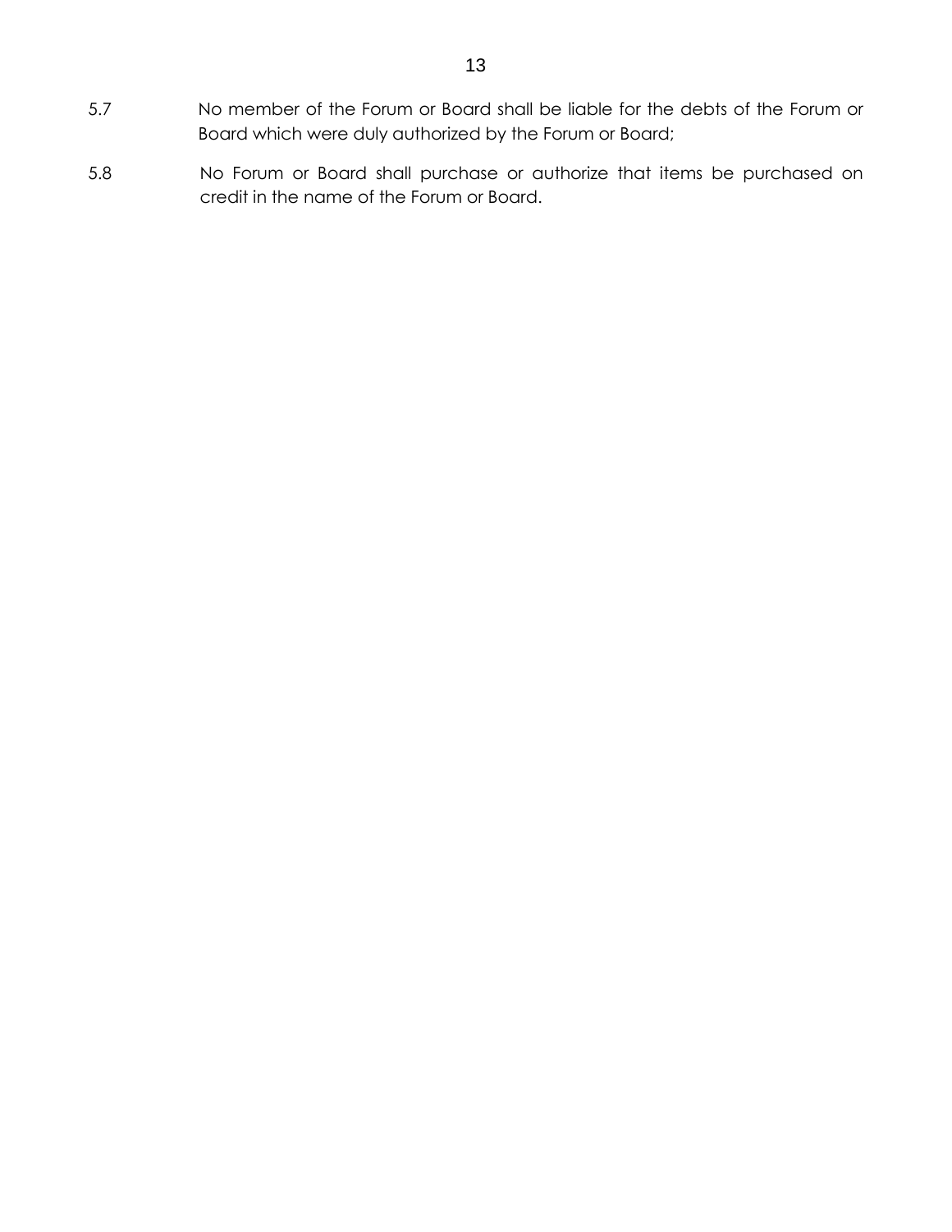5.7 No member of the Forum or Board shall be liable for the debts of the Forum or Board which were duly authorized by the Forum or Board;

5.8 No Forum or Board shall purchase or authorize that items be purchased on credit in the name of the Forum or Board.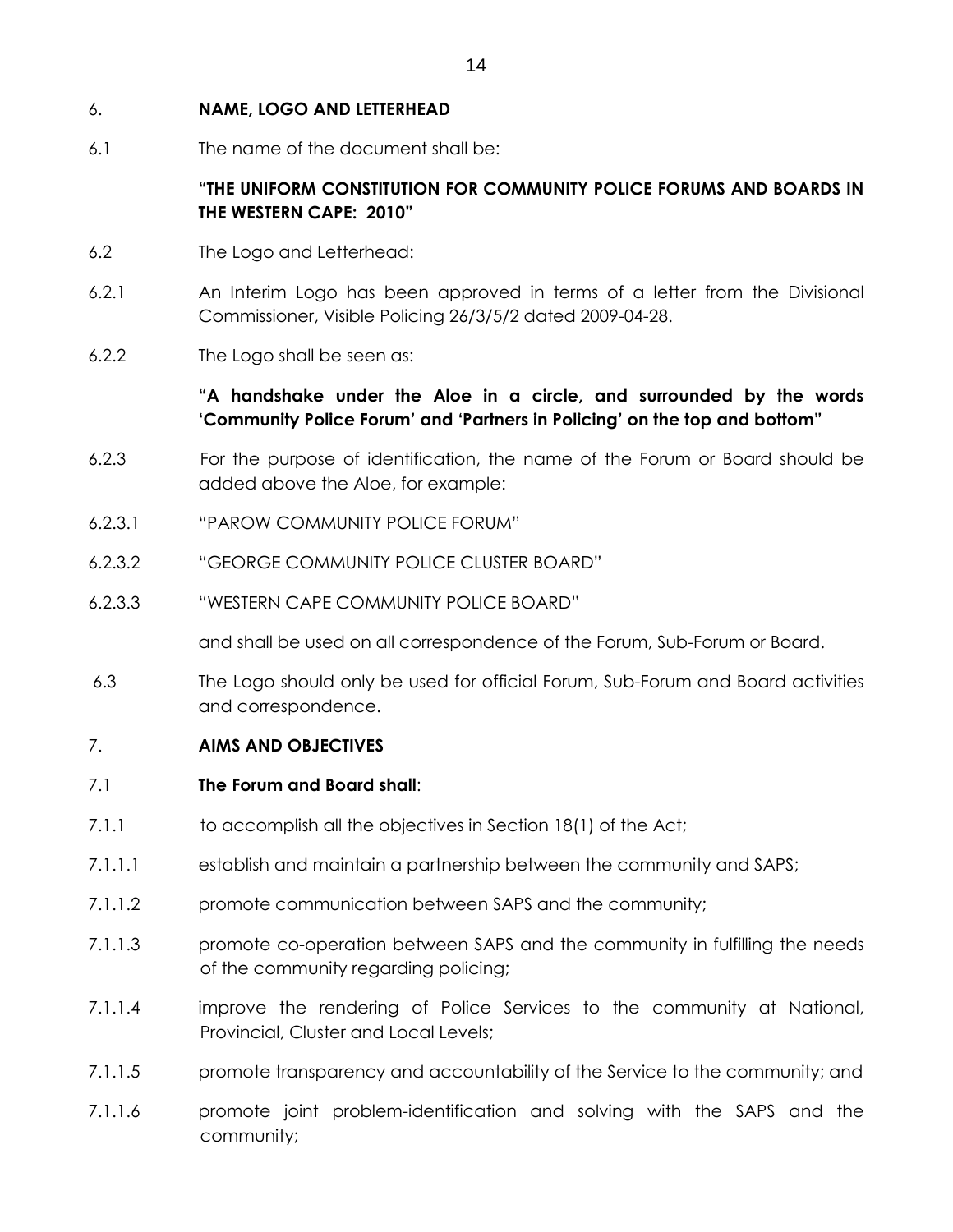## 6. NAME, LOGO AND LETTERHEAD

6.1 The name of the document shall be:

**"THE UNIFORM CONSTITUTION FOR COMMUNITY POLICE FORUMS AND BOARDS IN THE WESTERN CAPE: 2010"**

6.2 The Logo and Letterhead:

6.2.1 An Interim Logo has been approved in terms of a letter from the Divisional Commissioner, Visible Policing 26/3/5/2 dated 2009-04-28.

6.2.2 The Logo shall be seen as:

**"A handshake under the Aloe in a circle, and surrounded by the words 'Community Police Forum' and 'Partners in Policing' on the top and bottom"**

6.2.3 For the purpose of identification, the name of the Forum or Board should be added above the Aloe, for example:

6.2.3.1 "PAROW COMMUNITY POLICE FORUM"

6.2.3.2 "GEORGE COMMUNITY POLICE CLUSTER BOARD"

6.2.3.3 "WESTERN CAPE COMMUNITY POLICE BOARD"

and shall be used on all correspondence of the Forum, Sub-Forum or Board.

6.3 The Logo should only be used for official Forum, Sub-Forum and Board activities and correspondence.

## 7. AIMS AND OBJECTIVES

7.1 **The Forum and Board shall**:

7.1.1 to accomplish all the objectives in Section 18(1) of the Act;

7.1.1.1 establish and maintain a partnership between the community and SAPS;

7.1.1.2 promote communication between SAPS and the community;

7.1.1.3 promote co-operation between SAPS and the community in fulfilling the needs of the community regarding policing;

7.1.1.4 improve the rendering of Police Services to the community at National, Provincial, Cluster and Local Levels;

7.1.1.5 promote transparency and accountability of the Service to the community; and

7.1.1.6 promote joint problem-identification and solving with the SAPS and the community;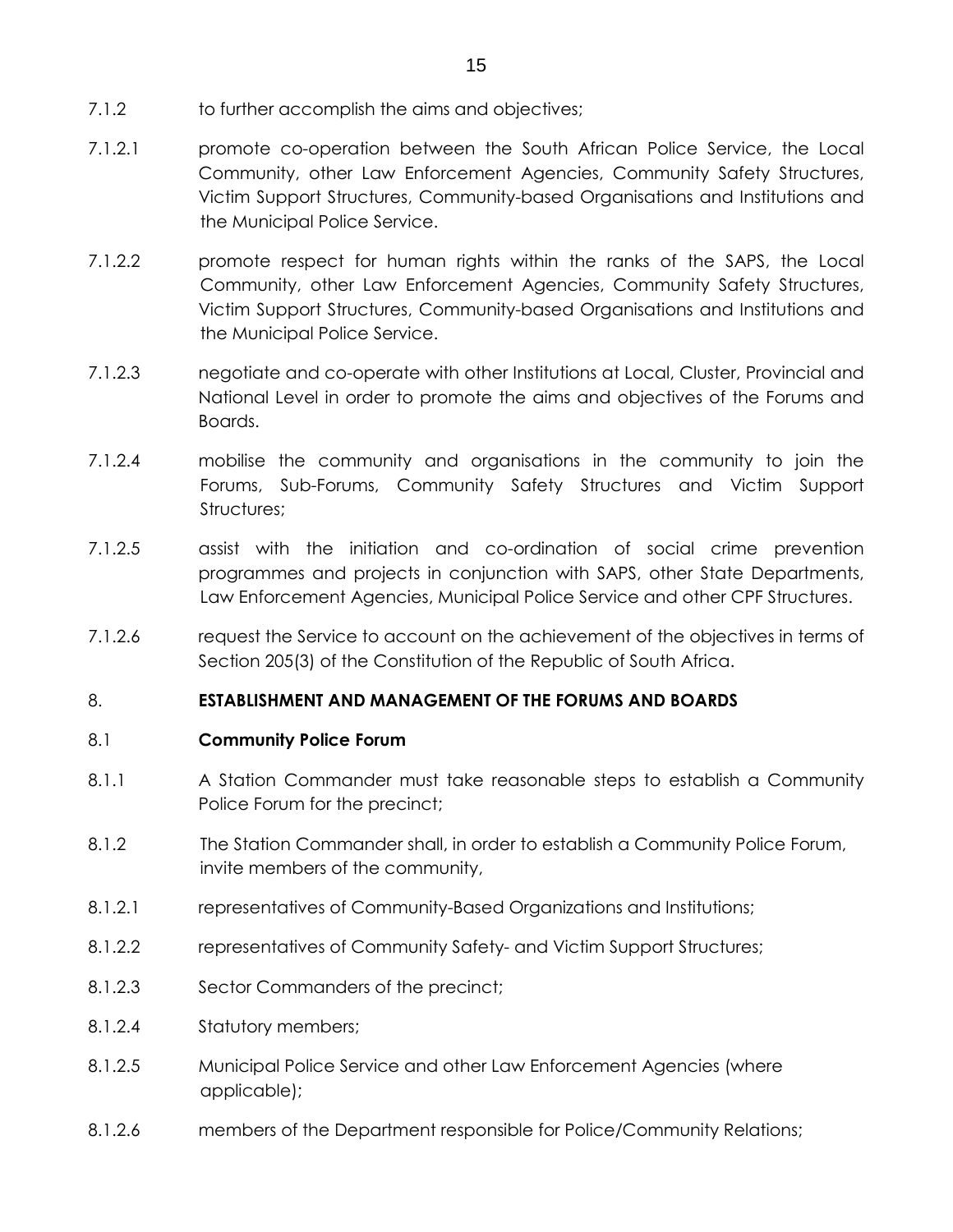7.1.2 to further accomplish the aims and objectives;

7.1.2.1 promote co-operation between the South African Police Service, the Local Community, other Law Enforcement Agencies, Community Safety Structures, Victim Support Structures, Community-based Organisations and Institutions and the Municipal Police Service.

7.1.2.2 promote respect for human rights within the ranks of the SAPS, the Local Community, other Law Enforcement Agencies, Community Safety Structures, Victim Support Structures, Community-based Organisations and Institutions and the Municipal Police Service.

7.1.2.3 negotiate and co-operate with other Institutions at Local, Cluster, Provincial and National Level in order to promote the aims and objectives of the Forums and Boards.

7.1.2.4 mobilise the community and organisations in the community to join the Forums, Sub-Forums, Community Safety Structures and Victim Support Structures;

7.1.2.5 assist with the initiation and co-ordination of social crime prevention programmes and projects in conjunction with SAPS, other State Departments, Law Enforcement Agencies, Municipal Police Service and other CPF Structures.

7.1.2.6 request the Service to account on the achievement of the objectives in terms of Section 205(3) of the Constitution of the Republic of South Africa.

## 8. ESTABLISHMENT AND MANAGEMENT OF THE FORUMS AND BOARDS

### 8.1 Community Police Forum

8.1.1 A Station Commander must take reasonable steps to establish a Community Police Forum for the precinct;

8.1.2 The Station Commander shall, in order to establish a Community Police Forum, invite members of the community,

8.1.2.1 representatives of Community-Based Organizations and Institutions;

8.1.2.2 representatives of Community Safety- and Victim Support Structures;

8.1.2.3 Sector Commanders of the precinct;

8.1.2.4 Statutory members;

8.1.2.5 Municipal Police Service and other Law Enforcement Agencies (where applicable);

8.1.2.6 members of the Department responsible for Police/Community Relations;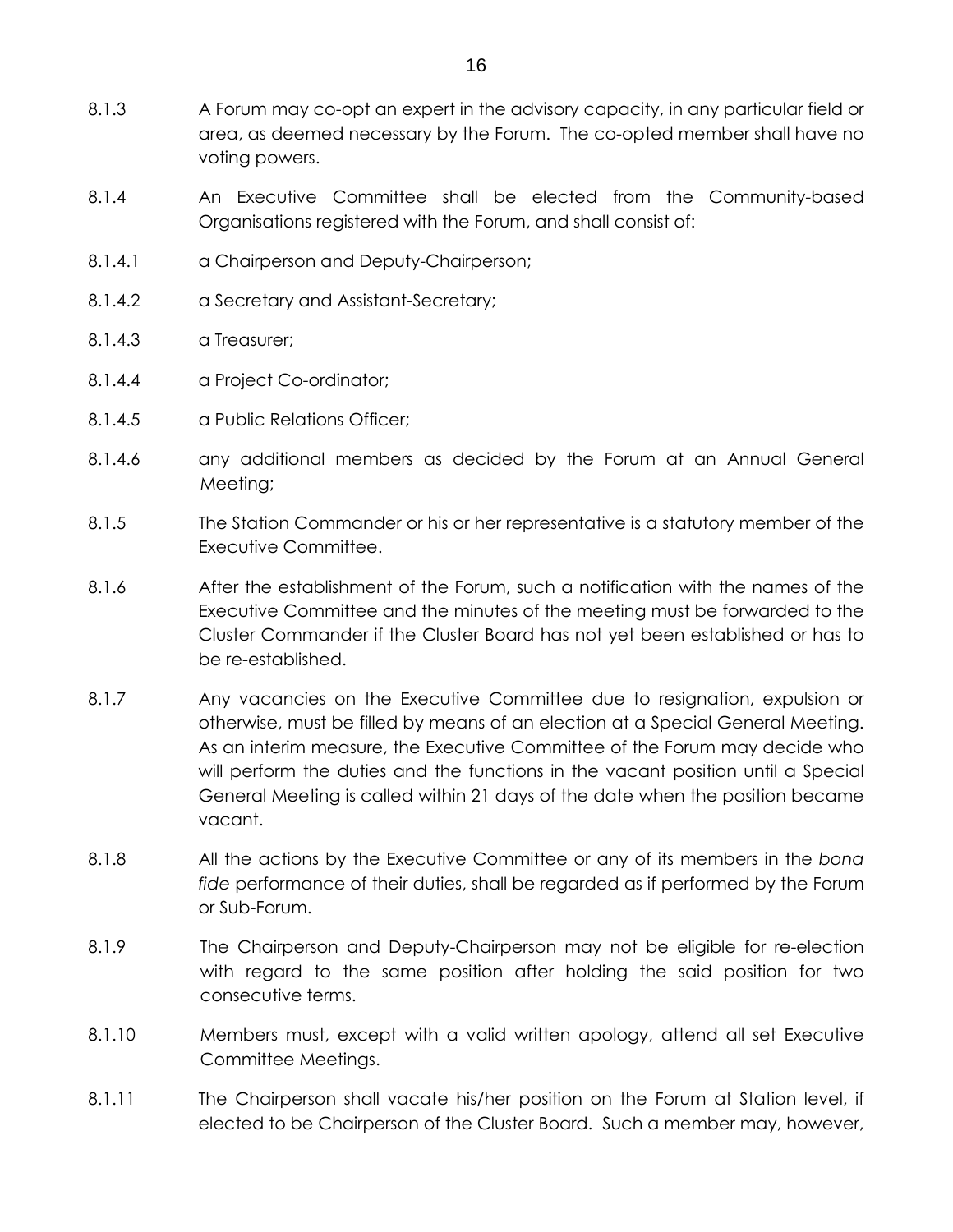8.1.3 A Forum may co-opt an expert in the advisory capacity, in any particular field or area, as deemed necessary by the Forum. The co-opted member shall have no voting powers.

8.1.4 An Executive Committee shall be elected from the Community-based Organisations registered with the Forum, and shall consist of:

8.1.4.1 a Chairperson and Deputy-Chairperson;

8.1.4.2 a Secretary and Assistant-Secretary;

8.1.4.3 a Treasurer;

8.1.4.4 a Project Co-ordinator;

8.1.4.5 a Public Relations Officer;

8.1.4.6 any additional members as decided by the Forum at an Annual General Meeting;

8.1.5 The Station Commander or his or her representative is a statutory member of the Executive Committee.

8.1.6 After the establishment of the Forum, such a notification with the names of the Executive Committee and the minutes of the meeting must be forwarded to the Cluster Commander if the Cluster Board has not yet been established or has to be re-established.

8.1.7 Any vacancies on the Executive Committee due to resignation, expulsion or otherwise, must be filled by means of an election at a Special General Meeting. As an interim measure, the Executive Committee of the Forum may decide who will perform the duties and the functions in the vacant position until a Special General Meeting is called within 21 days of the date when the position became vacant.

8.1.8 All the actions by the Executive Committee or any of its members in the *bona fide* performance of their duties, shall be regarded as if performed by the Forum or Sub-Forum.

8.1.9 The Chairperson and Deputy-Chairperson may not be eligible for re-election with regard to the same position after holding the said position for two consecutive terms.

8.1.10 Members must, except with a valid written apology, attend all set Executive Committee Meetings.

8.1.11 The Chairperson shall vacate his/her position on the Forum at Station level, if elected to be Chairperson of the Cluster Board. Such a member may, however,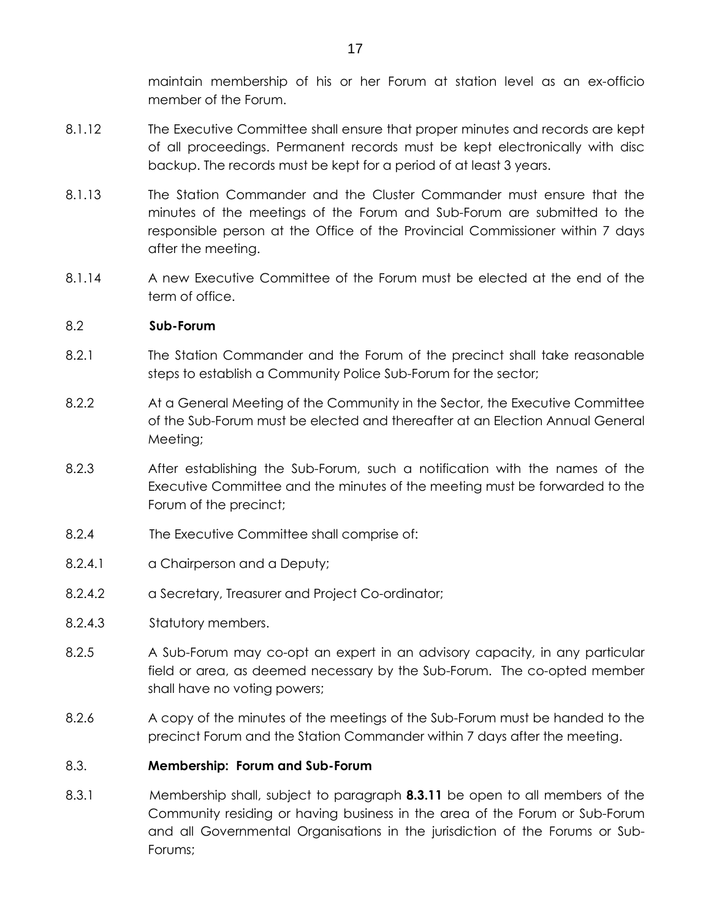maintain membership of his or her Forum at station level as an ex-officio member of the Forum.

8.1.12 The Executive Committee shall ensure that proper minutes and records are kept of all proceedings. Permanent records must be kept electronically with disc backup. The records must be kept for a period of at least 3 years.

8.1.13 The Station Commander and the Cluster Commander must ensure that the minutes of the meetings of the Forum and Sub-Forum are submitted to the responsible person at the Office of the Provincial Commissioner within 7 days after the meeting.

8.1.14 A new Executive Committee of the Forum must be elected at the end of the term of office.

8.2 **Sub-Forum**

8.2.1 The Station Commander and the Forum of the precinct shall take reasonable steps to establish a Community Police Sub-Forum for the sector;

8.2.2 At a General Meeting of the Community in the Sector, the Executive Committee of the Sub-Forum must be elected and thereafter at an Election Annual General Meeting;

8.2.3 After establishing the Sub-Forum, such a notification with the names of the Executive Committee and the minutes of the meeting must be forwarded to the Forum of the precinct;

8.2.4 The Executive Committee shall comprise of:

8.2.4.1 a Chairperson and a Deputy;

8.2.4.2 a Secretary, Treasurer and Project Co-ordinator;

8.2.4.3 Statutory members.

8.2.5 A Sub-Forum may co-opt an expert in an advisory capacity, in any particular field or area, as deemed necessary by the Sub-Forum. The co-opted member shall have no voting powers;

8.2.6 A copy of the minutes of the meetings of the Sub-Forum must be handed to the precinct Forum and the Station Commander within 7 days after the meeting.

8.3. **Membership: Forum and Sub-Forum**

8.3.1 Membership shall, subject to paragraph **8.3.11** be open to all members of the Community residing or having business in the area of the Forum or Sub-Forum and all Governmental Organisations in the jurisdiction of the Forums or Sub-Forums;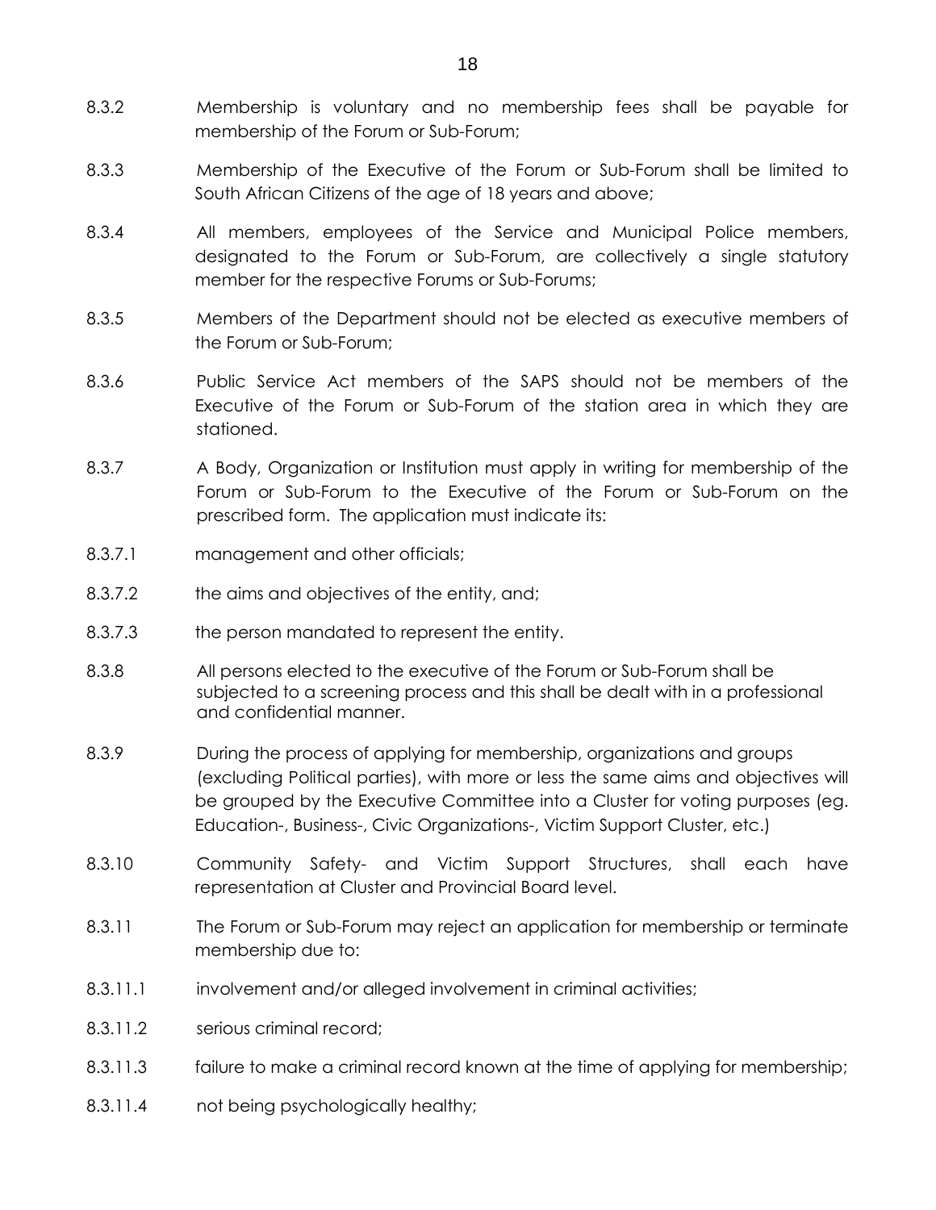8.3.2 Membership is voluntary and no membership fees shall be payable for membership of the Forum or Sub-Forum;

8.3.3 Membership of the Executive of the Forum or Sub-Forum shall be limited to South African Citizens of the age of 18 years and above;

8.3.4 All members, employees of the Service and Municipal Police members, designated to the Forum or Sub-Forum, are collectively a single statutory member for the respective Forums or Sub-Forums;

8.3.5 Members of the Department should not be elected as executive members of the Forum or Sub-Forum;

8.3.6 Public Service Act members of the SAPS should not be members of the Executive of the Forum or Sub-Forum of the station area in which they are stationed.

8.3.7 A Body, Organization or Institution must apply in writing for membership of the Forum or Sub-Forum to the Executive of the Forum or Sub-Forum on the prescribed form. The application must indicate its:

8.3.7.1 management and other officials;

8.3.7.2 the aims and objectives of the entity, and;

8.3.7.3 the person mandated to represent the entity.

8.3.8 All persons elected to the executive of the Forum or Sub-Forum shall be subjected to a screening process and this shall be dealt with in a professional and confidential manner.

8.3.9 During the process of applying for membership, organizations and groups (excluding Political parties), with more or less the same aims and objectives will be grouped by the Executive Committee into a Cluster for voting purposes (eg. Education-, Business-, Civic Organizations-, Victim Support Cluster, etc.)

8.3.10 Community Safety- and Victim Support Structures, shall each have representation at Cluster and Provincial Board level.

8.3.11 The Forum or Sub-Forum may reject an application for membership or terminate membership due to:

8.3.11.1 involvement and/or alleged involvement in criminal activities;

8.3.11.2 serious criminal record;

8.3.11.3 failure to make a criminal record known at the time of applying for membership;

8.3.11.4 not being psychologically healthy;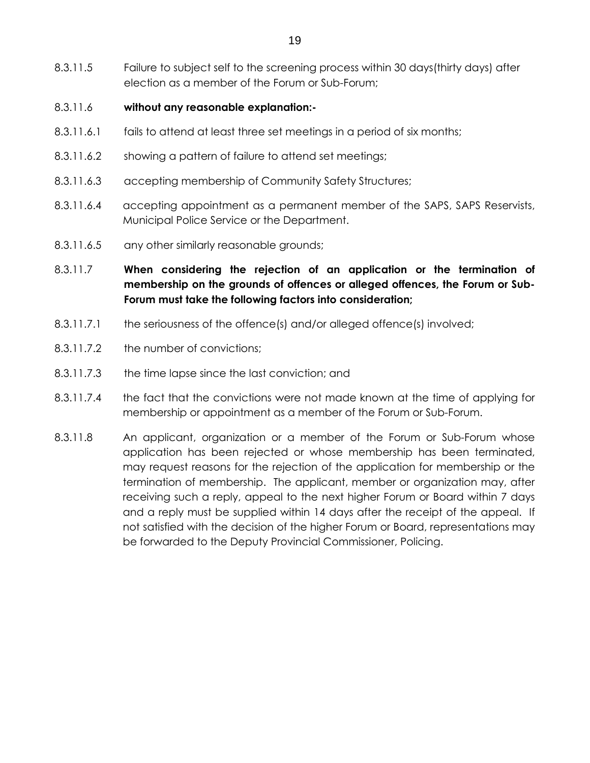8.3.11.5 Failure to subject self to the screening process within 30 days(thirty days) after election as a member of the Forum or Sub-Forum;

8.3.11.6 **without any reasonable explanation:-**

8.3.11.6.1 fails to attend at least three set meetings in a period of six months;

8.3.11.6.2 showing a pattern of failure to attend set meetings;

8.3.11.6.3 accepting membership of Community Safety Structures;

8.3.11.6.4 accepting appointment as a permanent member of the SAPS, SAPS Reservists, Municipal Police Service or the Department.

8.3.11.6.5 any other similarly reasonable grounds;

8.3.11.7 **When considering the rejection of an application or the termination of membership on the grounds of offences or alleged offences, the Forum or Sub-Forum must take the following factors into consideration;**

8.3.11.7.1 the seriousness of the offence(s) and/or alleged offence(s) involved;

8.3.11.7.2 the number of convictions;

8.3.11.7.3 the time lapse since the last conviction; and

8.3.11.7.4 the fact that the convictions were not made known at the time of applying for membership or appointment as a member of the Forum or Sub-Forum.

8.3.11.8 An applicant, organization or a member of the Forum or Sub-Forum whose application has been rejected or whose membership has been terminated, may request reasons for the rejection of the application for membership or the termination of membership. The applicant, member or organization may, after receiving such a reply, appeal to the next higher Forum or Board within 7 days and a reply must be supplied within 14 days after the receipt of the appeal. If not satisfied with the decision of the higher Forum or Board, representations may be forwarded to the Deputy Provincial Commissioner, Policing.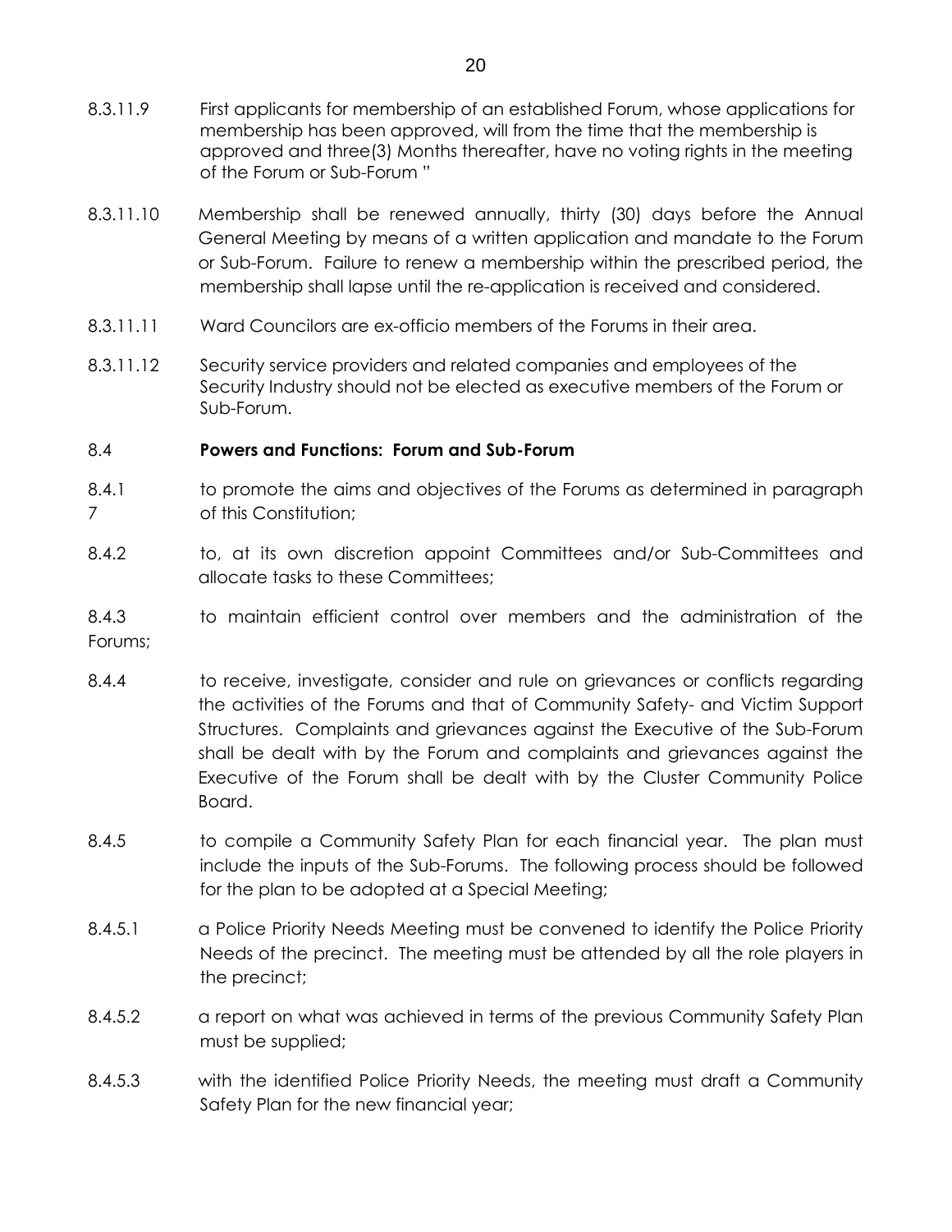8.3.11.9 First applicants for membership of an established Forum, whose applications for membership has been approved, will from the time that the membership is approved and three(3) Months thereafter, have no voting rights in the meeting of the Forum or Sub-Forum "

8.3.11.10 Membership shall be renewed annually, thirty (30) days before the Annual General Meeting by means of a written application and mandate to the Forum or Sub-Forum. Failure to renew a membership within the prescribed period, the membership shall lapse until the re-application is received and considered.

8.3.11.11 Ward Councilors are ex-officio members of the Forums in their area.

8.3.11.12 Security service providers and related companies and employees of the Security Industry should not be elected as executive members of the Forum or Sub-Forum.

8.4 **Powers and Functions: Forum and Sub-Forum**

8.4.1 to promote the aims and objectives of the Forums as determined in paragraph 7 of this Constitution;

8.4.2 to, at its own discretion appoint Committees and/or Sub-Committees and allocate tasks to these Committees;

8.4.3 to maintain efficient control over members and the administration of the Forums;

8.4.4 to receive, investigate, consider and rule on grievances or conflicts regarding the activities of the Forums and that of Community Safety- and Victim Support Structures. Complaints and grievances against the Executive of the Sub-Forum shall be dealt with by the Forum and complaints and grievances against the Executive of the Forum shall be dealt with by the Cluster Community Police Board.

8.4.5 to compile a Community Safety Plan for each financial year. The plan must include the inputs of the Sub-Forums. The following process should be followed for the plan to be adopted at a Special Meeting;

8.4.5.1 a Police Priority Needs Meeting must be convened to identify the Police Priority Needs of the precinct. The meeting must be attended by all the role players in the precinct;

8.4.5.2 a report on what was achieved in terms of the previous Community Safety Plan must be supplied;

8.4.5.3 with the identified Police Priority Needs, the meeting must draft a Community Safety Plan for the new financial year;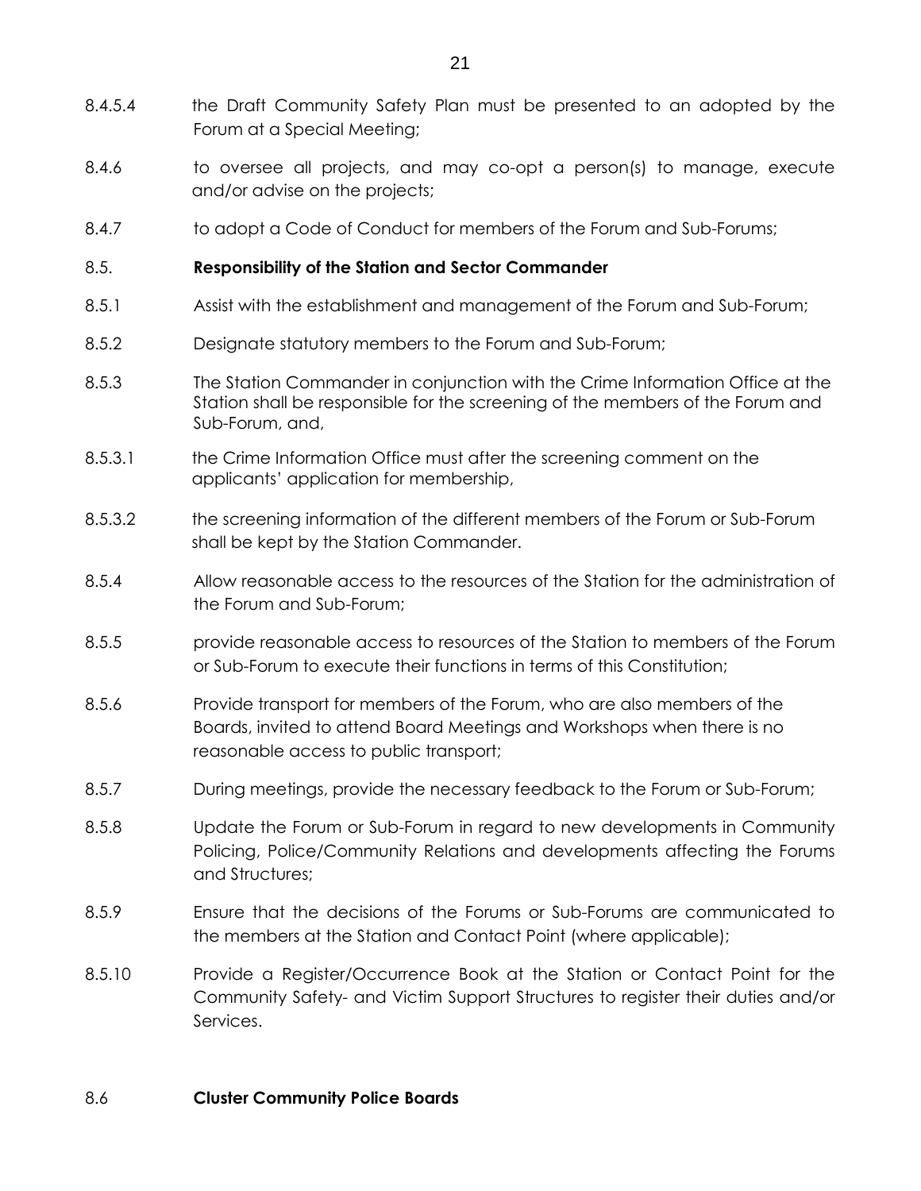8.4.5.4 the Draft Community Safety Plan must be presented to an adopted by the Forum at a Special Meeting;

8.4.6 to oversee all projects, and may co-opt a person(s) to manage, execute and/or advise on the projects;

8.4.7 to adopt a Code of Conduct for members of the Forum and Sub-Forums;

8.5. **Responsibility of the Station and Sector Commander**

8.5.1 Assist with the establishment and management of the Forum and Sub-Forum;

8.5.2 Designate statutory members to the Forum and Sub-Forum;

8.5.3 The Station Commander in conjunction with the Crime Information Office at the Station shall be responsible for the screening of the members of the Forum and Sub-Forum, and,

8.5.3.1 the Crime Information Office must after the screening comment on the applicants' application for membership,

8.5.3.2 the screening information of the different members of the Forum or Sub-Forum shall be kept by the Station Commander.

8.5.4 Allow reasonable access to the resources of the Station for the administration of the Forum and Sub-Forum;

8.5.5 provide reasonable access to resources of the Station to members of the Forum or Sub-Forum to execute their functions in terms of this Constitution;

8.5.6 Provide transport for members of the Forum, who are also members of the Boards, invited to attend Board Meetings and Workshops when there is no reasonable access to public transport;

8.5.7 During meetings, provide the necessary feedback to the Forum or Sub-Forum;

8.5.8 Update the Forum or Sub-Forum in regard to new developments in Community Policing, Police/Community Relations and developments affecting the Forums and Structures;

8.5.9 Ensure that the decisions of the Forums or Sub-Forums are communicated to the members at the Station and Contact Point (where applicable);

8.5.10 Provide a Register/Occurrence Book at the Station or Contact Point for the Community Safety- and Victim Support Structures to register their duties and/or Services.

8.6 **Cluster Community Police Boards**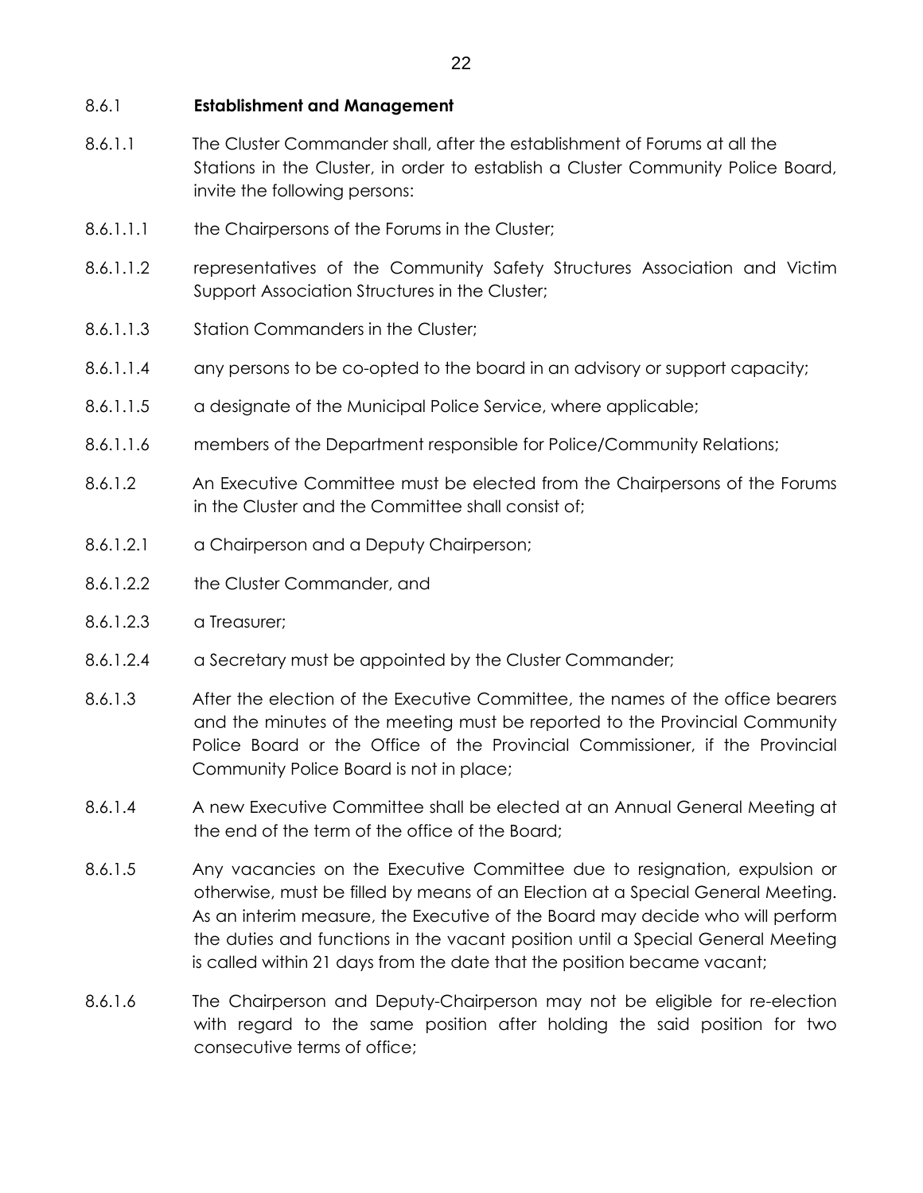### 8.6.1 **Establishment and Management**

8.6.1.1 The Cluster Commander shall, after the establishment of Forums at all the Stations in the Cluster, in order to establish a Cluster Community Police Board, invite the following persons:

8.6.1.1.1 the Chairpersons of the Forums in the Cluster;

8.6.1.1.2 representatives of the Community Safety Structures Association and Victim Support Association Structures in the Cluster;

8.6.1.1.3 Station Commanders in the Cluster;

8.6.1.1.4 any persons to be co-opted to the board in an advisory or support capacity;

8.6.1.1.5 a designate of the Municipal Police Service, where applicable;

8.6.1.1.6 members of the Department responsible for Police/Community Relations;

8.6.1.2 An Executive Committee must be elected from the Chairpersons of the Forums in the Cluster and the Committee shall consist of;

8.6.1.2.1 a Chairperson and a Deputy Chairperson;

8.6.1.2.2 the Cluster Commander, and

8.6.1.2.3 a Treasurer;

8.6.1.2.4 a Secretary must be appointed by the Cluster Commander;

8.6.1.3 After the election of the Executive Committee, the names of the office bearers and the minutes of the meeting must be reported to the Provincial Community Police Board or the Office of the Provincial Commissioner, if the Provincial Community Police Board is not in place;

8.6.1.4 A new Executive Committee shall be elected at an Annual General Meeting at the end of the term of the office of the Board;

8.6.1.5 Any vacancies on the Executive Committee due to resignation, expulsion or otherwise, must be filled by means of an Election at a Special General Meeting. As an interim measure, the Executive of the Board may decide who will perform the duties and functions in the vacant position until a Special General Meeting is called within 21 days from the date that the position became vacant;

8.6.1.6 The Chairperson and Deputy-Chairperson may not be eligible for re-election with regard to the same position after holding the said position for two consecutive terms of office;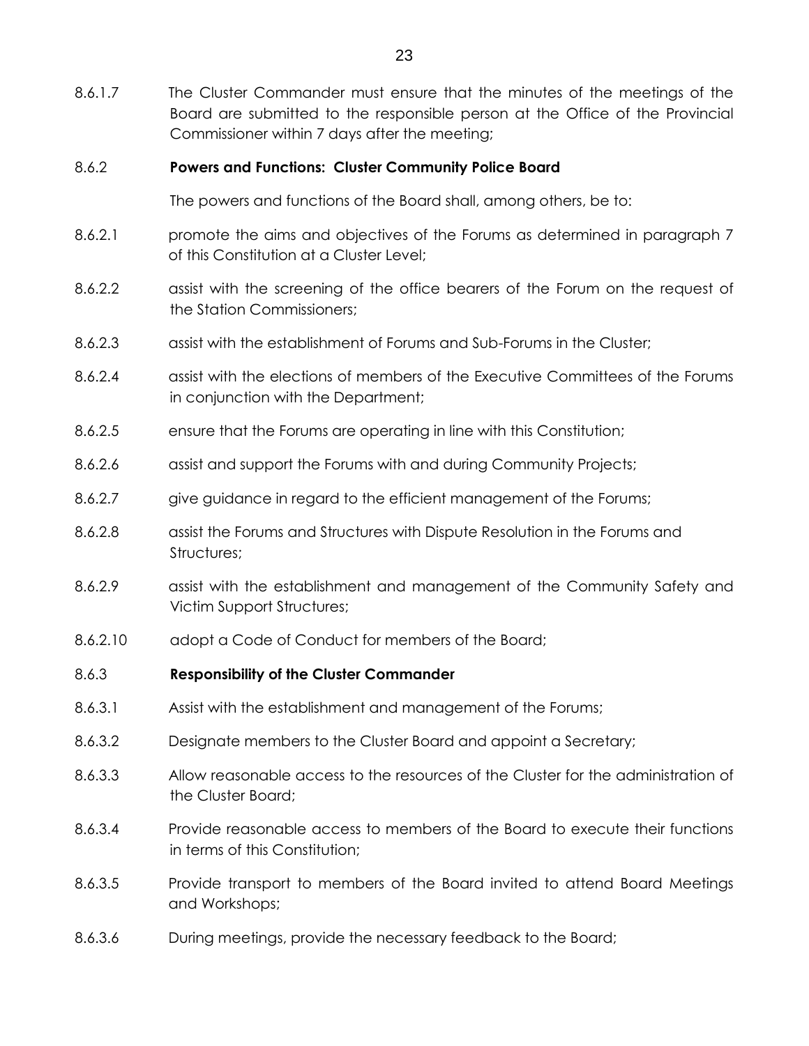8.6.1.7 The Cluster Commander must ensure that the minutes of the meetings of the Board are submitted to the responsible person at the Office of the Provincial Commissioner within 7 days after the meeting;

8.6.2 **Powers and Functions: Cluster Community Police Board**

The powers and functions of the Board shall, among others, be to:

8.6.2.1 promote the aims and objectives of the Forums as determined in paragraph 7 of this Constitution at a Cluster Level;

8.6.2.2 assist with the screening of the office bearers of the Forum on the request of the Station Commissioners;

8.6.2.3 assist with the establishment of Forums and Sub-Forums in the Cluster;

8.6.2.4 assist with the elections of members of the Executive Committees of the Forums in conjunction with the Department;

8.6.2.5 ensure that the Forums are operating in line with this Constitution;

8.6.2.6 assist and support the Forums with and during Community Projects;

8.6.2.7 give guidance in regard to the efficient management of the Forums;

8.6.2.8 assist the Forums and Structures with Dispute Resolution in the Forums and Structures;

8.6.2.9 assist with the establishment and management of the Community Safety and Victim Support Structures;

8.6.2.10 adopt a Code of Conduct for members of the Board;

8.6.3 **Responsibility of the Cluster Commander**

8.6.3.1 Assist with the establishment and management of the Forums;

8.6.3.2 Designate members to the Cluster Board and appoint a Secretary;

8.6.3.3 Allow reasonable access to the resources of the Cluster for the administration of the Cluster Board;

8.6.3.4 Provide reasonable access to members of the Board to execute their functions in terms of this Constitution;

8.6.3.5 Provide transport to members of the Board invited to attend Board Meetings and Workshops;

8.6.3.6 During meetings, provide the necessary feedback to the Board;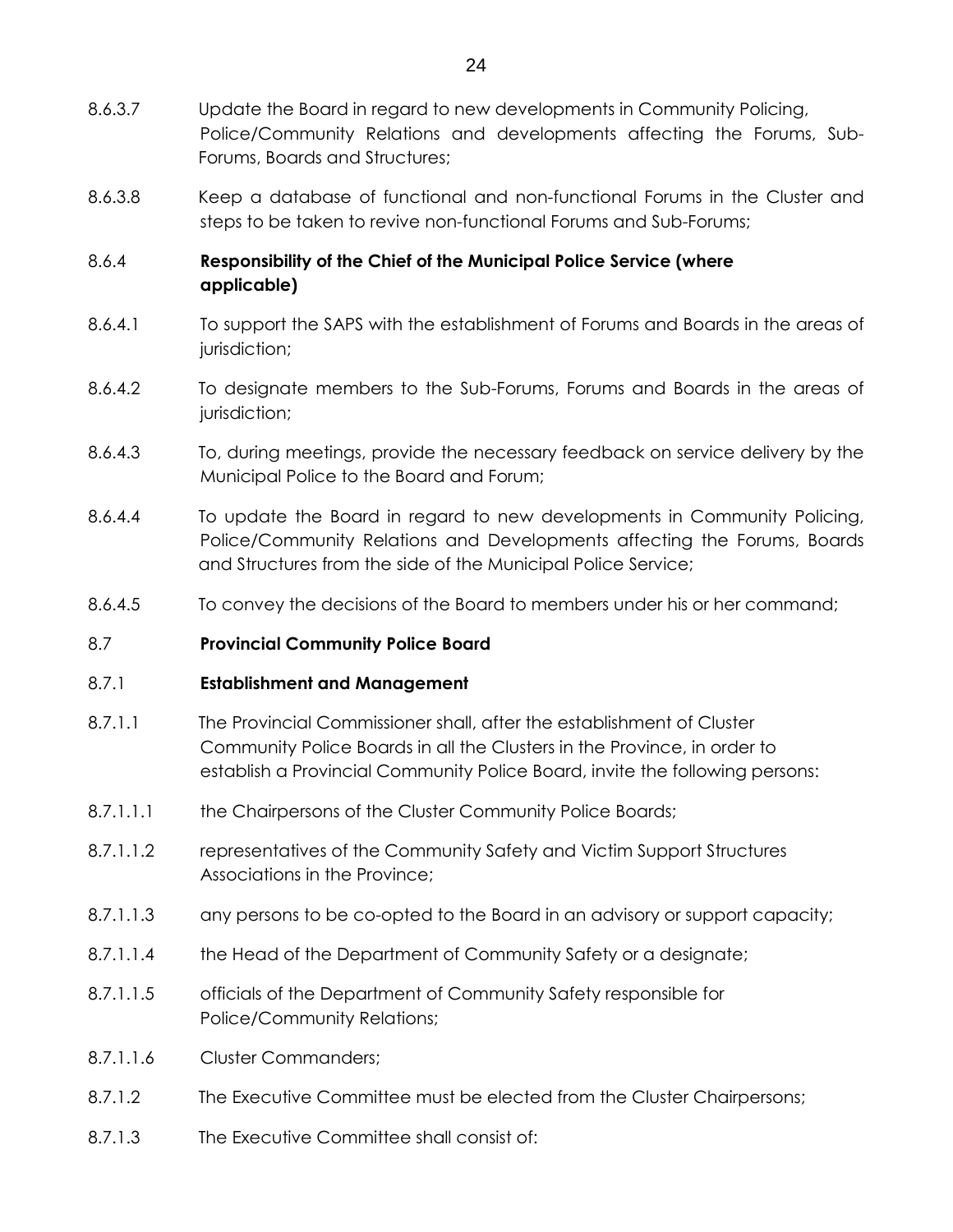8.6.3.7 Update the Board in regard to new developments in Community Policing, Police/Community Relations and developments affecting the Forums, Sub-Forums, Boards and Structures;

8.6.3.8 Keep a database of functional and non-functional Forums in the Cluster and steps to be taken to revive non-functional Forums and Sub-Forums;

8.6.4 **Responsibility of the Chief of the Municipal Police Service (where applicable)**

8.6.4.1 To support the SAPS with the establishment of Forums and Boards in the areas of jurisdiction;

8.6.4.2 To designate members to the Sub-Forums, Forums and Boards in the areas of jurisdiction;

8.6.4.3 To, during meetings, provide the necessary feedback on service delivery by the Municipal Police to the Board and Forum;

8.6.4.4 To update the Board in regard to new developments in Community Policing, Police/Community Relations and Developments affecting the Forums, Boards and Structures from the side of the Municipal Police Service;

8.6.4.5 To convey the decisions of the Board to members under his or her command;

8.7 **Provincial Community Police Board**

8.7.1 **Establishment and Management**

8.7.1.1 The Provincial Commissioner shall, after the establishment of Cluster Community Police Boards in all the Clusters in the Province, in order to establish a Provincial Community Police Board, invite the following persons:

8.7.1.1.1 the Chairpersons of the Cluster Community Police Boards;

8.7.1.1.2 representatives of the Community Safety and Victim Support Structures Associations in the Province;

8.7.1.1.3 any persons to be co-opted to the Board in an advisory or support capacity;

8.7.1.1.4 the Head of the Department of Community Safety or a designate;

8.7.1.1.5 officials of the Department of Community Safety responsible for Police/Community Relations;

8.7.1.1.6 Cluster Commanders;

8.7.1.2 The Executive Committee must be elected from the Cluster Chairpersons;

8.7.1.3 The Executive Committee shall consist of: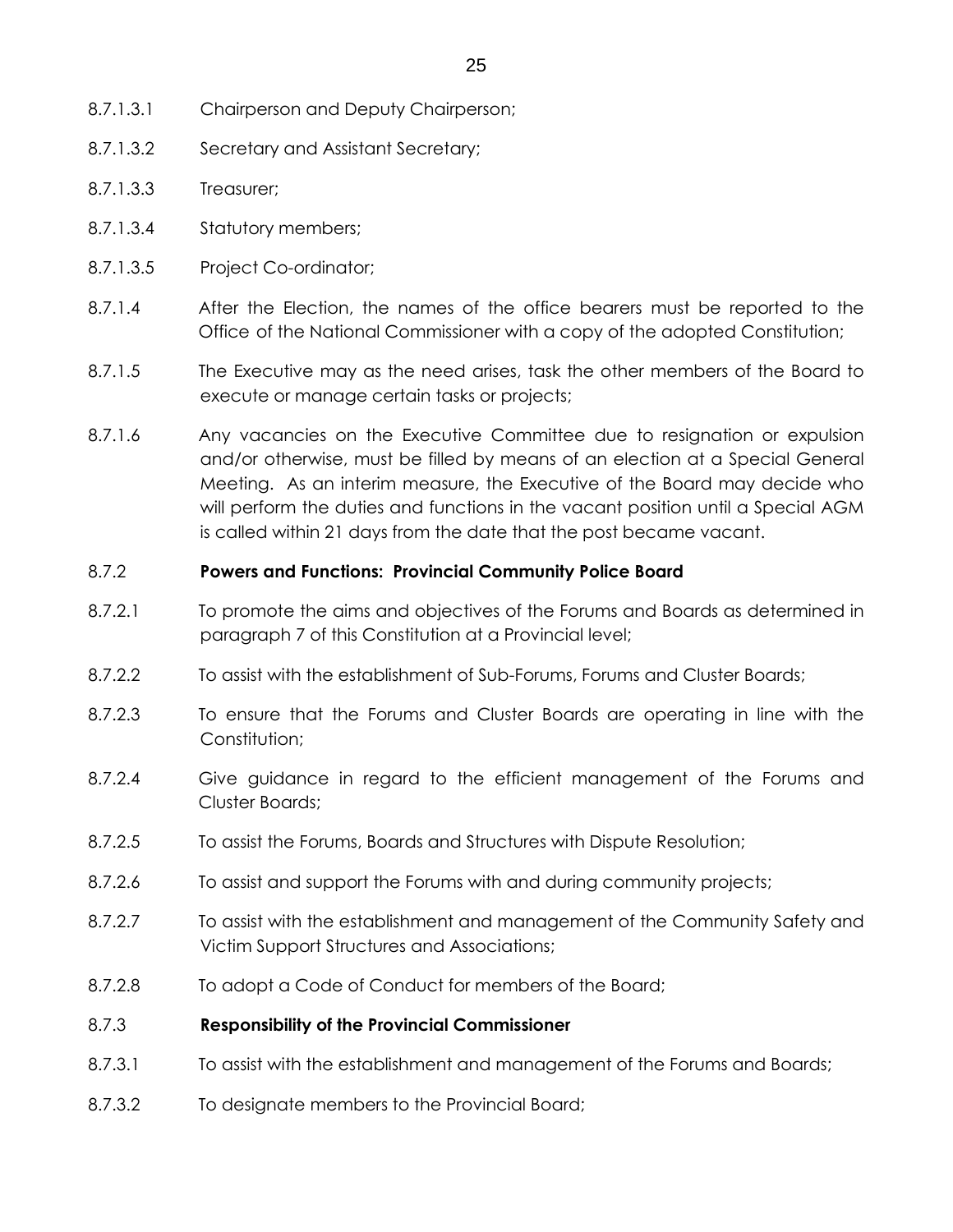8.7.1.3.1 Chairperson and Deputy Chairperson;

8.7.1.3.2 Secretary and Assistant Secretary;

8.7.1.3.3 Treasurer;

8.7.1.3.4 Statutory members;

8.7.1.3.5 Project Co-ordinator;

8.7.1.4 After the Election, the names of the office bearers must be reported to the Office of the National Commissioner with a copy of the adopted Constitution;

8.7.1.5 The Executive may as the need arises, task the other members of the Board to execute or manage certain tasks or projects;

8.7.1.6 Any vacancies on the Executive Committee due to resignation or expulsion and/or otherwise, must be filled by means of an election at a Special General Meeting. As an interim measure, the Executive of the Board may decide who will perform the duties and functions in the vacant position until a Special AGM is called within 21 days from the date that the post became vacant.

8.7.2 **Powers and Functions: Provincial Community Police Board**

8.7.2.1 To promote the aims and objectives of the Forums and Boards as determined in paragraph 7 of this Constitution at a Provincial level;

8.7.2.2 To assist with the establishment of Sub-Forums, Forums and Cluster Boards;

8.7.2.3 To ensure that the Forums and Cluster Boards are operating in line with the Constitution;

8.7.2.4 Give guidance in regard to the efficient management of the Forums and Cluster Boards;

8.7.2.5 To assist the Forums, Boards and Structures with Dispute Resolution;

8.7.2.6 To assist and support the Forums with and during community projects;

8.7.2.7 To assist with the establishment and management of the Community Safety and Victim Support Structures and Associations;

8.7.2.8 To adopt a Code of Conduct for members of the Board;

8.7.3 **Responsibility of the Provincial Commissioner**

8.7.3.1 To assist with the establishment and management of the Forums and Boards;

8.7.3.2 To designate members to the Provincial Board;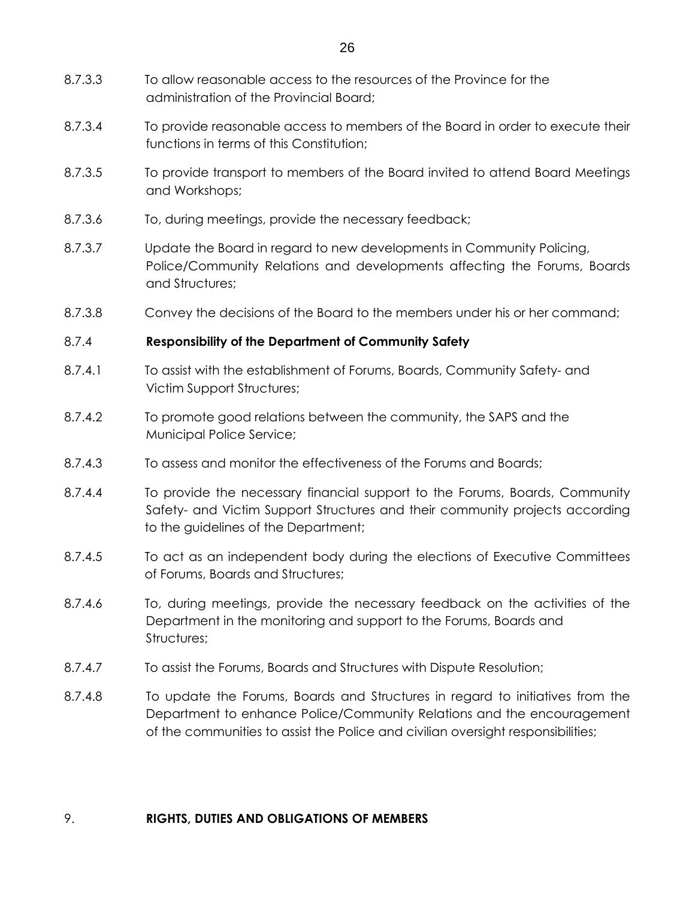8.7.3.3 To allow reasonable access to the resources of the Province for the administration of the Provincial Board;

8.7.3.4 To provide reasonable access to members of the Board in order to execute their functions in terms of this Constitution;

8.7.3.5 To provide transport to members of the Board invited to attend Board Meetings and Workshops;

8.7.3.6 To, during meetings, provide the necessary feedback;

8.7.3.7 Update the Board in regard to new developments in Community Policing, Police/Community Relations and developments affecting the Forums, Boards and Structures;

8.7.3.8 Convey the decisions of the Board to the members under his or her command;

8.7.4 **Responsibility of the Department of Community Safety**

8.7.4.1 To assist with the establishment of Forums, Boards, Community Safety- and Victim Support Structures;

8.7.4.2 To promote good relations between the community, the SAPS and the Municipal Police Service;

8.7.4.3 To assess and monitor the effectiveness of the Forums and Boards;

8.7.4.4 To provide the necessary financial support to the Forums, Boards, Community Safety- and Victim Support Structures and their community projects according to the guidelines of the Department;

8.7.4.5 To act as an independent body during the elections of Executive Committees of Forums, Boards and Structures;

8.7.4.6 To, during meetings, provide the necessary feedback on the activities of the Department in the monitoring and support to the Forums, Boards and Structures;

8.7.4.7 To assist the Forums, Boards and Structures with Dispute Resolution;

8.7.4.8 To update the Forums, Boards and Structures in regard to initiatives from the Department to enhance Police/Community Relations and the encouragement of the communities to assist the Police and civilian oversight responsibilities;

9. **RIGHTS, DUTIES AND OBLIGATIONS OF MEMBERS**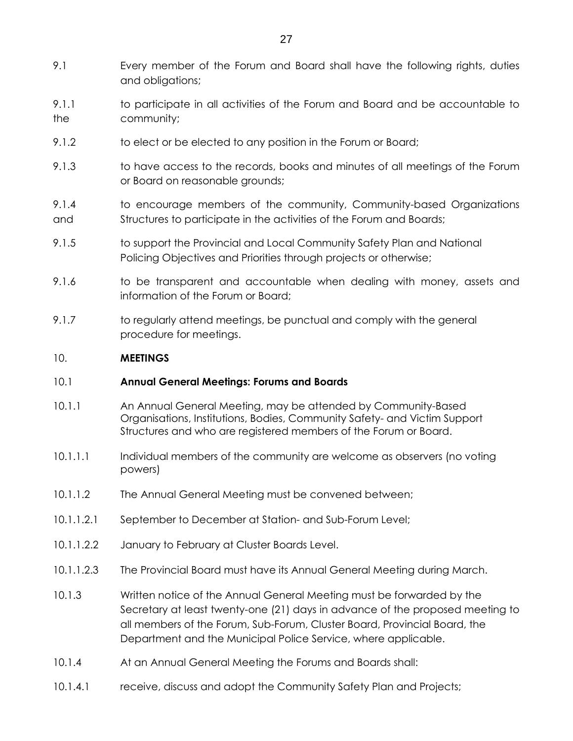9.1 Every member of the Forum and Board shall have the following rights, duties and obligations;

9.1.1 to participate in all activities of the Forum and Board and be accountable to the community;

9.1.2 to elect or be elected to any position in the Forum or Board;

9.1.3 to have access to the records, books and minutes of all meetings of the Forum or Board on reasonable grounds;

9.1.4 to encourage members of the community, Community-based Organizations and Structures to participate in the activities of the Forum and Boards;

9.1.5 to support the Provincial and Local Community Safety Plan and National Policing Objectives and Priorities through projects or otherwise;

9.1.6 to be transparent and accountable when dealing with money, assets and information of the Forum or Board;

9.1.7 to regularly attend meetings, be punctual and comply with the general procedure for meetings.

## 10. MEETINGS

### 10.1 Annual General Meetings: Forums and Boards

10.1.1 An Annual General Meeting, may be attended by Community-Based Organisations, Institutions, Bodies, Community Safety- and Victim Support Structures and who are registered members of the Forum or Board.

10.1.1.1 Individual members of the community are welcome as observers (no voting powers)

10.1.1.2 The Annual General Meeting must be convened between;

10.1.1.2.1 September to December at Station- and Sub-Forum Level;

10.1.1.2.2 January to February at Cluster Boards Level.

10.1.1.2.3 The Provincial Board must have its Annual General Meeting during March.

10.1.3 Written notice of the Annual General Meeting must be forwarded by the Secretary at least twenty-one (21) days in advance of the proposed meeting to all members of the Forum, Sub-Forum, Cluster Board, Provincial Board, the Department and the Municipal Police Service, where applicable.

10.1.4 At an Annual General Meeting the Forums and Boards shall:

10.1.4.1 receive, discuss and adopt the Community Safety Plan and Projects;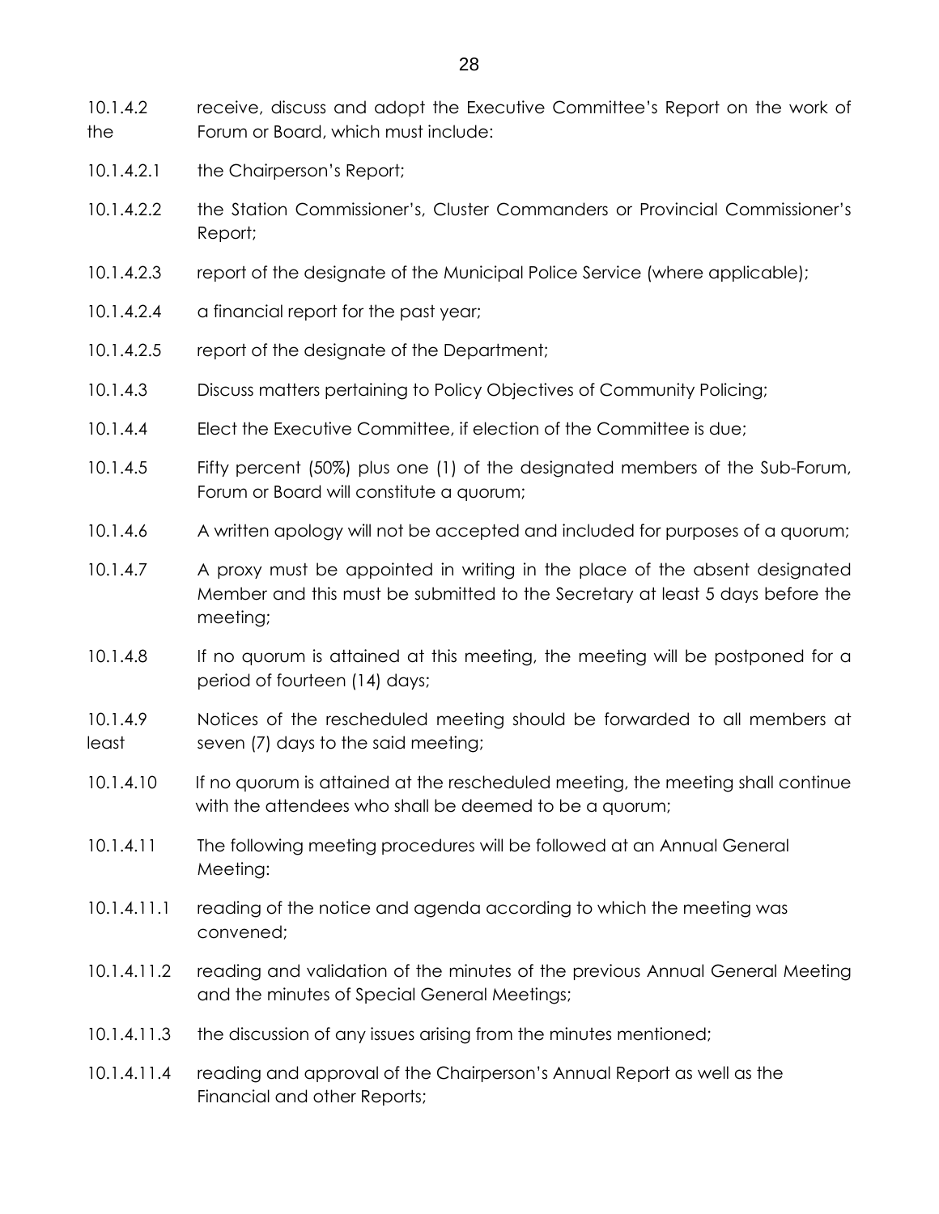10.1.4.2 receive, discuss and adopt the Executive Committee's Report on the work of the Forum or Board, which must include:

10.1.4.2.1 the Chairperson's Report;

10.1.4.2.2 the Station Commissioner's, Cluster Commanders or Provincial Commissioner's Report;

10.1.4.2.3 report of the designate of the Municipal Police Service (where applicable);

10.1.4.2.4 a financial report for the past year;

10.1.4.2.5 report of the designate of the Department;

10.1.4.3 Discuss matters pertaining to Policy Objectives of Community Policing;

10.1.4.4 Elect the Executive Committee, if election of the Committee is due;

10.1.4.5 Fifty percent (50%) plus one (1) of the designated members of the Sub-Forum, Forum or Board will constitute a quorum;

10.1.4.6 A written apology will not be accepted and included for purposes of a quorum;

10.1.4.7 A proxy must be appointed in writing in the place of the absent designated Member and this must be submitted to the Secretary at least 5 days before the meeting;

10.1.4.8 If no quorum is attained at this meeting, the meeting will be postponed for a period of fourteen (14) days;

10.1.4.9 Notices of the rescheduled meeting should be forwarded to all members at least seven (7) days to the said meeting;

10.1.4.10 If no quorum is attained at the rescheduled meeting, the meeting shall continue with the attendees who shall be deemed to be a quorum;

10.1.4.11 The following meeting procedures will be followed at an Annual General Meeting:

10.1.4.11.1 reading of the notice and agenda according to which the meeting was convened;

10.1.4.11.2 reading and validation of the minutes of the previous Annual General Meeting and the minutes of Special General Meetings;

10.1.4.11.3 the discussion of any issues arising from the minutes mentioned;

10.1.4.11.4 reading and approval of the Chairperson's Annual Report as well as the Financial and other Reports;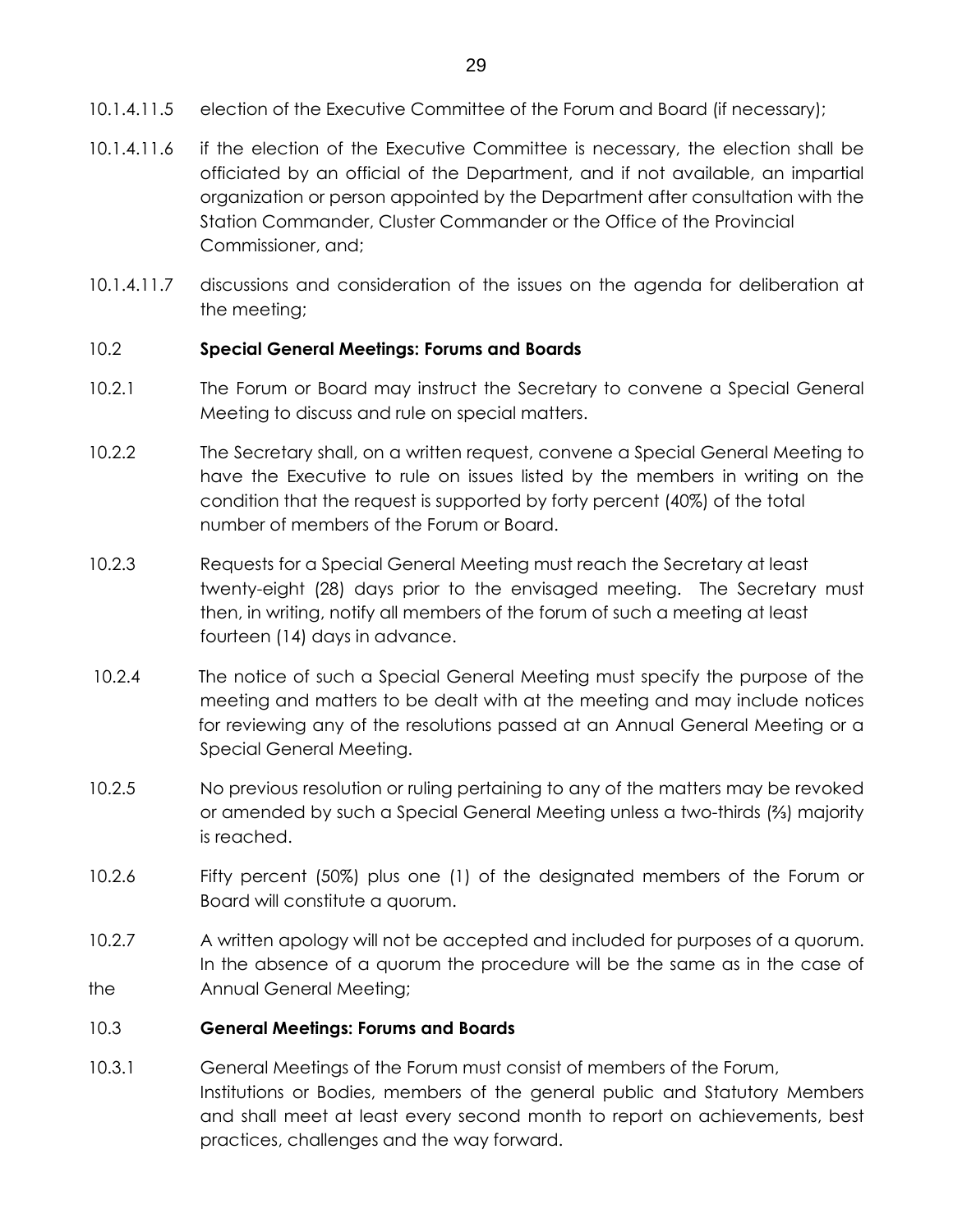10.1.4.11.5 election of the Executive Committee of the Forum and Board (if necessary);

10.1.4.11.6 if the election of the Executive Committee is necessary, the election shall be officiated by an official of the Department, and if not available, an impartial organization or person appointed by the Department after consultation with the Station Commander, Cluster Commander or the Office of the Provincial Commissioner, and;

10.1.4.11.7 discussions and consideration of the issues on the agenda for deliberation at the meeting;

10.2 **Special General Meetings: Forums and Boards**

10.2.1 The Forum or Board may instruct the Secretary to convene a Special General Meeting to discuss and rule on special matters.

10.2.2 The Secretary shall, on a written request, convene a Special General Meeting to have the Executive to rule on issues listed by the members in writing on the condition that the request is supported by forty percent (40%) of the total number of members of the Forum or Board.

10.2.3 Requests for a Special General Meeting must reach the Secretary at least twenty-eight (28) days prior to the envisaged meeting. The Secretary must then, in writing, notify all members of the forum of such a meeting at least fourteen (14) days in advance.

10.2.4 The notice of such a Special General Meeting must specify the purpose of the meeting and matters to be dealt with at the meeting and may include notices for reviewing any of the resolutions passed at an Annual General Meeting or a Special General Meeting.

10.2.5 No previous resolution or ruling pertaining to any of the matters may be revoked or amended by such a Special General Meeting unless a two-thirds (⅔) majority is reached.

10.2.6 Fifty percent (50%) plus one (1) of the designated members of the Forum or Board will constitute a quorum.

10.2.7 A written apology will not be accepted and included for purposes of a quorum. In the absence of a quorum the procedure will be the same as in the case of the Annual General Meeting;

10.3 **General Meetings: Forums and Boards**

10.3.1 General Meetings of the Forum must consist of members of the Forum, Institutions or Bodies, members of the general public and Statutory Members and shall meet at least every second month to report on achievements, best practices, challenges and the way forward.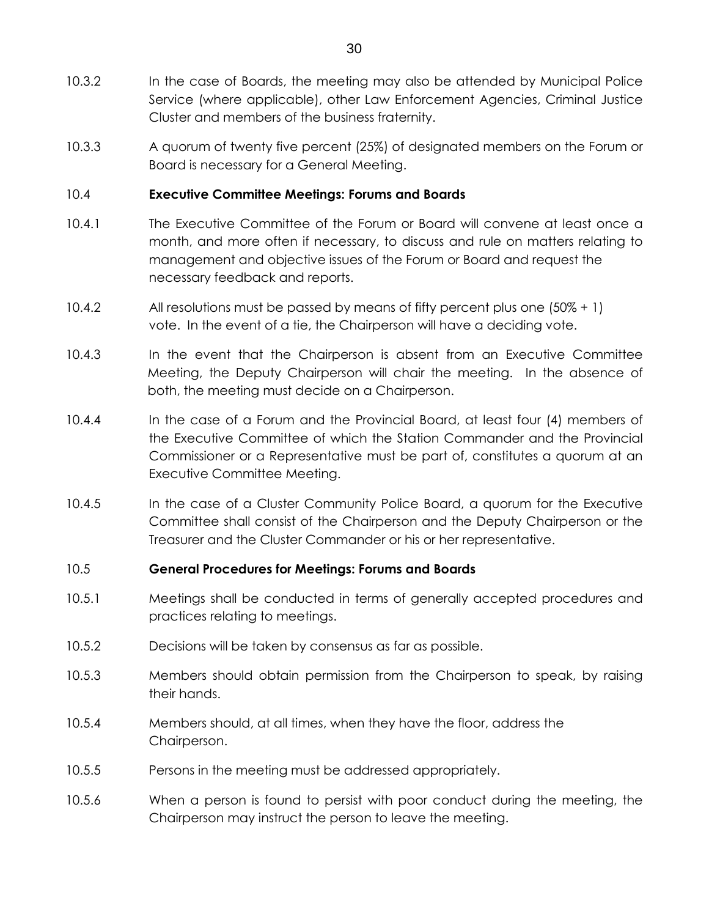10.3.2 In the case of Boards, the meeting may also be attended by Municipal Police Service (where applicable), other Law Enforcement Agencies, Criminal Justice Cluster and members of the business fraternity.

10.3.3 A quorum of twenty five percent (25%) of designated members on the Forum or Board is necessary for a General Meeting.

### 10.4 Executive Committee Meetings: Forums and Boards

10.4.1 The Executive Committee of the Forum or Board will convene at least once a month, and more often if necessary, to discuss and rule on matters relating to management and objective issues of the Forum or Board and request the necessary feedback and reports.

10.4.2 All resolutions must be passed by means of fifty percent plus one (50% + 1) vote. In the event of a tie, the Chairperson will have a deciding vote.

10.4.3 In the event that the Chairperson is absent from an Executive Committee Meeting, the Deputy Chairperson will chair the meeting. In the absence of both, the meeting must decide on a Chairperson.

10.4.4 In the case of a Forum and the Provincial Board, at least four (4) members of the Executive Committee of which the Station Commander and the Provincial Commissioner or a Representative must be part of, constitutes a quorum at an Executive Committee Meeting.

10.4.5 In the case of a Cluster Community Police Board, a quorum for the Executive Committee shall consist of the Chairperson and the Deputy Chairperson or the Treasurer and the Cluster Commander or his or her representative.

### 10.5 General Procedures for Meetings: Forums and Boards

10.5.1 Meetings shall be conducted in terms of generally accepted procedures and practices relating to meetings.

10.5.2 Decisions will be taken by consensus as far as possible.

10.5.3 Members should obtain permission from the Chairperson to speak, by raising their hands.

10.5.4 Members should, at all times, when they have the floor, address the Chairperson.

10.5.5 Persons in the meeting must be addressed appropriately.

10.5.6 When a person is found to persist with poor conduct during the meeting, the Chairperson may instruct the person to leave the meeting.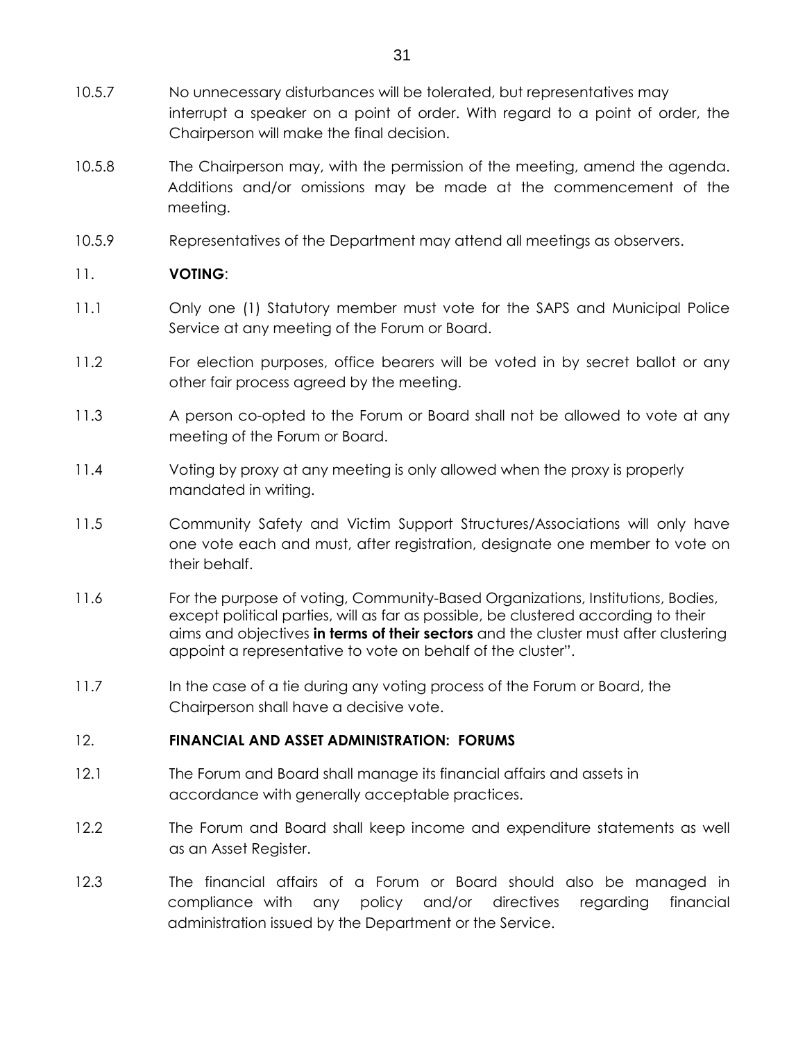10.5.7 No unnecessary disturbances will be tolerated, but representatives may interrupt a speaker on a point of order. With regard to a point of order, the Chairperson will make the final decision.

10.5.8 The Chairperson may, with the permission of the meeting, amend the agenda. Additions and/or omissions may be made at the commencement of the meeting.

10.5.9 Representatives of the Department may attend all meetings as observers.

## 11. **VOTING**:

11.1 Only one (1) Statutory member must vote for the SAPS and Municipal Police Service at any meeting of the Forum or Board.

11.2 For election purposes, office bearers will be voted in by secret ballot or any other fair process agreed by the meeting.

11.3 A person co-opted to the Forum or Board shall not be allowed to vote at any meeting of the Forum or Board.

11.4 Voting by proxy at any meeting is only allowed when the proxy is properly mandated in writing.

11.5 Community Safety and Victim Support Structures/Associations will only have one vote each and must, after registration, designate one member to vote on their behalf.

11.6 For the purpose of voting, Community-Based Organizations, Institutions, Bodies, except political parties, will as far as possible, be clustered according to their aims and objectives **in terms of their sectors** and the cluster must after clustering appoint a representative to vote on behalf of the cluster".

11.7 In the case of a tie during any voting process of the Forum or Board, the Chairperson shall have a decisive vote.

## 12. **FINANCIAL AND ASSET ADMINISTRATION: FORUMS**

12.1 The Forum and Board shall manage its financial affairs and assets in accordance with generally acceptable practices.

12.2 The Forum and Board shall keep income and expenditure statements as well as an Asset Register.

12.3 The financial affairs of a Forum or Board should also be managed in compliance with any policy and/or directives regarding financial administration issued by the Department or the Service.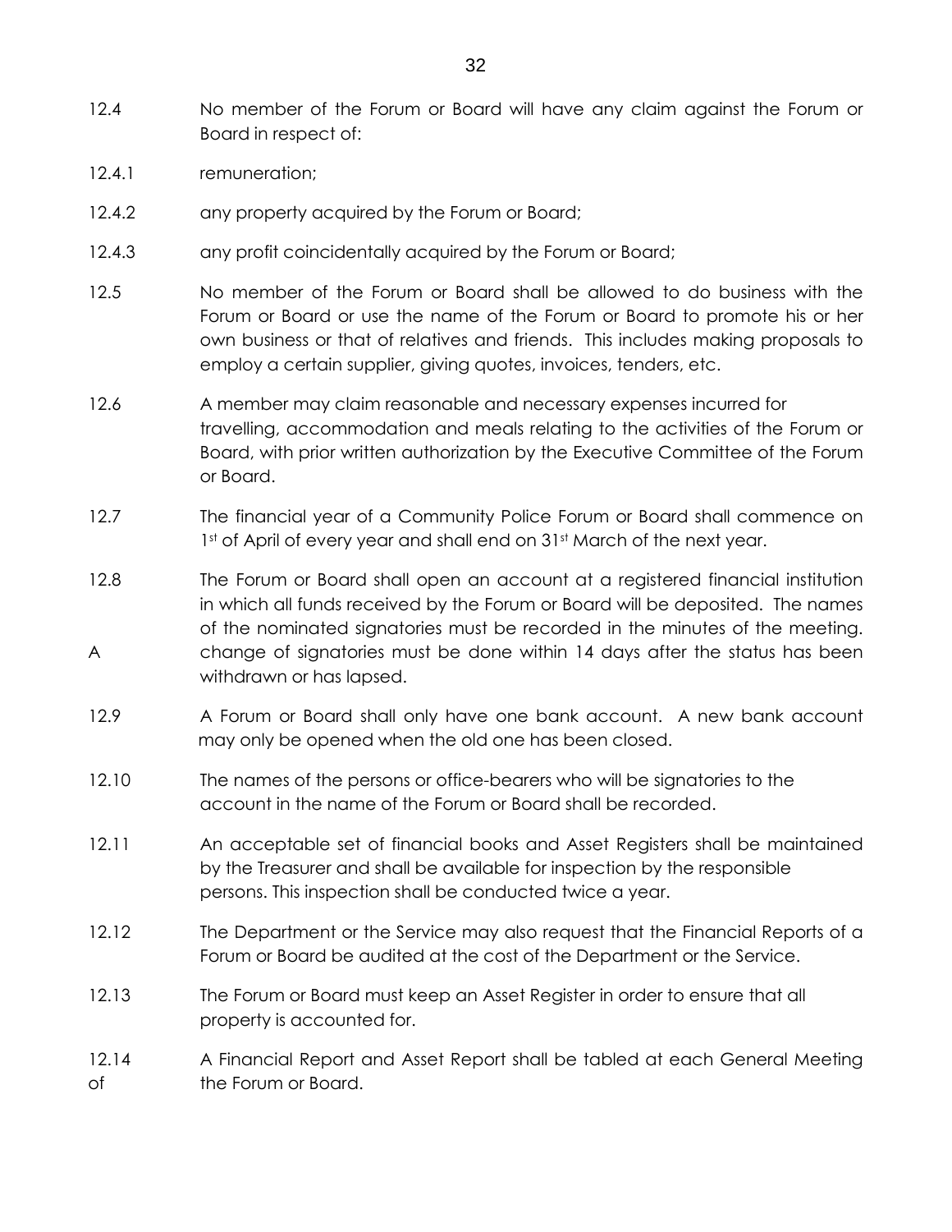12.4 No member of the Forum or Board will have any claim against the Forum or Board in respect of:

12.4.1 remuneration;

12.4.2 any property acquired by the Forum or Board;

12.4.3 any profit coincidentally acquired by the Forum or Board;

12.5 No member of the Forum or Board shall be allowed to do business with the Forum or Board or use the name of the Forum or Board to promote his or her own business or that of relatives and friends. This includes making proposals to employ a certain supplier, giving quotes, invoices, tenders, etc.

12.6 A member may claim reasonable and necessary expenses incurred for travelling, accommodation and meals relating to the activities of the Forum or Board, with prior written authorization by the Executive Committee of the Forum or Board.

12.7 The financial year of a Community Police Forum or Board shall commence on 1st of April of every year and shall end on 31st March of the next year.

12.8 The Forum or Board shall open an account at a registered financial institution in which all funds received by the Forum or Board will be deposited. The names of the nominated signatories must be recorded in the minutes of the meeting. A change of signatories must be done within 14 days after the status has been withdrawn or has lapsed.

12.9 A Forum or Board shall only have one bank account. A new bank account may only be opened when the old one has been closed.

12.10 The names of the persons or office-bearers who will be signatories to the account in the name of the Forum or Board shall be recorded.

12.11 An acceptable set of financial books and Asset Registers shall be maintained by the Treasurer and shall be available for inspection by the responsible persons. This inspection shall be conducted twice a year.

12.12 The Department or the Service may also request that the Financial Reports of a Forum or Board be audited at the cost of the Department or the Service.

12.13 The Forum or Board must keep an Asset Register in order to ensure that all property is accounted for.

12.14 A Financial Report and Asset Report shall be tabled at each General Meeting of the Forum or Board.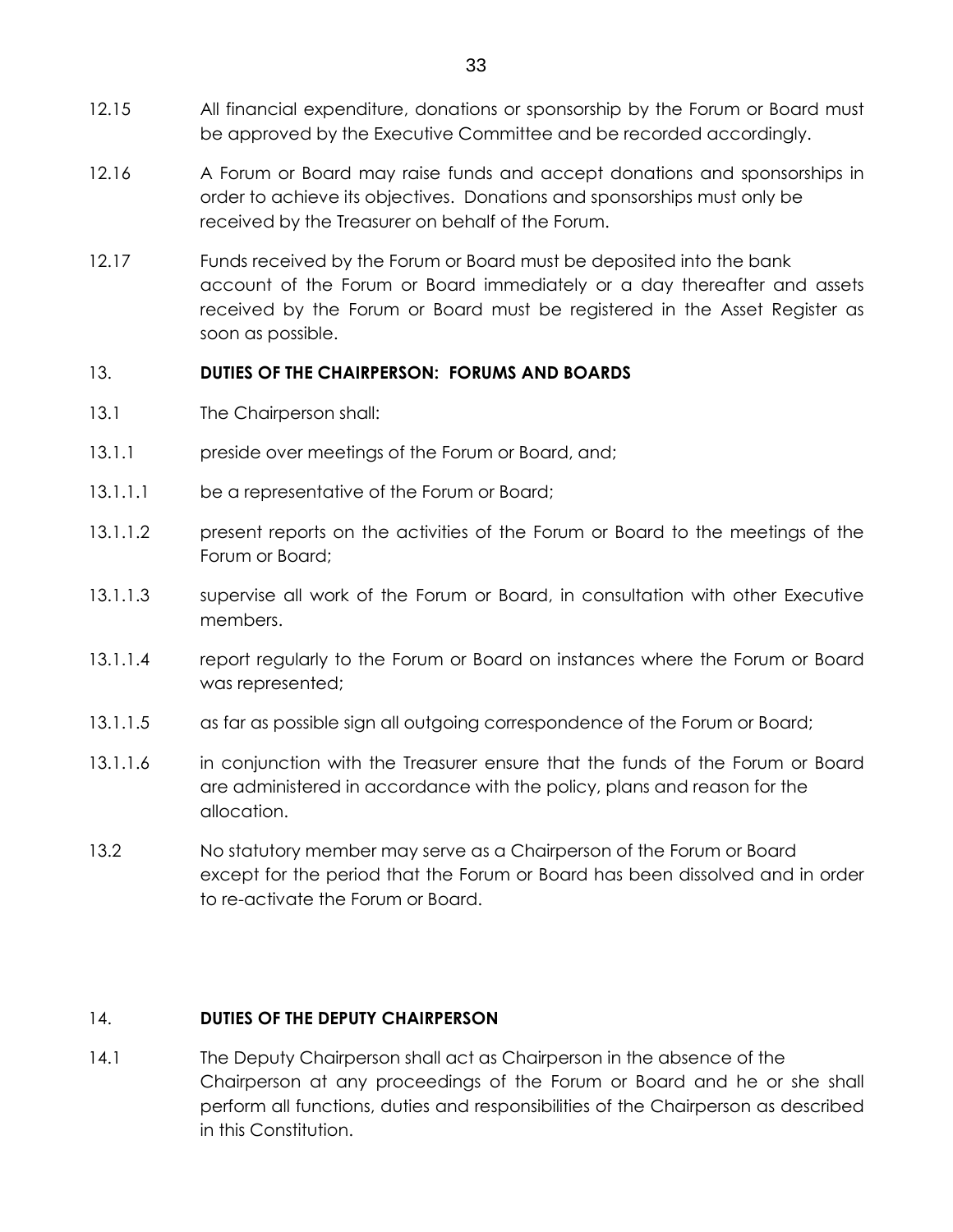12.15 All financial expenditure, donations or sponsorship by the Forum or Board must be approved by the Executive Committee and be recorded accordingly.

12.16 A Forum or Board may raise funds and accept donations and sponsorships in order to achieve its objectives. Donations and sponsorships must only be received by the Treasurer on behalf of the Forum.

12.17 Funds received by the Forum or Board must be deposited into the bank account of the Forum or Board immediately or a day thereafter and assets received by the Forum or Board must be registered in the Asset Register as soon as possible.

## 13. DUTIES OF THE CHAIRPERSON: FORUMS AND BOARDS

13.1 The Chairperson shall:

13.1.1 preside over meetings of the Forum or Board, and;

13.1.1.1 be a representative of the Forum or Board;

13.1.1.2 present reports on the activities of the Forum or Board to the meetings of the Forum or Board;

13.1.1.3 supervise all work of the Forum or Board, in consultation with other Executive members.

13.1.1.4 report regularly to the Forum or Board on instances where the Forum or Board was represented;

13.1.1.5 as far as possible sign all outgoing correspondence of the Forum or Board;

13.1.1.6 in conjunction with the Treasurer ensure that the funds of the Forum or Board are administered in accordance with the policy, plans and reason for the allocation.

13.2 No statutory member may serve as a Chairperson of the Forum or Board except for the period that the Forum or Board has been dissolved and in order to re-activate the Forum or Board.

## 14. DUTIES OF THE DEPUTY CHAIRPERSON

14.1 The Deputy Chairperson shall act as Chairperson in the absence of the Chairperson at any proceedings of the Forum or Board and he or she shall perform all functions, duties and responsibilities of the Chairperson as described in this Constitution.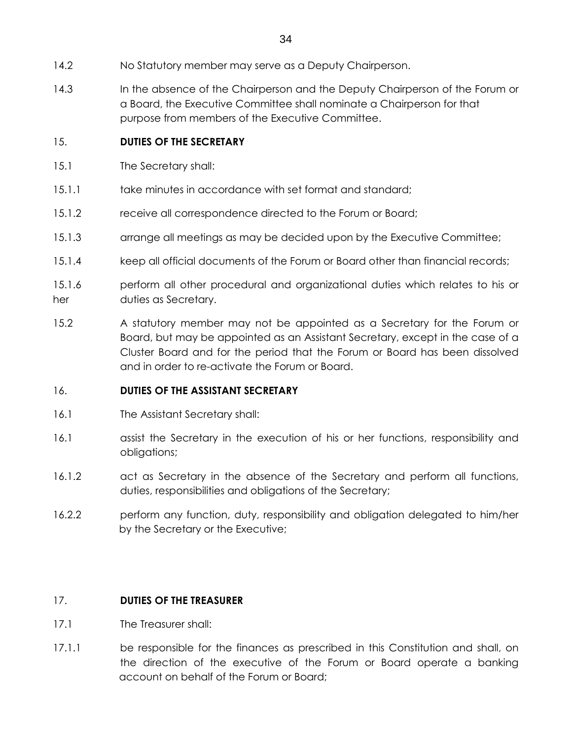14.2 No Statutory member may serve as a Deputy Chairperson.

14.3 In the absence of the Chairperson and the Deputy Chairperson of the Forum or a Board, the Executive Committee shall nominate a Chairperson for that purpose from members of the Executive Committee.

## 15. DUTIES OF THE SECRETARY

15.1 The Secretary shall:

15.1.1 take minutes in accordance with set format and standard;

15.1.2 receive all correspondence directed to the Forum or Board;

15.1.3 arrange all meetings as may be decided upon by the Executive Committee;

15.1.4 keep all official documents of the Forum or Board other than financial records;

15.1.6 perform all other procedural and organizational duties which relates to his or her duties as Secretary.

15.2 A statutory member may not be appointed as a Secretary for the Forum or Board, but may be appointed as an Assistant Secretary, except in the case of a Cluster Board and for the period that the Forum or Board has been dissolved and in order to re-activate the Forum or Board.

## 16. DUTIES OF THE ASSISTANT SECRETARY

16.1 The Assistant Secretary shall:

16.1 assist the Secretary in the execution of his or her functions, responsibility and obligations;

16.1.2 act as Secretary in the absence of the Secretary and perform all functions, duties, responsibilities and obligations of the Secretary;

16.2.2 perform any function, duty, responsibility and obligation delegated to him/her by the Secretary or the Executive;

## 17. DUTIES OF THE TREASURER

17.1 The Treasurer shall:

17.1.1 be responsible for the finances as prescribed in this Constitution and shall, on the direction of the executive of the Forum or Board operate a banking account on behalf of the Forum or Board;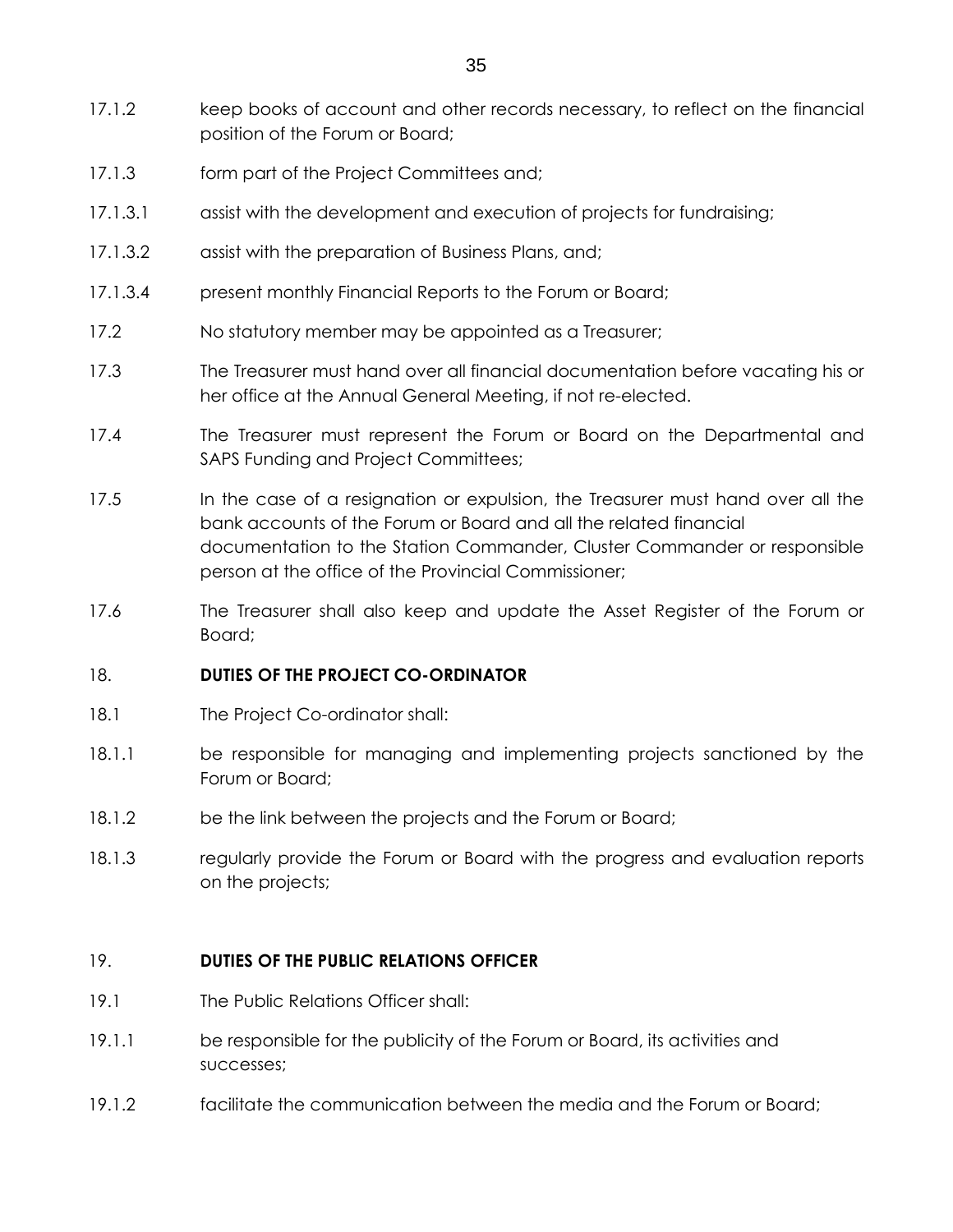17.1.2 keep books of account and other records necessary, to reflect on the financial position of the Forum or Board;

17.1.3 form part of the Project Committees and;

17.1.3.1 assist with the development and execution of projects for fundraising;

17.1.3.2 assist with the preparation of Business Plans, and;

17.1.3.4 present monthly Financial Reports to the Forum or Board;

17.2 No statutory member may be appointed as a Treasurer;

17.3 The Treasurer must hand over all financial documentation before vacating his or her office at the Annual General Meeting, if not re-elected.

17.4 The Treasurer must represent the Forum or Board on the Departmental and SAPS Funding and Project Committees;

17.5 In the case of a resignation or expulsion, the Treasurer must hand over all the bank accounts of the Forum or Board and all the related financial documentation to the Station Commander, Cluster Commander or responsible person at the office of the Provincial Commissioner;

17.6 The Treasurer shall also keep and update the Asset Register of the Forum or Board;

## 18. DUTIES OF THE PROJECT CO-ORDINATOR

18.1 The Project Co-ordinator shall:

18.1.1 be responsible for managing and implementing projects sanctioned by the Forum or Board;

18.1.2 be the link between the projects and the Forum or Board;

18.1.3 regularly provide the Forum or Board with the progress and evaluation reports on the projects;

## 19. DUTIES OF THE PUBLIC RELATIONS OFFICER

19.1 The Public Relations Officer shall:

19.1.1 be responsible for the publicity of the Forum or Board, its activities and successes;

19.1.2 facilitate the communication between the media and the Forum or Board;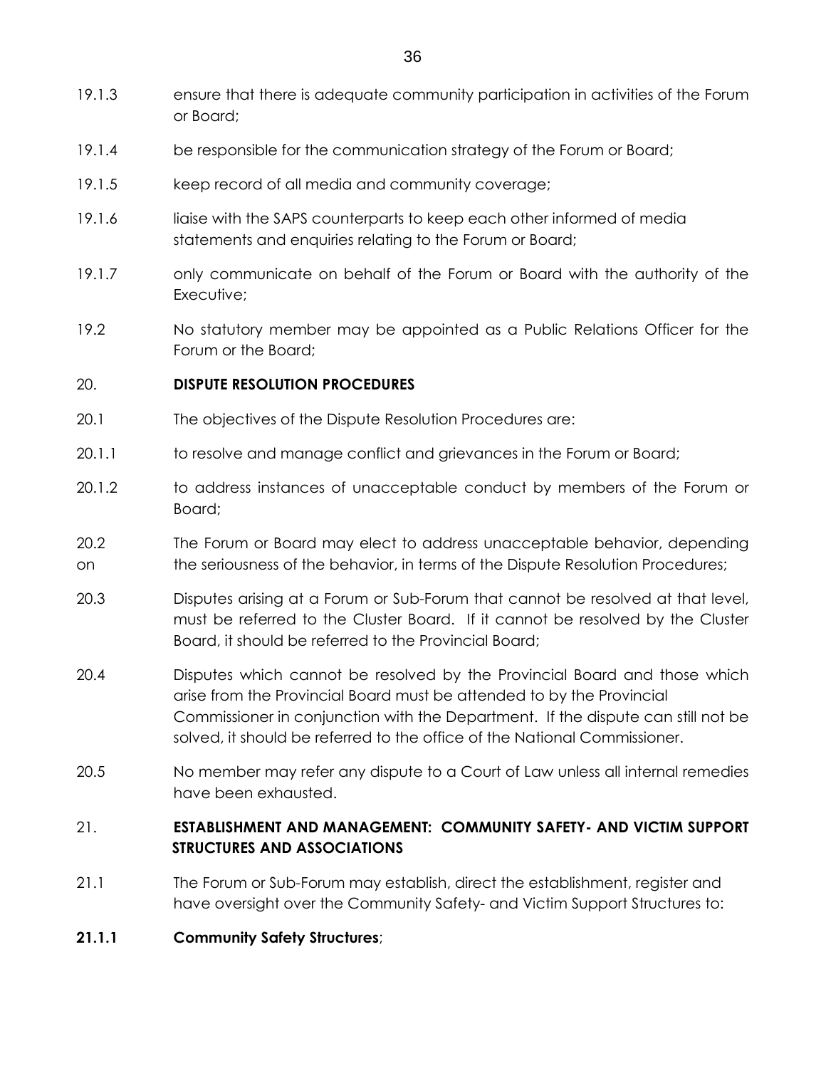19.1.3 ensure that there is adequate community participation in activities of the Forum or Board;

19.1.4 be responsible for the communication strategy of the Forum or Board;

19.1.5 keep record of all media and community coverage;

19.1.6 liaise with the SAPS counterparts to keep each other informed of media statements and enquiries relating to the Forum or Board;

19.1.7 only communicate on behalf of the Forum or Board with the authority of the Executive;

19.2 No statutory member may be appointed as a Public Relations Officer for the Forum or the Board;

20. **DISPUTE RESOLUTION PROCEDURES**

20.1 The objectives of the Dispute Resolution Procedures are:

20.1.1 to resolve and manage conflict and grievances in the Forum or Board;

20.1.2 to address instances of unacceptable conduct by members of the Forum or Board;

20.2 The Forum or Board may elect to address unacceptable behavior, depending on the seriousness of the behavior, in terms of the Dispute Resolution Procedures;

20.3 Disputes arising at a Forum or Sub-Forum that cannot be resolved at that level, must be referred to the Cluster Board. If it cannot be resolved by the Cluster Board, it should be referred to the Provincial Board;

20.4 Disputes which cannot be resolved by the Provincial Board and those which arise from the Provincial Board must be attended to by the Provincial Commissioner in conjunction with the Department. If the dispute can still not be solved, it should be referred to the office of the National Commissioner.

20.5 No member may refer any dispute to a Court of Law unless all internal remedies have been exhausted.

21. **ESTABLISHMENT AND MANAGEMENT: COMMUNITY SAFETY- AND VICTIM SUPPORT STRUCTURES AND ASSOCIATIONS**

21.1 The Forum or Sub-Forum may establish, direct the establishment, register and have oversight over the Community Safety- and Victim Support Structures to:

**21.1.1 Community Safety Structures**;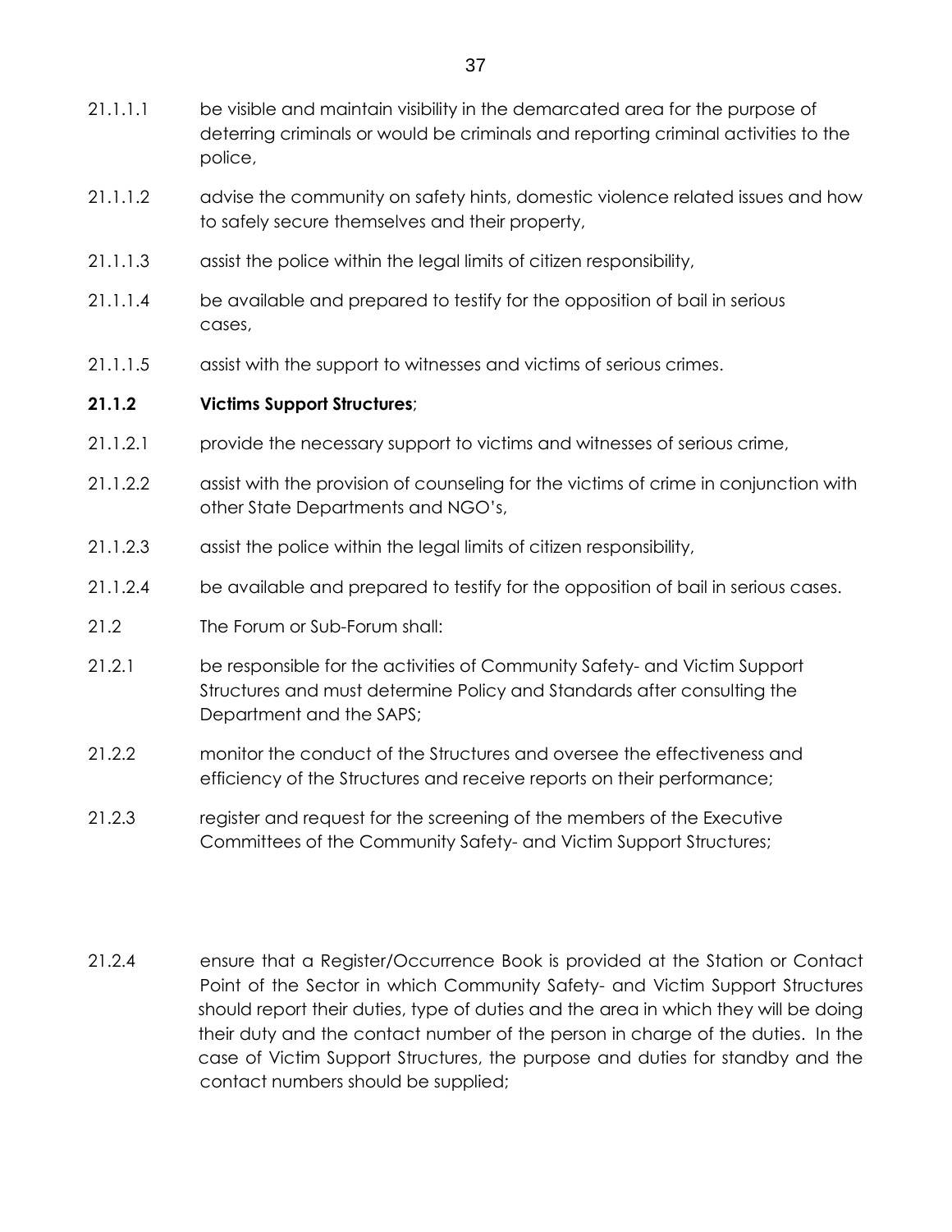21.1.1.1 be visible and maintain visibility in the demarcated area for the purpose of deterring criminals or would be criminals and reporting criminal activities to the police,

21.1.1.2 advise the community on safety hints, domestic violence related issues and how to safely secure themselves and their property,

21.1.1.3 assist the police within the legal limits of citizen responsibility,

21.1.1.4 be available and prepared to testify for the opposition of bail in serious cases,

21.1.1.5 assist with the support to witnesses and victims of serious crimes.

**21.1.2 Victims Support Structures**;

21.1.2.1 provide the necessary support to victims and witnesses of serious crime,

21.1.2.2 assist with the provision of counseling for the victims of crime in conjunction with other State Departments and NGO's,

21.1.2.3 assist the police within the legal limits of citizen responsibility,

21.1.2.4 be available and prepared to testify for the opposition of bail in serious cases.

21.2 The Forum or Sub-Forum shall:

21.2.1 be responsible for the activities of Community Safety- and Victim Support Structures and must determine Policy and Standards after consulting the Department and the SAPS;

21.2.2 monitor the conduct of the Structures and oversee the effectiveness and efficiency of the Structures and receive reports on their performance;

21.2.3 register and request for the screening of the members of the Executive Committees of the Community Safety- and Victim Support Structures;

21.2.4 ensure that a Register/Occurrence Book is provided at the Station or Contact Point of the Sector in which Community Safety- and Victim Support Structures should report their duties, type of duties and the area in which they will be doing their duty and the contact number of the person in charge of the duties. In the case of Victim Support Structures, the purpose and duties for standby and the contact numbers should be supplied;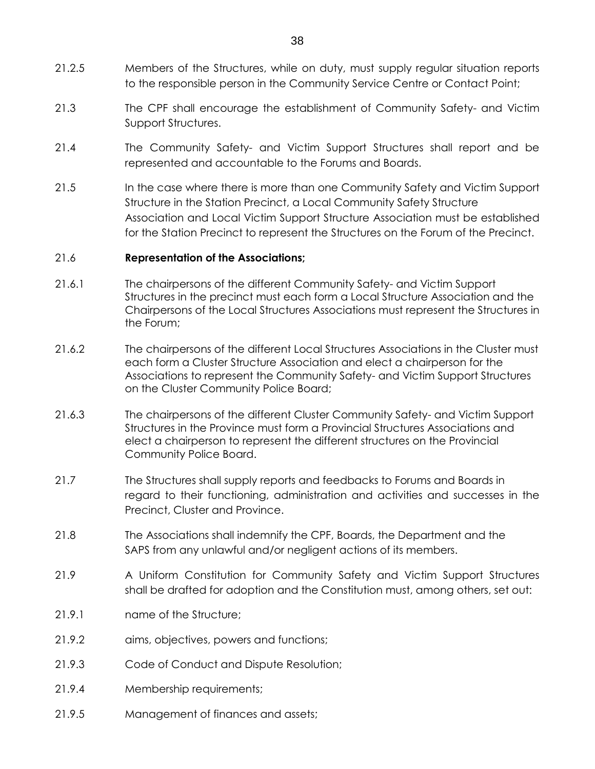21.2.5 Members of the Structures, while on duty, must supply regular situation reports to the responsible person in the Community Service Centre or Contact Point;

21.3 The CPF shall encourage the establishment of Community Safety- and Victim Support Structures.

21.4 The Community Safety- and Victim Support Structures shall report and be represented and accountable to the Forums and Boards.

21.5 In the case where there is more than one Community Safety and Victim Support Structure in the Station Precinct, a Local Community Safety Structure Association and Local Victim Support Structure Association must be established for the Station Precinct to represent the Structures on the Forum of the Precinct.

21.6 **Representation of the Associations;**

21.6.1 The chairpersons of the different Community Safety- and Victim Support Structures in the precinct must each form a Local Structure Association and the Chairpersons of the Local Structures Associations must represent the Structures in the Forum;

21.6.2 The chairpersons of the different Local Structures Associations in the Cluster must each form a Cluster Structure Association and elect a chairperson for the Associations to represent the Community Safety- and Victim Support Structures on the Cluster Community Police Board;

21.6.3 The chairpersons of the different Cluster Community Safety- and Victim Support Structures in the Province must form a Provincial Structures Associations and elect a chairperson to represent the different structures on the Provincial Community Police Board.

21.7 The Structures shall supply reports and feedbacks to Forums and Boards in regard to their functioning, administration and activities and successes in the Precinct, Cluster and Province.

21.8 The Associations shall indemnify the CPF, Boards, the Department and the SAPS from any unlawful and/or negligent actions of its members.

21.9 A Uniform Constitution for Community Safety and Victim Support Structures shall be drafted for adoption and the Constitution must, among others, set out:

21.9.1 name of the Structure;

21.9.2 aims, objectives, powers and functions;

21.9.3 Code of Conduct and Dispute Resolution;

21.9.4 Membership requirements;

21.9.5 Management of finances and assets;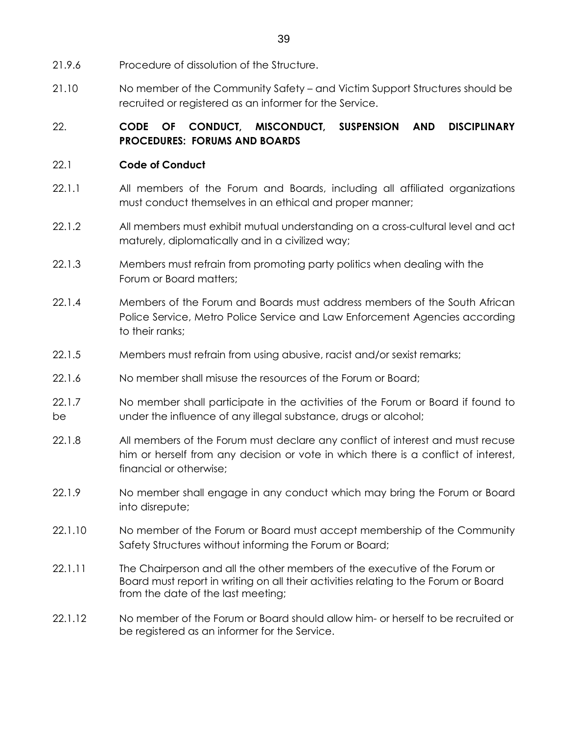21.9.6 Procedure of dissolution of the Structure.

21.10 No member of the Community Safety – and Victim Support Structures should be recruited or registered as an informer for the Service.

## 22. CODE OF CONDUCT, MISCONDUCT, SUSPENSION AND DISCIPLINARY PROCEDURES: FORUMS AND BOARDS

### 22.1 Code of Conduct

22.1.1 All members of the Forum and Boards, including all affiliated organizations must conduct themselves in an ethical and proper manner;

22.1.2 All members must exhibit mutual understanding on a cross-cultural level and act maturely, diplomatically and in a civilized way;

22.1.3 Members must refrain from promoting party politics when dealing with the Forum or Board matters;

22.1.4 Members of the Forum and Boards must address members of the South African Police Service, Metro Police Service and Law Enforcement Agencies according to their ranks;

22.1.5 Members must refrain from using abusive, racist and/or sexist remarks;

22.1.6 No member shall misuse the resources of the Forum or Board;

22.1.7 No member shall participate in the activities of the Forum or Board if found to be under the influence of any illegal substance, drugs or alcohol;

22.1.8 All members of the Forum must declare any conflict of interest and must recuse him or herself from any decision or vote in which there is a conflict of interest, financial or otherwise;

22.1.9 No member shall engage in any conduct which may bring the Forum or Board into disrepute;

22.1.10 No member of the Forum or Board must accept membership of the Community Safety Structures without informing the Forum or Board;

22.1.11 The Chairperson and all the other members of the executive of the Forum or Board must report in writing on all their activities relating to the Forum or Board from the date of the last meeting;

22.1.12 No member of the Forum or Board should allow him- or herself to be recruited or be registered as an informer for the Service.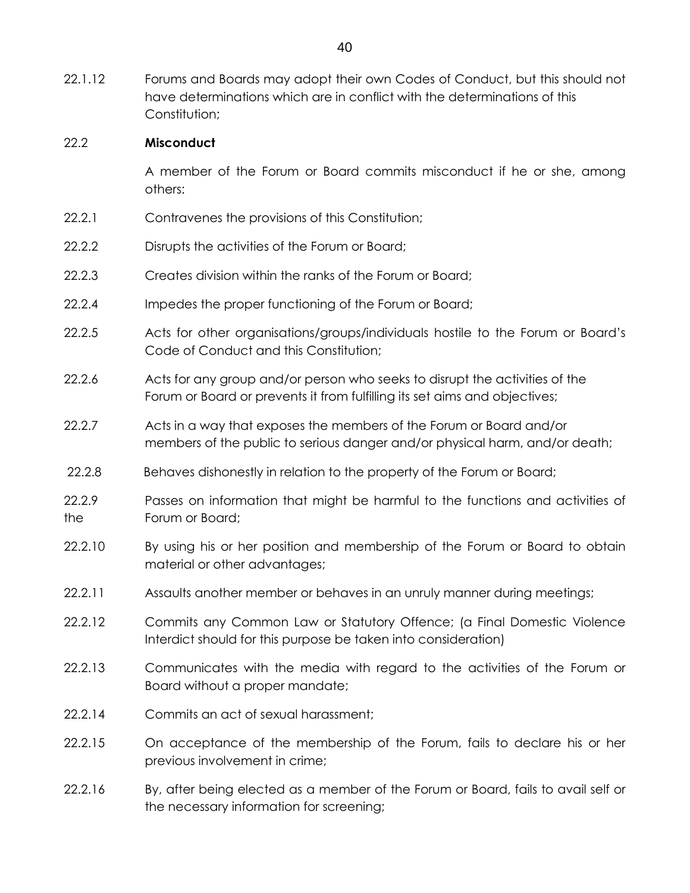22.1.12 Forums and Boards may adopt their own Codes of Conduct, but this should not have determinations which are in conflict with the determinations of this Constitution;

22.2 **Misconduct**

A member of the Forum or Board commits misconduct if he or she, among others:

22.2.1 Contravenes the provisions of this Constitution;

22.2.2 Disrupts the activities of the Forum or Board;

22.2.3 Creates division within the ranks of the Forum or Board;

22.2.4 Impedes the proper functioning of the Forum or Board;

22.2.5 Acts for other organisations/groups/individuals hostile to the Forum or Board's Code of Conduct and this Constitution;

22.2.6 Acts for any group and/or person who seeks to disrupt the activities of the Forum or Board or prevents it from fulfilling its set aims and objectives;

22.2.7 Acts in a way that exposes the members of the Forum or Board and/or members of the public to serious danger and/or physical harm, and/or death;

22.2.8 Behaves dishonestly in relation to the property of the Forum or Board;

22.2.9 Passes on information that might be harmful to the functions and activities of the Forum or Board;

22.2.10 By using his or her position and membership of the Forum or Board to obtain material or other advantages;

22.2.11 Assaults another member or behaves in an unruly manner during meetings;

22.2.12 Commits any Common Law or Statutory Offence; (a Final Domestic Violence Interdict should for this purpose be taken into consideration)

22.2.13 Communicates with the media with regard to the activities of the Forum or Board without a proper mandate;

22.2.14 Commits an act of sexual harassment;

22.2.15 On acceptance of the membership of the Forum, fails to declare his or her previous involvement in crime;

22.2.16 By, after being elected as a member of the Forum or Board, fails to avail self or the necessary information for screening;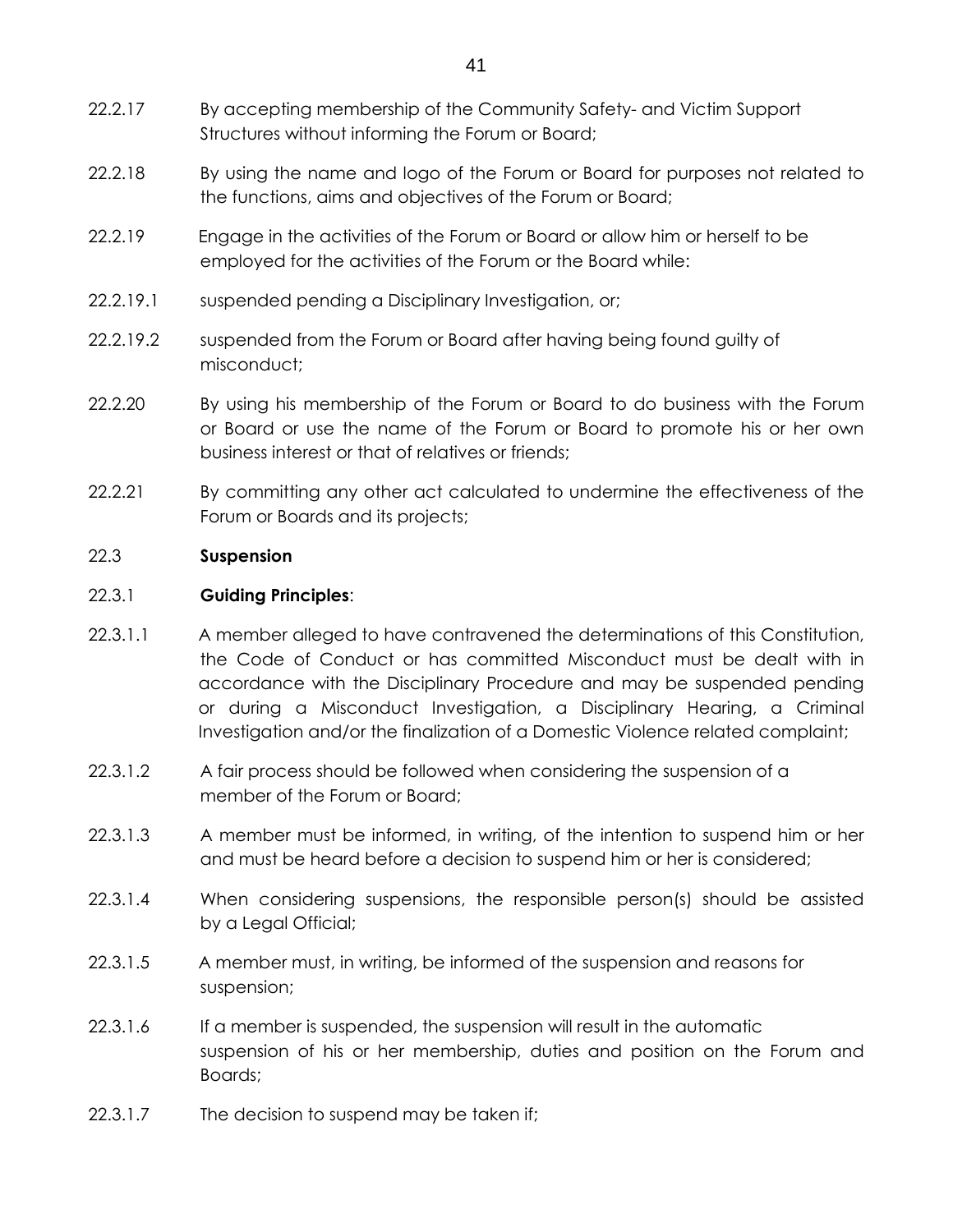22.2.17 By accepting membership of the Community Safety- and Victim Support Structures without informing the Forum or Board;

22.2.18 By using the name and logo of the Forum or Board for purposes not related to the functions, aims and objectives of the Forum or Board;

22.2.19 Engage in the activities of the Forum or Board or allow him or herself to be employed for the activities of the Forum or the Board while:

22.2.19.1 suspended pending a Disciplinary Investigation, or;

22.2.19.2 suspended from the Forum or Board after having being found guilty of misconduct;

22.2.20 By using his membership of the Forum or Board to do business with the Forum or Board or use the name of the Forum or Board to promote his or her own business interest or that of relatives or friends;

22.2.21 By committing any other act calculated to undermine the effectiveness of the Forum or Boards and its projects;

22.3 **Suspension**

22.3.1 **Guiding Principles**:

22.3.1.1 A member alleged to have contravened the determinations of this Constitution, the Code of Conduct or has committed Misconduct must be dealt with in accordance with the Disciplinary Procedure and may be suspended pending or during a Misconduct Investigation, a Disciplinary Hearing, a Criminal Investigation and/or the finalization of a Domestic Violence related complaint;

22.3.1.2 A fair process should be followed when considering the suspension of a member of the Forum or Board;

22.3.1.3 A member must be informed, in writing, of the intention to suspend him or her and must be heard before a decision to suspend him or her is considered;

22.3.1.4 When considering suspensions, the responsible person(s) should be assisted by a Legal Official;

22.3.1.5 A member must, in writing, be informed of the suspension and reasons for suspension;

22.3.1.6 If a member is suspended, the suspension will result in the automatic suspension of his or her membership, duties and position on the Forum and Boards;

22.3.1.7 The decision to suspend may be taken if;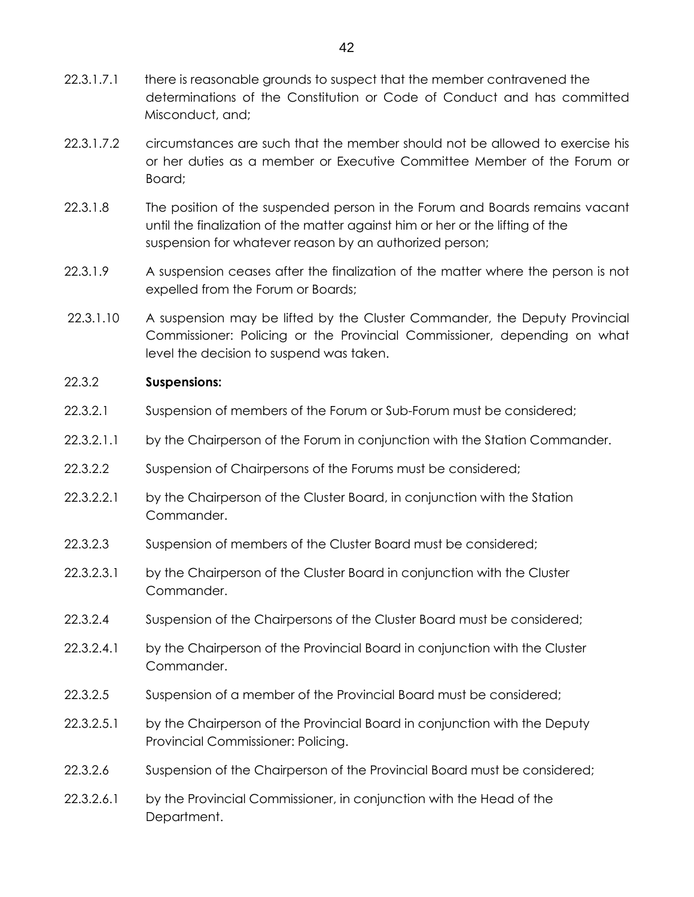22.3.1.7.1 there is reasonable grounds to suspect that the member contravened the determinations of the Constitution or Code of Conduct and has committed Misconduct, and;

22.3.1.7.2 circumstances are such that the member should not be allowed to exercise his or her duties as a member or Executive Committee Member of the Forum or Board;

22.3.1.8 The position of the suspended person in the Forum and Boards remains vacant until the finalization of the matter against him or her or the lifting of the suspension for whatever reason by an authorized person;

22.3.1.9 A suspension ceases after the finalization of the matter where the person is not expelled from the Forum or Boards;

22.3.1.10 A suspension may be lifted by the Cluster Commander, the Deputy Provincial Commissioner: Policing or the Provincial Commissioner, depending on what level the decision to suspend was taken.

22.3.2 **Suspensions:**

22.3.2.1 Suspension of members of the Forum or Sub-Forum must be considered;

22.3.2.1.1 by the Chairperson of the Forum in conjunction with the Station Commander.

22.3.2.2 Suspension of Chairpersons of the Forums must be considered;

22.3.2.2.1 by the Chairperson of the Cluster Board, in conjunction with the Station Commander.

22.3.2.3 Suspension of members of the Cluster Board must be considered;

22.3.2.3.1 by the Chairperson of the Cluster Board in conjunction with the Cluster Commander.

22.3.2.4 Suspension of the Chairpersons of the Cluster Board must be considered;

22.3.2.4.1 by the Chairperson of the Provincial Board in conjunction with the Cluster Commander.

22.3.2.5 Suspension of a member of the Provincial Board must be considered;

22.3.2.5.1 by the Chairperson of the Provincial Board in conjunction with the Deputy Provincial Commissioner: Policing.

22.3.2.6 Suspension of the Chairperson of the Provincial Board must be considered;

22.3.2.6.1 by the Provincial Commissioner, in conjunction with the Head of the Department.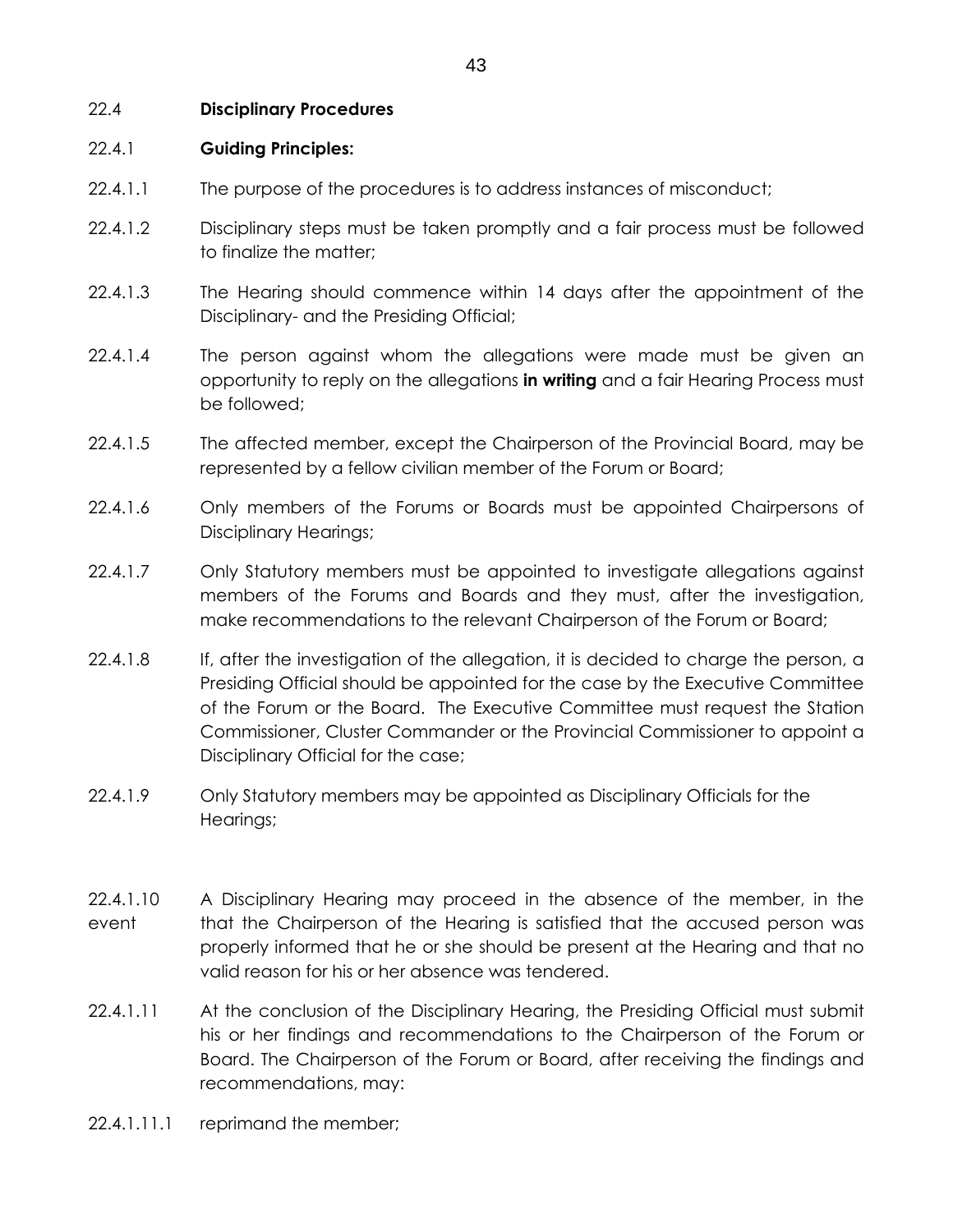22.4 **Disciplinary Procedures**

22.4.1 **Guiding Principles:**

22.4.1.1 The purpose of the procedures is to address instances of misconduct;

22.4.1.2 Disciplinary steps must be taken promptly and a fair process must be followed to finalize the matter;

22.4.1.3 The Hearing should commence within 14 days after the appointment of the Disciplinary- and the Presiding Official;

22.4.1.4 The person against whom the allegations were made must be given an opportunity to reply on the allegations **in writing** and a fair Hearing Process must be followed;

22.4.1.5 The affected member, except the Chairperson of the Provincial Board, may be represented by a fellow civilian member of the Forum or Board;

22.4.1.6 Only members of the Forums or Boards must be appointed Chairpersons of Disciplinary Hearings;

22.4.1.7 Only Statutory members must be appointed to investigate allegations against members of the Forums and Boards and they must, after the investigation, make recommendations to the relevant Chairperson of the Forum or Board;

22.4.1.8 If, after the investigation of the allegation, it is decided to charge the person, a Presiding Official should be appointed for the case by the Executive Committee of the Forum or the Board. The Executive Committee must request the Station Commissioner, Cluster Commander or the Provincial Commissioner to appoint a Disciplinary Official for the case;

22.4.1.9 Only Statutory members may be appointed as Disciplinary Officials for the Hearings;

22.4.1.10 A Disciplinary Hearing may proceed in the absence of the member, in the event that the Chairperson of the Hearing is satisfied that the accused person was properly informed that he or she should be present at the Hearing and that no valid reason for his or her absence was tendered.

22.4.1.11 At the conclusion of the Disciplinary Hearing, the Presiding Official must submit his or her findings and recommendations to the Chairperson of the Forum or Board. The Chairperson of the Forum or Board, after receiving the findings and recommendations, may:

22.4.1.11.1 reprimand the member;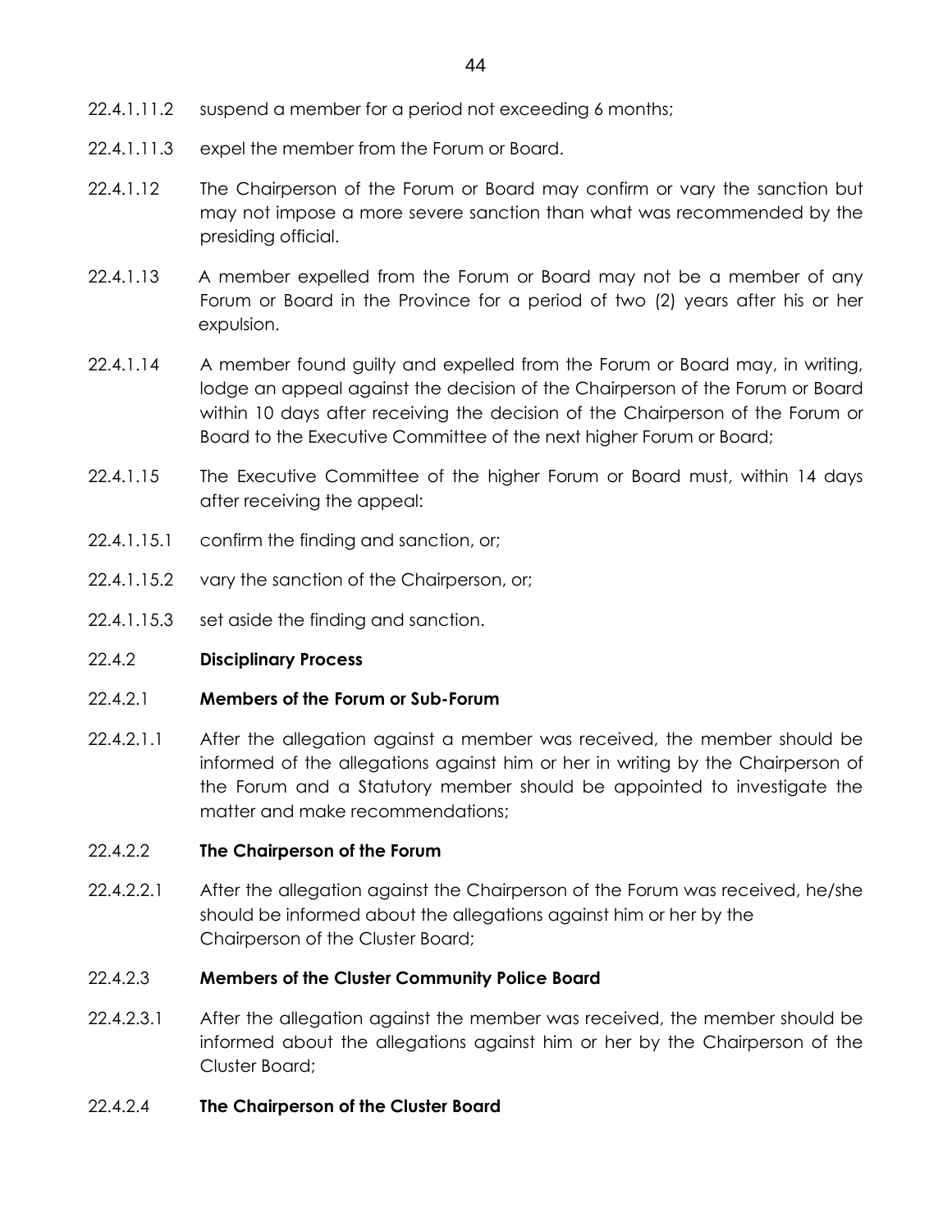22.4.1.11.2 suspend a member for a period not exceeding 6 months;

22.4.1.11.3 expel the member from the Forum or Board.

22.4.1.12 The Chairperson of the Forum or Board may confirm or vary the sanction but may not impose a more severe sanction than what was recommended by the presiding official.

22.4.1.13 A member expelled from the Forum or Board may not be a member of any Forum or Board in the Province for a period of two (2) years after his or her expulsion.

22.4.1.14 A member found guilty and expelled from the Forum or Board may, in writing, lodge an appeal against the decision of the Chairperson of the Forum or Board within 10 days after receiving the decision of the Chairperson of the Forum or Board to the Executive Committee of the next higher Forum or Board;

22.4.1.15 The Executive Committee of the higher Forum or Board must, within 14 days after receiving the appeal:

22.4.1.15.1 confirm the finding and sanction, or;

22.4.1.15.2 vary the sanction of the Chairperson, or;

22.4.1.15.3 set aside the finding and sanction.

22.4.2 **Disciplinary Process**

22.4.2.1 **Members of the Forum or Sub-Forum**

22.4.2.1.1 After the allegation against a member was received, the member should be informed of the allegations against him or her in writing by the Chairperson of the Forum and a Statutory member should be appointed to investigate the matter and make recommendations;

22.4.2.2 **The Chairperson of the Forum**

22.4.2.2.1 After the allegation against the Chairperson of the Forum was received, he/she should be informed about the allegations against him or her by the Chairperson of the Cluster Board;

22.4.2.3 **Members of the Cluster Community Police Board**

22.4.2.3.1 After the allegation against the member was received, the member should be informed about the allegations against him or her by the Chairperson of the Cluster Board;

22.4.2.4 **The Chairperson of the Cluster Board**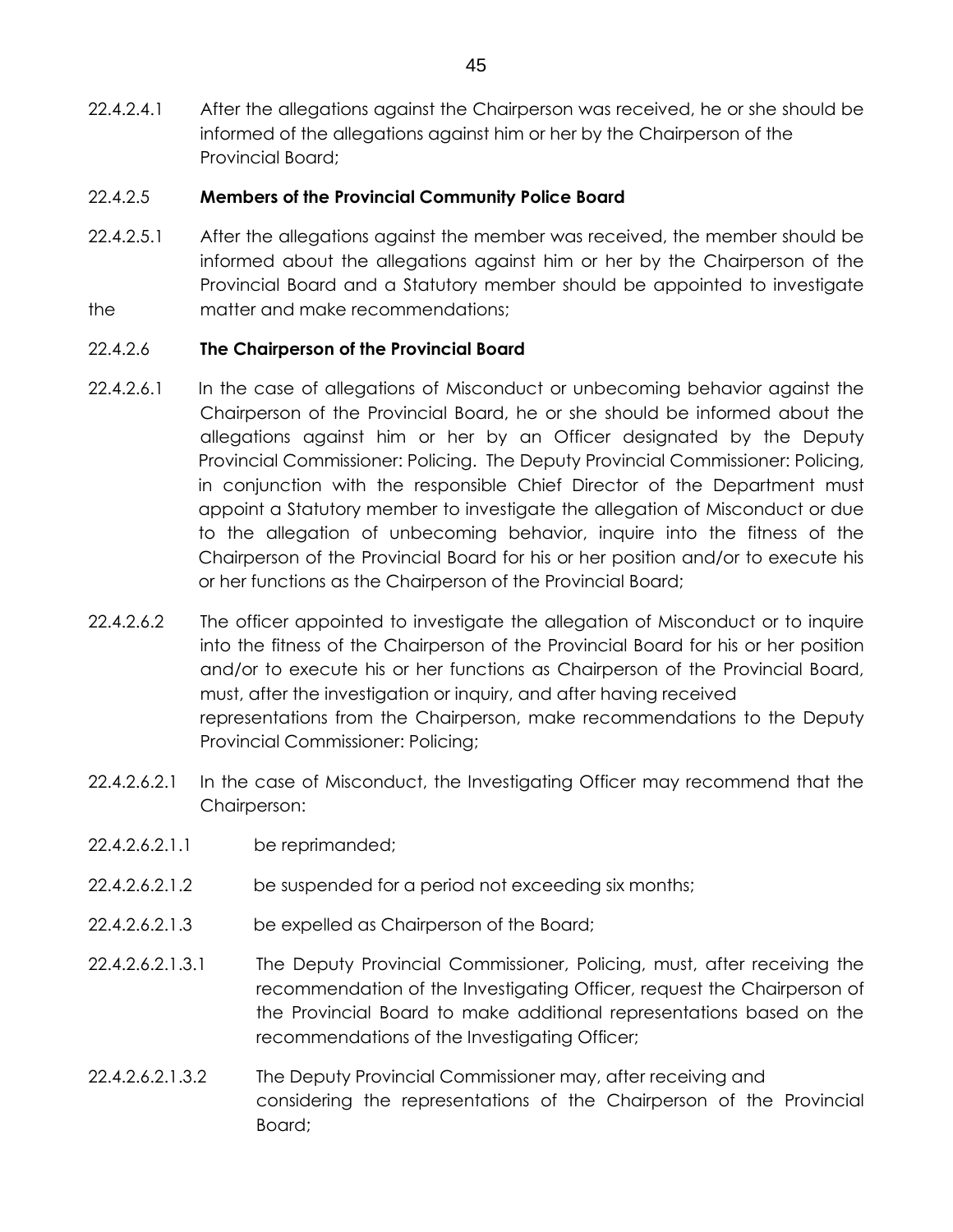22.4.2.4.1 After the allegations against the Chairperson was received, he or she should be informed of the allegations against him or her by the Chairperson of the Provincial Board;

22.4.2.5 **Members of the Provincial Community Police Board**

22.4.2.5.1 After the allegations against the member was received, the member should be informed about the allegations against him or her by the Chairperson of the Provincial Board and a Statutory member should be appointed to investigate the matter and make recommendations;

22.4.2.6 **The Chairperson of the Provincial Board**

22.4.2.6.1 In the case of allegations of Misconduct or unbecoming behavior against the Chairperson of the Provincial Board, he or she should be informed about the allegations against him or her by an Officer designated by the Deputy Provincial Commissioner: Policing. The Deputy Provincial Commissioner: Policing, in conjunction with the responsible Chief Director of the Department must appoint a Statutory member to investigate the allegation of Misconduct or due to the allegation of unbecoming behavior, inquire into the fitness of the Chairperson of the Provincial Board for his or her position and/or to execute his or her functions as the Chairperson of the Provincial Board;

22.4.2.6.2 The officer appointed to investigate the allegation of Misconduct or to inquire into the fitness of the Chairperson of the Provincial Board for his or her position and/or to execute his or her functions as Chairperson of the Provincial Board, must, after the investigation or inquiry, and after having received representations from the Chairperson, make recommendations to the Deputy Provincial Commissioner: Policing;

22.4.2.6.2.1 In the case of Misconduct, the Investigating Officer may recommend that the Chairperson:

22.4.2.6.2.1.1 be reprimanded;

22.4.2.6.2.1.2 be suspended for a period not exceeding six months;

22.4.2.6.2.1.3 be expelled as Chairperson of the Board;

22.4.2.6.2.1.3.1 The Deputy Provincial Commissioner, Policing, must, after receiving the recommendation of the Investigating Officer, request the Chairperson of the Provincial Board to make additional representations based on the recommendations of the Investigating Officer;

22.4.2.6.2.1.3.2 The Deputy Provincial Commissioner may, after receiving and considering the representations of the Chairperson of the Provincial Board;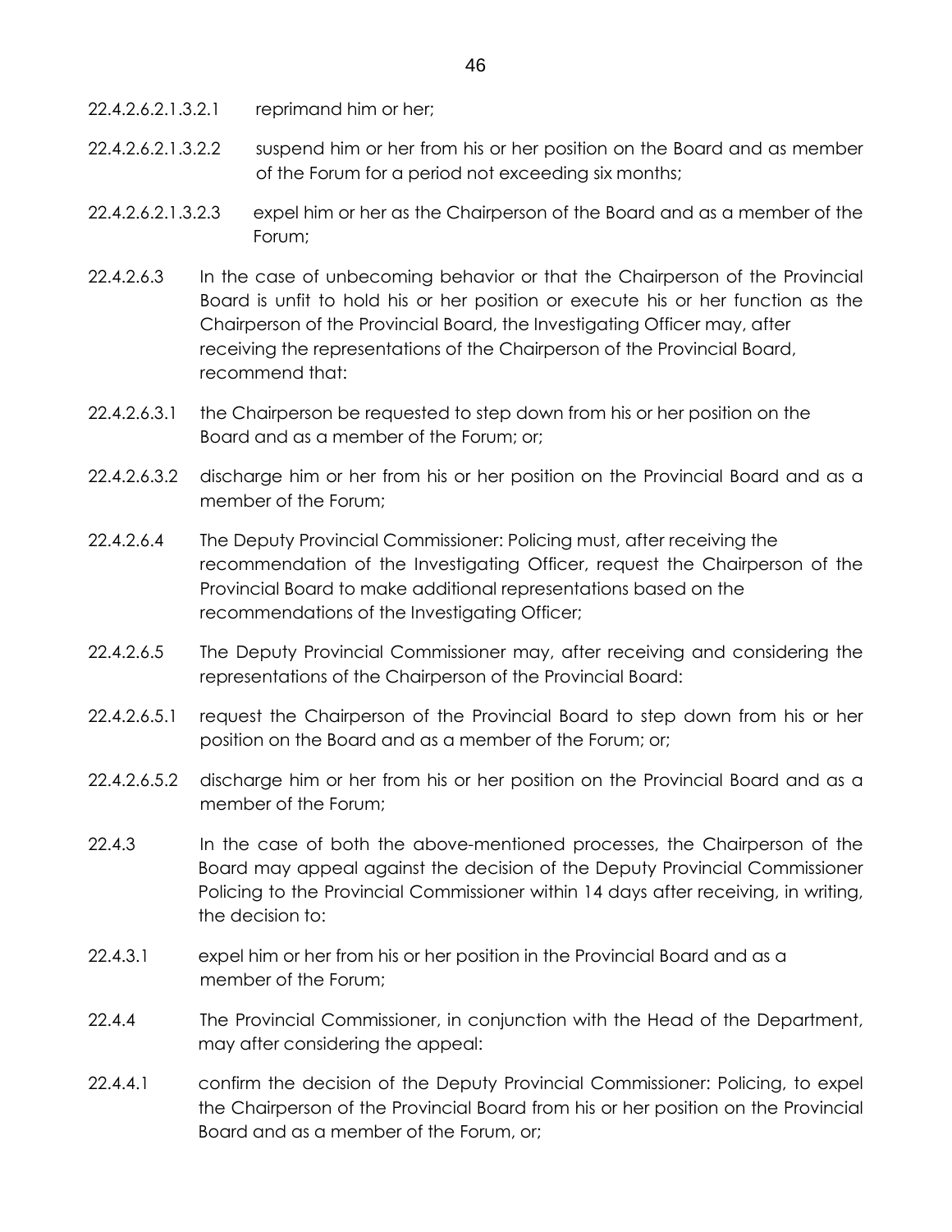22.4.2.6.2.1.3.2.1 reprimand him or her;

22.4.2.6.2.1.3.2.2 suspend him or her from his or her position on the Board and as member of the Forum for a period not exceeding six months;

22.4.2.6.2.1.3.2.3 expel him or her as the Chairperson of the Board and as a member of the Forum;

22.4.2.6.3 In the case of unbecoming behavior or that the Chairperson of the Provincial Board is unfit to hold his or her position or execute his or her function as the Chairperson of the Provincial Board, the Investigating Officer may, after receiving the representations of the Chairperson of the Provincial Board, recommend that:

22.4.2.6.3.1 the Chairperson be requested to step down from his or her position on the Board and as a member of the Forum; or;

22.4.2.6.3.2 discharge him or her from his or her position on the Provincial Board and as a member of the Forum;

22.4.2.6.4 The Deputy Provincial Commissioner: Policing must, after receiving the recommendation of the Investigating Officer, request the Chairperson of the Provincial Board to make additional representations based on the recommendations of the Investigating Officer;

22.4.2.6.5 The Deputy Provincial Commissioner may, after receiving and considering the representations of the Chairperson of the Provincial Board:

22.4.2.6.5.1 request the Chairperson of the Provincial Board to step down from his or her position on the Board and as a member of the Forum; or;

22.4.2.6.5.2 discharge him or her from his or her position on the Provincial Board and as a member of the Forum;

22.4.3 In the case of both the above-mentioned processes, the Chairperson of the Board may appeal against the decision of the Deputy Provincial Commissioner Policing to the Provincial Commissioner within 14 days after receiving, in writing, the decision to:

22.4.3.1 expel him or her from his or her position in the Provincial Board and as a member of the Forum;

22.4.4 The Provincial Commissioner, in conjunction with the Head of the Department, may after considering the appeal:

22.4.4.1 confirm the decision of the Deputy Provincial Commissioner: Policing, to expel the Chairperson of the Provincial Board from his or her position on the Provincial Board and as a member of the Forum, or;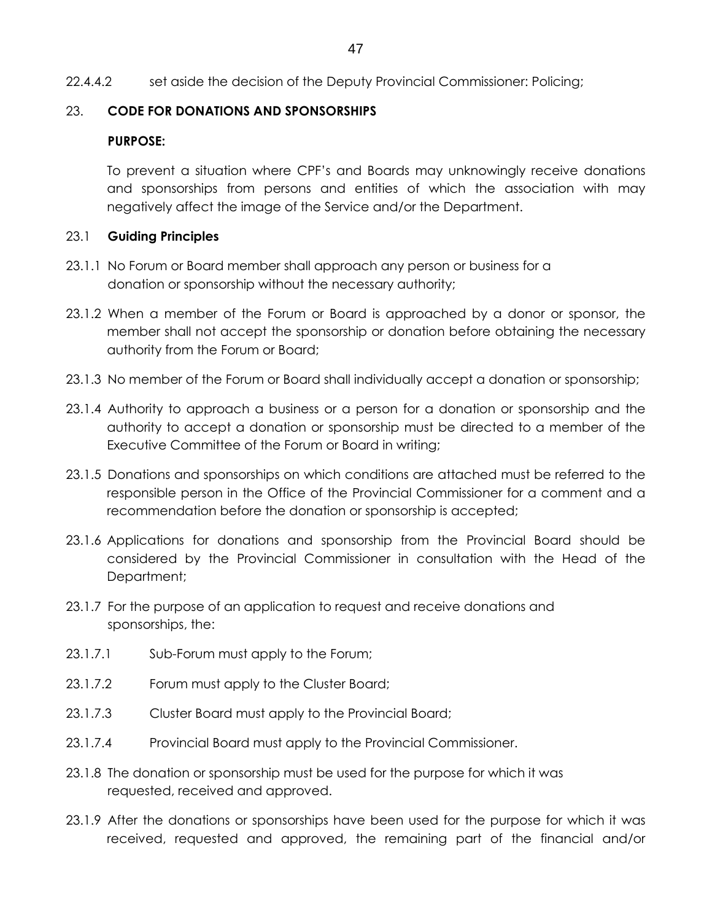22.4.4.2 set aside the decision of the Deputy Provincial Commissioner: Policing;

## 23. CODE FOR DONATIONS AND SPONSORSHIPS

**PURPOSE:**

To prevent a situation where CPF's and Boards may unknowingly receive donations and sponsorships from persons and entities of which the association with may negatively affect the image of the Service and/or the Department.

### 23.1 Guiding Principles

23.1.1 No Forum or Board member shall approach any person or business for a donation or sponsorship without the necessary authority;

23.1.2 When a member of the Forum or Board is approached by a donor or sponsor, the member shall not accept the sponsorship or donation before obtaining the necessary authority from the Forum or Board;

23.1.3 No member of the Forum or Board shall individually accept a donation or sponsorship;

23.1.4 Authority to approach a business or a person for a donation or sponsorship and the authority to accept a donation or sponsorship must be directed to a member of the Executive Committee of the Forum or Board in writing;

23.1.5 Donations and sponsorships on which conditions are attached must be referred to the responsible person in the Office of the Provincial Commissioner for a comment and a recommendation before the donation or sponsorship is accepted;

23.1.6 Applications for donations and sponsorship from the Provincial Board should be considered by the Provincial Commissioner in consultation with the Head of the Department;

23.1.7 For the purpose of an application to request and receive donations and sponsorships, the:

23.1.7.1 Sub-Forum must apply to the Forum;

23.1.7.2 Forum must apply to the Cluster Board;

23.1.7.3 Cluster Board must apply to the Provincial Board;

23.1.7.4 Provincial Board must apply to the Provincial Commissioner.

23.1.8 The donation or sponsorship must be used for the purpose for which it was requested, received and approved.

23.1.9 After the donations or sponsorships have been used for the purpose for which it was received, requested and approved, the remaining part of the financial and/or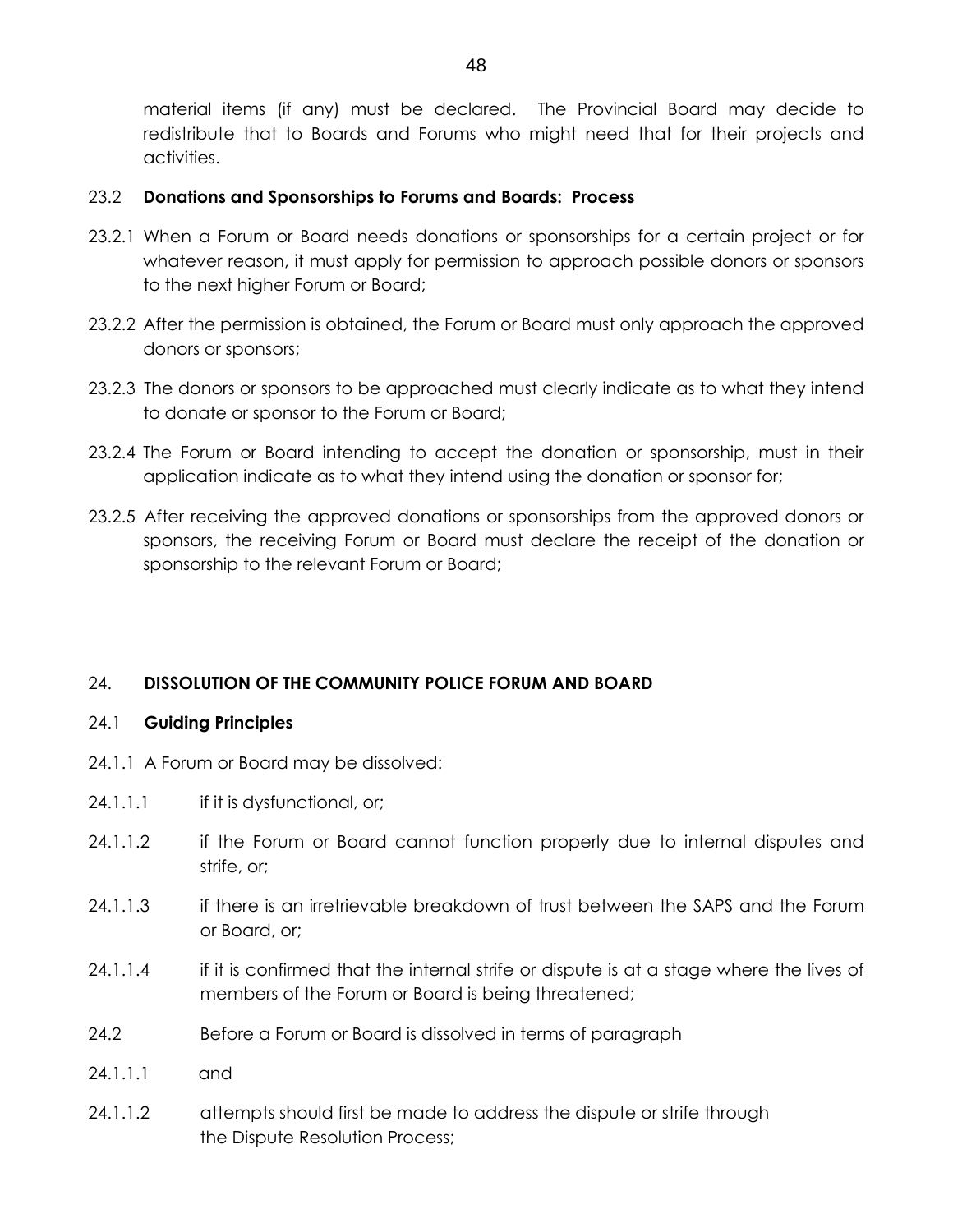material items (if any) must be declared. The Provincial Board may decide to redistribute that to Boards and Forums who might need that for their projects and activities.

### 23.2 **Donations and Sponsorships to Forums and Boards: Process**

23.2.1 When a Forum or Board needs donations or sponsorships for a certain project or for whatever reason, it must apply for permission to approach possible donors or sponsors to the next higher Forum or Board;

23.2.2 After the permission is obtained, the Forum or Board must only approach the approved donors or sponsors;

23.2.3 The donors or sponsors to be approached must clearly indicate as to what they intend to donate or sponsor to the Forum or Board;

23.2.4 The Forum or Board intending to accept the donation or sponsorship, must in their application indicate as to what they intend using the donation or sponsor for;

23.2.5 After receiving the approved donations or sponsorships from the approved donors or sponsors, the receiving Forum or Board must declare the receipt of the donation or sponsorship to the relevant Forum or Board;

## 24. **DISSOLUTION OF THE COMMUNITY POLICE FORUM AND BOARD**

### 24.1 **Guiding Principles**

24.1.1 A Forum or Board may be dissolved:

24.1.1.1 if it is dysfunctional, or;

24.1.1.2 if the Forum or Board cannot function properly due to internal disputes and strife, or;

24.1.1.3 if there is an irretrievable breakdown of trust between the SAPS and the Forum or Board, or;

24.1.1.4 if it is confirmed that the internal strife or dispute is at a stage where the lives of members of the Forum or Board is being threatened;

24.2 Before a Forum or Board is dissolved in terms of paragraph

24.1.1.1 and

24.1.1.2 attempts should first be made to address the dispute or strife through the Dispute Resolution Process;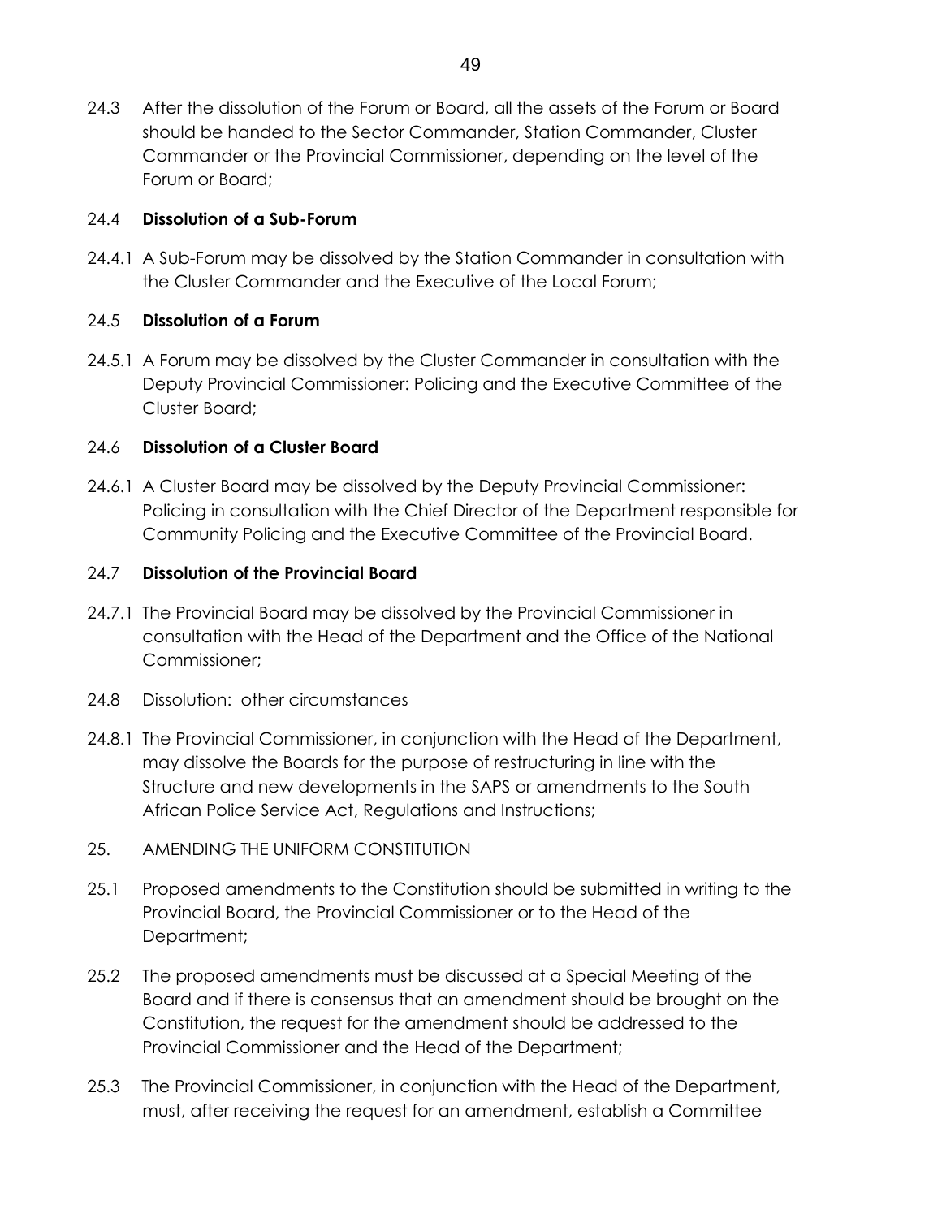24.3 After the dissolution of the Forum or Board, all the assets of the Forum or Board should be handed to the Sector Commander, Station Commander, Cluster Commander or the Provincial Commissioner, depending on the level of the Forum or Board;

24.4 **Dissolution of a Sub-Forum**

24.4.1 A Sub-Forum may be dissolved by the Station Commander in consultation with the Cluster Commander and the Executive of the Local Forum;

24.5 **Dissolution of a Forum**

24.5.1 A Forum may be dissolved by the Cluster Commander in consultation with the Deputy Provincial Commissioner: Policing and the Executive Committee of the Cluster Board;

24.6 **Dissolution of a Cluster Board**

24.6.1 A Cluster Board may be dissolved by the Deputy Provincial Commissioner: Policing in consultation with the Chief Director of the Department responsible for Community Policing and the Executive Committee of the Provincial Board.

24.7 **Dissolution of the Provincial Board**

24.7.1 The Provincial Board may be dissolved by the Provincial Commissioner in consultation with the Head of the Department and the Office of the National Commissioner;

24.8 Dissolution: other circumstances

24.8.1 The Provincial Commissioner, in conjunction with the Head of the Department, may dissolve the Boards for the purpose of restructuring in line with the Structure and new developments in the SAPS or amendments to the South African Police Service Act, Regulations and Instructions;

25. AMENDING THE UNIFORM CONSTITUTION

25.1 Proposed amendments to the Constitution should be submitted in writing to the Provincial Board, the Provincial Commissioner or to the Head of the Department;

25.2 The proposed amendments must be discussed at a Special Meeting of the Board and if there is consensus that an amendment should be brought on the Constitution, the request for the amendment should be addressed to the Provincial Commissioner and the Head of the Department;

25.3 The Provincial Commissioner, in conjunction with the Head of the Department, must, after receiving the request for an amendment, establish a Committee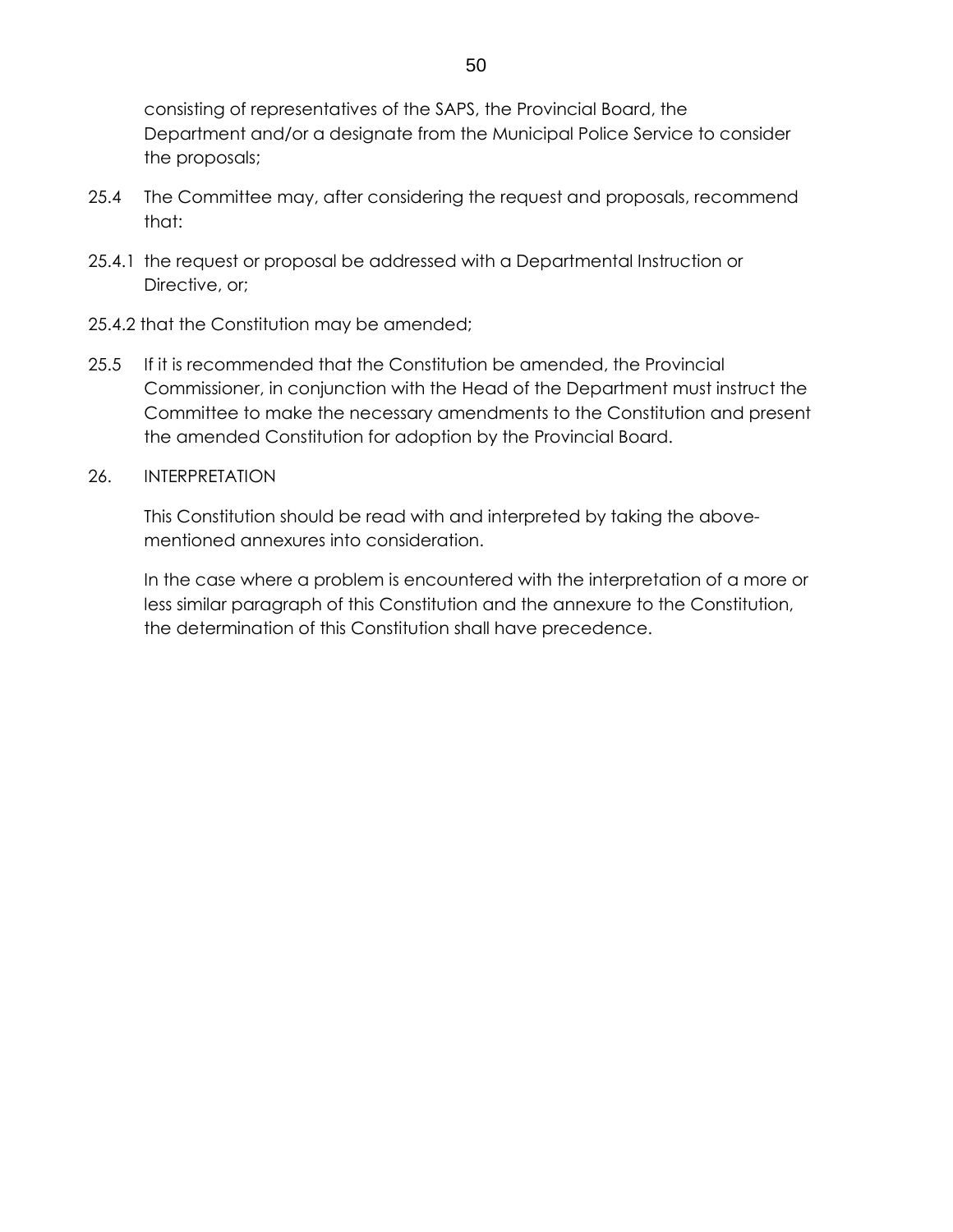consisting of representatives of the SAPS, the Provincial Board, the Department and/or a designate from the Municipal Police Service to consider the proposals;

25.4 The Committee may, after considering the request and proposals, recommend that:

25.4.1 the request or proposal be addressed with a Departmental Instruction or Directive, or;

25.4.2 that the Constitution may be amended;

25.5 If it is recommended that the Constitution be amended, the Provincial Commissioner, in conjunction with the Head of the Department must instruct the Committee to make the necessary amendments to the Constitution and present the amended Constitution for adoption by the Provincial Board.

## 26. INTERPRETATION

This Constitution should be read with and interpreted by taking the above-mentioned annexures into consideration.

In the case where a problem is encountered with the interpretation of a more or less similar paragraph of this Constitution and the annexure to the Constitution, the determination of this Constitution shall have precedence.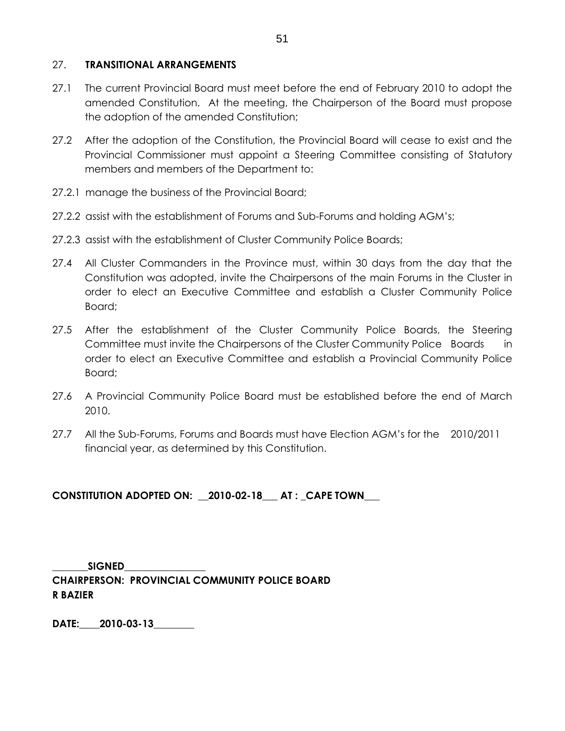## 27. TRANSITIONAL ARRANGEMENTS

27.1 The current Provincial Board must meet before the end of February 2010 to adopt the amended Constitution. At the meeting, the Chairperson of the Board must propose the adoption of the amended Constitution;

27.2 After the adoption of the Constitution, the Provincial Board will cease to exist and the Provincial Commissioner must appoint a Steering Committee consisting of Statutory members and members of the Department to:

27.2.1 manage the business of the Provincial Board;

27.2.2 assist with the establishment of Forums and Sub-Forums and holding AGM's;

27.2.3 assist with the establishment of Cluster Community Police Boards;

27.4 All Cluster Commanders in the Province must, within 30 days from the day that the Constitution was adopted, invite the Chairpersons of the main Forums in the Cluster in order to elect an Executive Committee and establish a Cluster Community Police Board;

27.5 After the establishment of the Cluster Community Police Boards, the Steering Committee must invite the Chairpersons of the Cluster Community Police Boards in order to elect an Executive Committee and establish a Provincial Community Police Board;

27.6 A Provincial Community Police Board must be established before the end of March 2010.

27.7 All the Sub-Forums, Forums and Boards must have Election AGM's for the 2010/2011 financial year, as determined by this Constitution.

**CONSTITUTION ADOPTED ON: \_\_2010-02-18\_\_\_ AT : \_CAPE TOWN\_\_\_**

**\_\_\_\_\_\_\_SIGNED\_\_\_\_\_\_\_\_\_\_\_\_\_\_\_\_**
**CHAIRPERSON: PROVINCIAL COMMUNITY POLICE BOARD**
**R BAZIER**

**DATE:\_\_\_\_2010-03-13\_\_\_\_\_\_\_\_**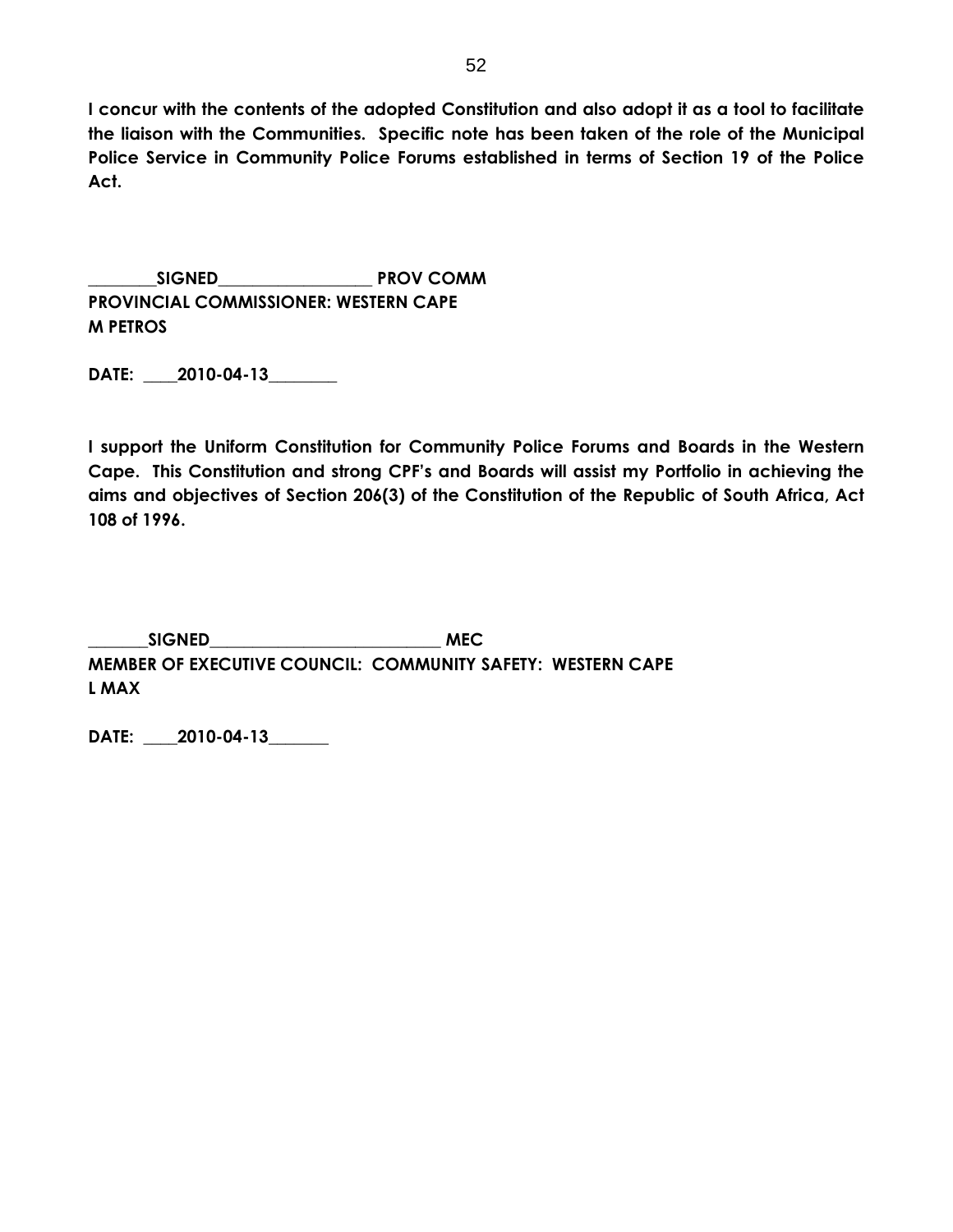**I concur with the contents of the adopted Constitution and also adopt it as a tool to facilitate the liaison with the Communities. Specific note has been taken of the role of the Municipal Police Service in Community Police Forums established in terms of Section 19 of the Police Act.**

**________SIGNED__________________ PROV COMM**
**PROVINCIAL COMMISSIONER: WESTERN CAPE**
**M PETROS**

**DATE: ____2010-04-13________**

**I support the Uniform Constitution for Community Police Forums and Boards in the Western Cape. This Constitution and strong CPF's and Boards will assist my Portfolio in achieving the aims and objectives of Section 206(3) of the Constitution of the Republic of South Africa, Act 108 of 1996.**

**_______SIGNED___________________________ MEC**
**MEMBER OF EXECUTIVE COUNCIL: COMMUNITY SAFETY: WESTERN CAPE**
**L MAX**

**DATE: ____2010-04-13_______**